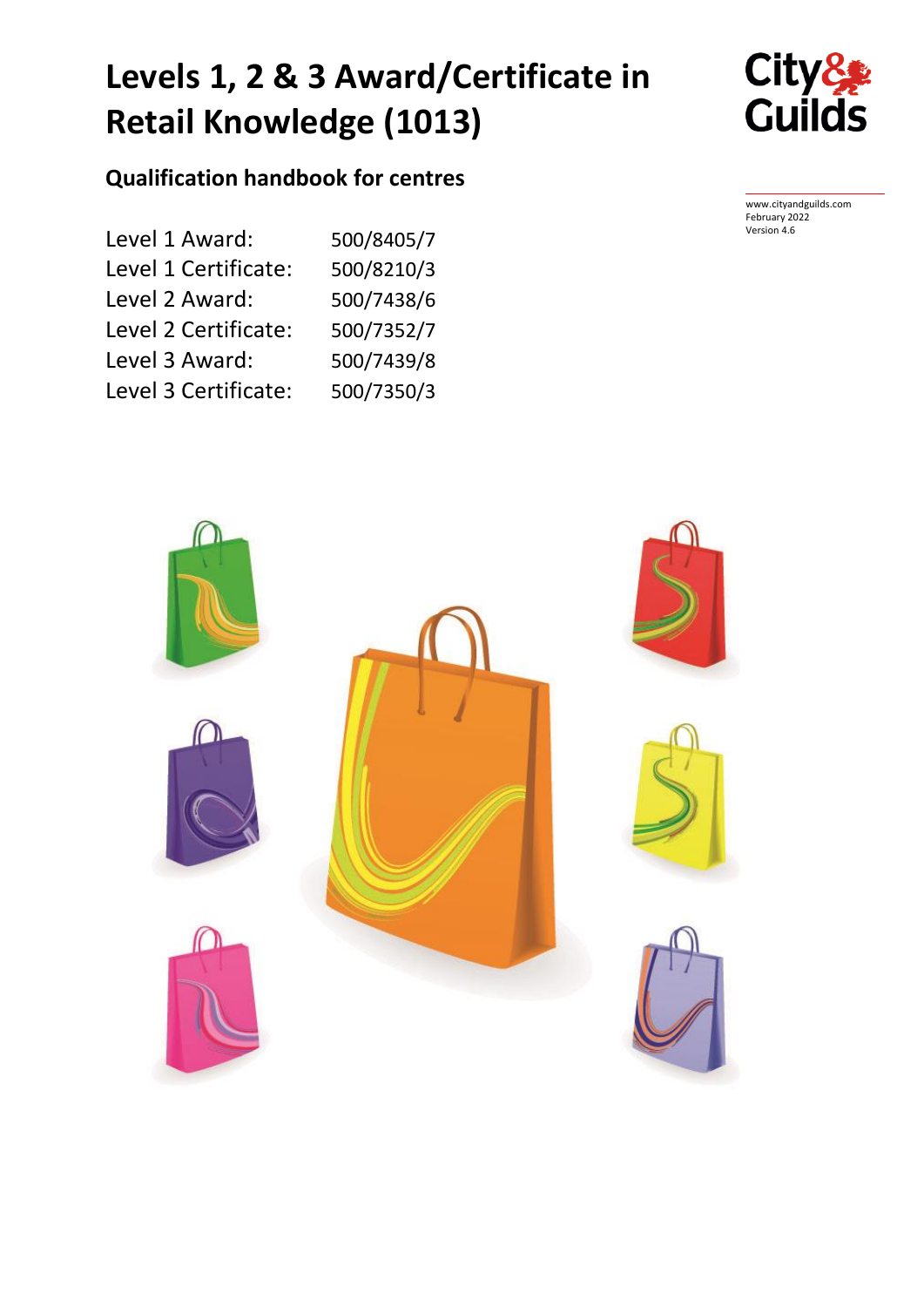# Levels 1, 2 & 3 Award/Certificate in Retail Knowledge (1013)

City & Guilds

## Qualification handbook for centres

www.cityandguilds.com
February 2022
Version 4.6

| | |
|---|---|
| Level 1 Award: | 500/8405/7 |
| Level 1 Certificate: | 500/8210/3 |
| Level 2 Award: | 500/7438/6 |
| Level 2 Certificate: | 500/7352/7 |
| Level 3 Award: | 500/7439/8 |
| Level 3 Certificate: | 500/7350/3 |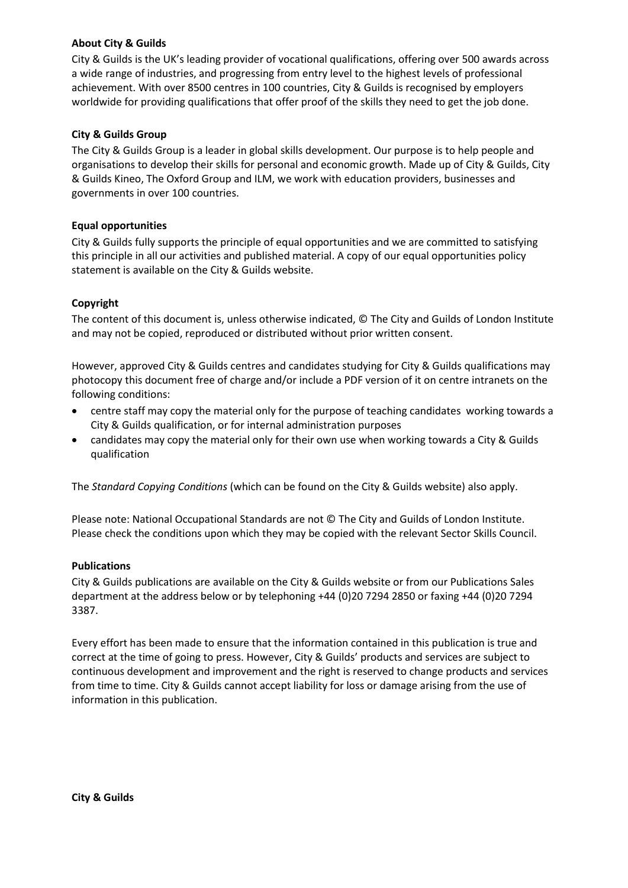**About City & Guilds**

City & Guilds is the UK's leading provider of vocational qualifications, offering over 500 awards across a wide range of industries, and progressing from entry level to the highest levels of professional achievement. With over 8500 centres in 100 countries, City & Guilds is recognised by employers worldwide for providing qualifications that offer proof of the skills they need to get the job done.

**City & Guilds Group**

The City & Guilds Group is a leader in global skills development. Our purpose is to help people and organisations to develop their skills for personal and economic growth. Made up of City & Guilds, City & Guilds Kineo, The Oxford Group and ILM, we work with education providers, businesses and governments in over 100 countries.

**Equal opportunities**

City & Guilds fully supports the principle of equal opportunities and we are committed to satisfying this principle in all our activities and published material. A copy of our equal opportunities policy statement is available on the City & Guilds website.

**Copyright**

The content of this document is, unless otherwise indicated, © The City and Guilds of London Institute and may not be copied, reproduced or distributed without prior written consent.

However, approved City & Guilds centres and candidates studying for City & Guilds qualifications may photocopy this document free of charge and/or include a PDF version of it on centre intranets on the following conditions:

- centre staff may copy the material only for the purpose of teaching candidates working towards a City & Guilds qualification, or for internal administration purposes
- candidates may copy the material only for their own use when working towards a City & Guilds qualification

The *Standard Copying Conditions* (which can be found on the City & Guilds website) also apply.

Please note: National Occupational Standards are not © The City and Guilds of London Institute. Please check the conditions upon which they may be copied with the relevant Sector Skills Council.

**Publications**

City & Guilds publications are available on the City & Guilds website or from our Publications Sales department at the address below or by telephoning +44 (0)20 7294 2850 or faxing +44 (0)20 7294 3387.

Every effort has been made to ensure that the information contained in this publication is true and correct at the time of going to press. However, City & Guilds' products and services are subject to continuous development and improvement and the right is reserved to change products and services from time to time. City & Guilds cannot accept liability for loss or damage arising from the use of information in this publication.

**City & Guilds**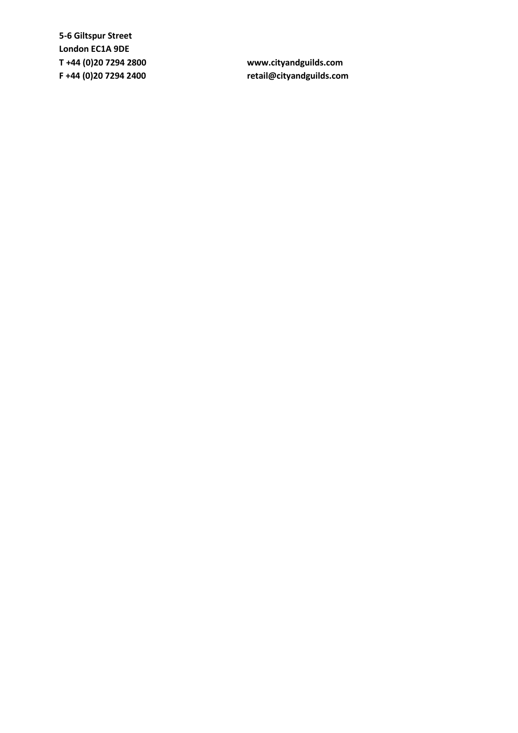**5-6 Giltspur Street**
**London EC1A 9DE**
**T +44 (0)20 7294 2800**
**F +44 (0)20 7294 2400**

**www.cityandguilds.com**
**retail@cityandguilds.com**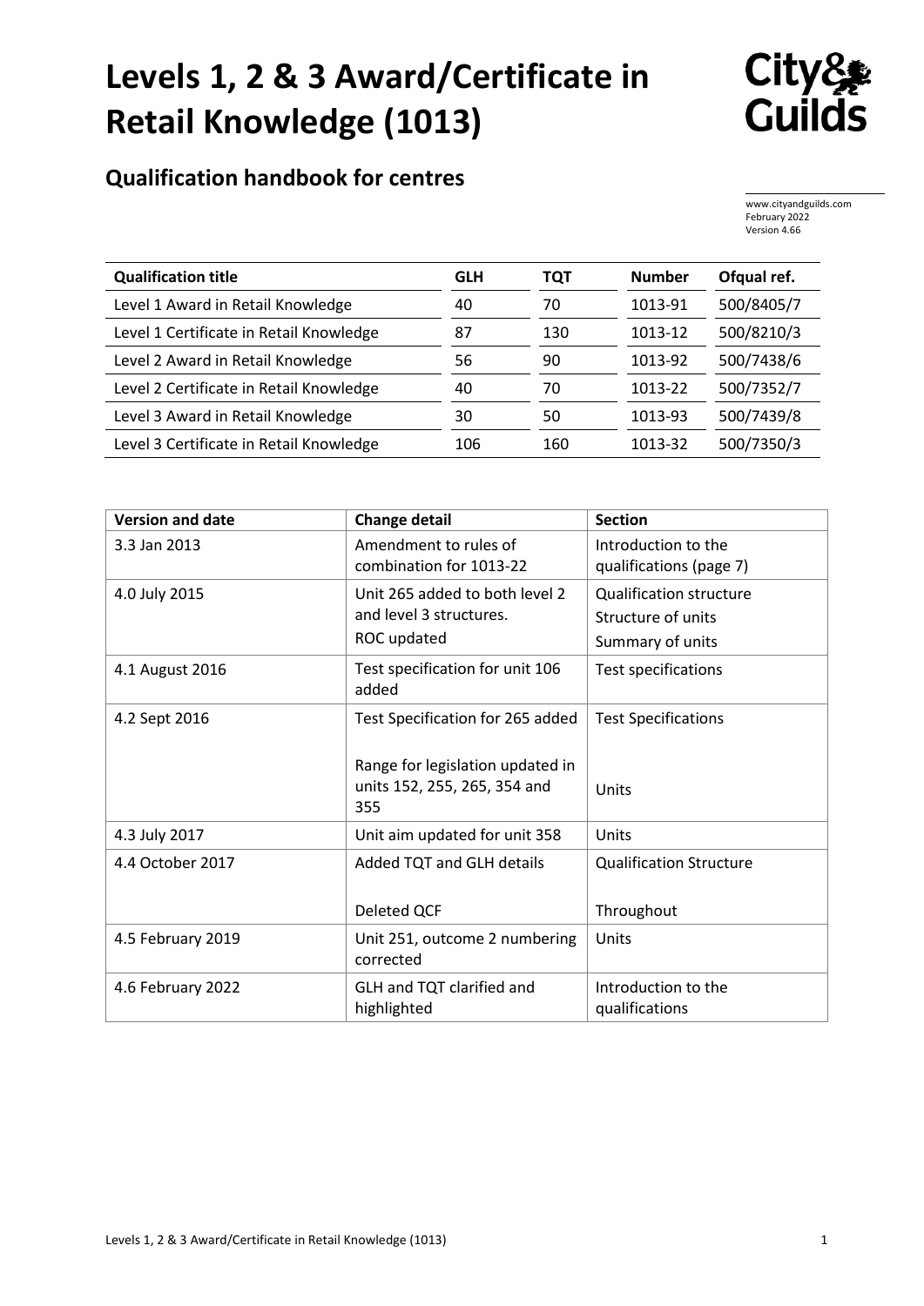# Levels 1, 2 & 3 Award/Certificate in Retail Knowledge (1013)

## Qualification handbook for centres

www.cityandguilds.com
February 2022
Version 4.66

| Qualification title | GLH | TQT | Number | Ofqual ref. |
|---|---|---|---|---|
| Level 1 Award in Retail Knowledge | 40 | 70 | 1013-91 | 500/8405/7 |
| Level 1 Certificate in Retail Knowledge | 87 | 130 | 1013-12 | 500/8210/3 |
| Level 2 Award in Retail Knowledge | 56 | 90 | 1013-92 | 500/7438/6 |
| Level 2 Certificate in Retail Knowledge | 40 | 70 | 1013-22 | 500/7352/7 |
| Level 3 Award in Retail Knowledge | 30 | 50 | 1013-93 | 500/7439/8 |
| Level 3 Certificate in Retail Knowledge | 106 | 160 | 1013-32 | 500/7350/3 |

| Version and date | Change detail | Section |
|---|---|---|
| 3.3 Jan 2013 | Amendment to rules of combination for 1013-22 | Introduction to the qualifications (page 7) |
| 4.0 July 2015 | Unit 265 added to both level 2 and level 3 structures.<br>ROC updated | Qualification structure<br>Structure of units<br>Summary of units |
| 4.1 August 2016 | Test specification for unit 106 added | Test specifications |
| 4.2 Sept 2016 | Test Specification for 265 added<br><br>Range for legislation updated in units 152, 255, 265, 354 and 355 | Test Specifications<br><br>Units |
| 4.3 July 2017 | Unit aim updated for unit 358 | Units |
| 4.4 October 2017 | Added TQT and GLH details<br><br>Deleted QCF | Qualification Structure<br><br>Throughout |
| 4.5 February 2019 | Unit 251, outcome 2 numbering corrected | Units |
| 4.6 February 2022 | GLH and TQT clarified and highlighted | Introduction to the qualifications |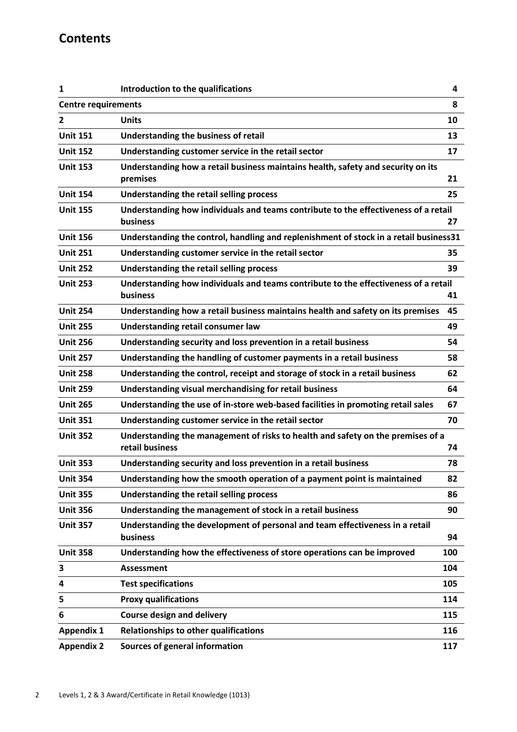# Contents

| | | |
|---|---|---|
| **1** | **Introduction to the qualifications** | **4** |
| **Centre requirements** | | **8** |
| **2** | **Units** | **10** |
| **Unit 151** | **Understanding the business of retail** | **13** |
| **Unit 152** | **Understanding customer service in the retail sector** | **17** |
| **Unit 153** | **Understanding how a retail business maintains health, safety and security on its premises** | **21** |
| **Unit 154** | **Understanding the retail selling process** | **25** |
| **Unit 155** | **Understanding how individuals and teams contribute to the effectiveness of a retail business** | **27** |
| **Unit 156** | **Understanding the control, handling and replenishment of stock in a retail business** | **31** |
| **Unit 251** | **Understanding customer service in the retail sector** | **35** |
| **Unit 252** | **Understanding the retail selling process** | **39** |
| **Unit 253** | **Understanding how individuals and teams contribute to the effectiveness of a retail business** | **41** |
| **Unit 254** | **Understanding how a retail business maintains health and safety on its premises** | **45** |
| **Unit 255** | **Understanding retail consumer law** | **49** |
| **Unit 256** | **Understanding security and loss prevention in a retail business** | **54** |
| **Unit 257** | **Understanding the handling of customer payments in a retail business** | **58** |
| **Unit 258** | **Understanding the control, receipt and storage of stock in a retail business** | **62** |
| **Unit 259** | **Understanding visual merchandising for retail business** | **64** |
| **Unit 265** | **Understanding the use of in-store web-based facilities in promoting retail sales** | **67** |
| **Unit 351** | **Understanding customer service in the retail sector** | **70** |
| **Unit 352** | **Understanding the management of risks to health and safety on the premises of a retail business** | **74** |
| **Unit 353** | **Understanding security and loss prevention in a retail business** | **78** |
| **Unit 354** | **Understanding how the smooth operation of a payment point is maintained** | **82** |
| **Unit 355** | **Understanding the retail selling process** | **86** |
| **Unit 356** | **Understanding the management of stock in a retail business** | **90** |
| **Unit 357** | **Understanding the development of personal and team effectiveness in a retail business** | **94** |
| **Unit 358** | **Understanding how the effectiveness of store operations can be improved** | **100** |
| **3** | **Assessment** | **104** |
| **4** | **Test specifications** | **105** |
| **5** | **Proxy qualifications** | **114** |
| **6** | **Course design and delivery** | **115** |
| **Appendix 1** | **Relationships to other qualifications** | **116** |
| **Appendix 2** | **Sources of general information** | **117** |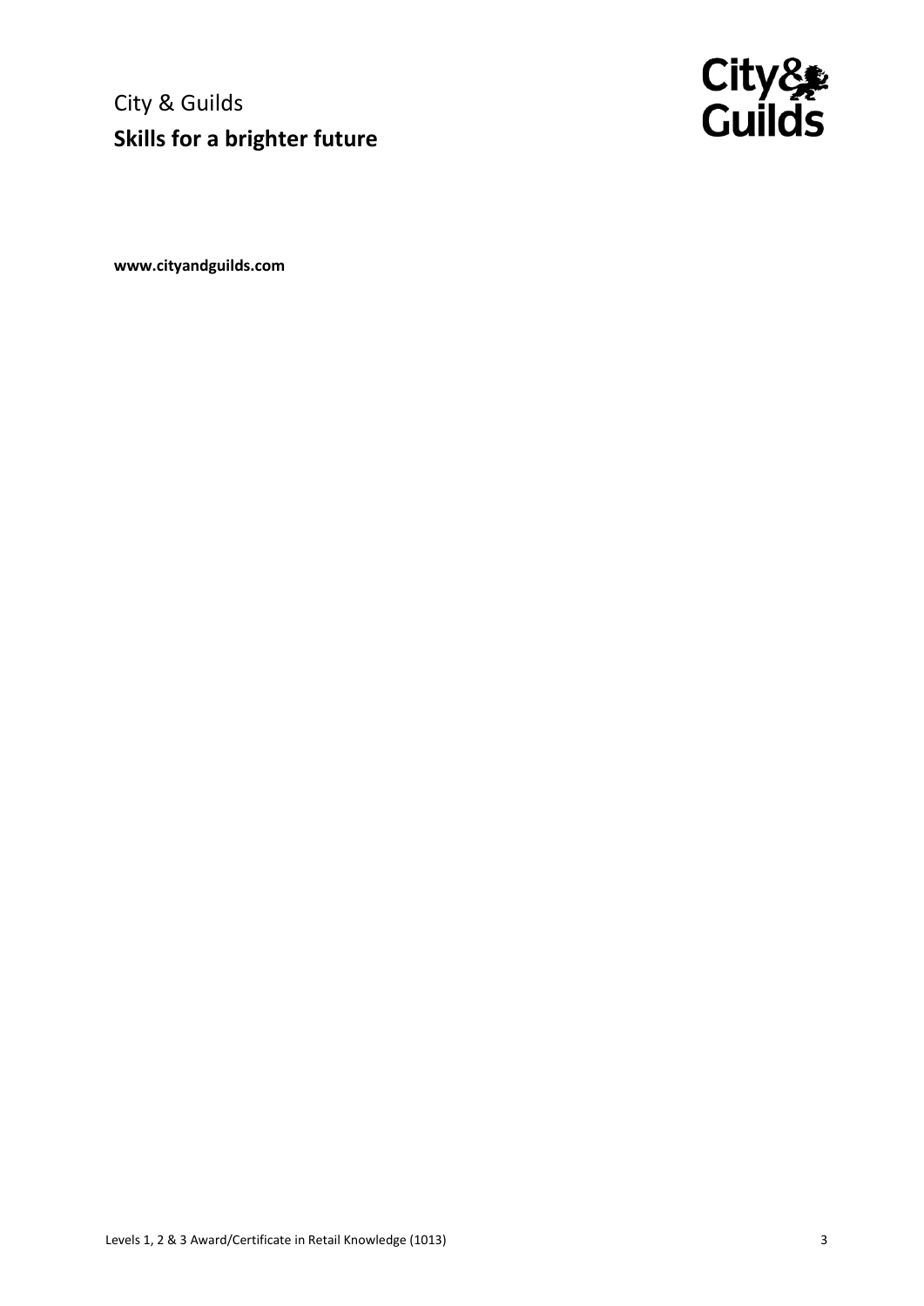City & Guilds

**Skills for a brighter future**

**www.cityandguilds.com**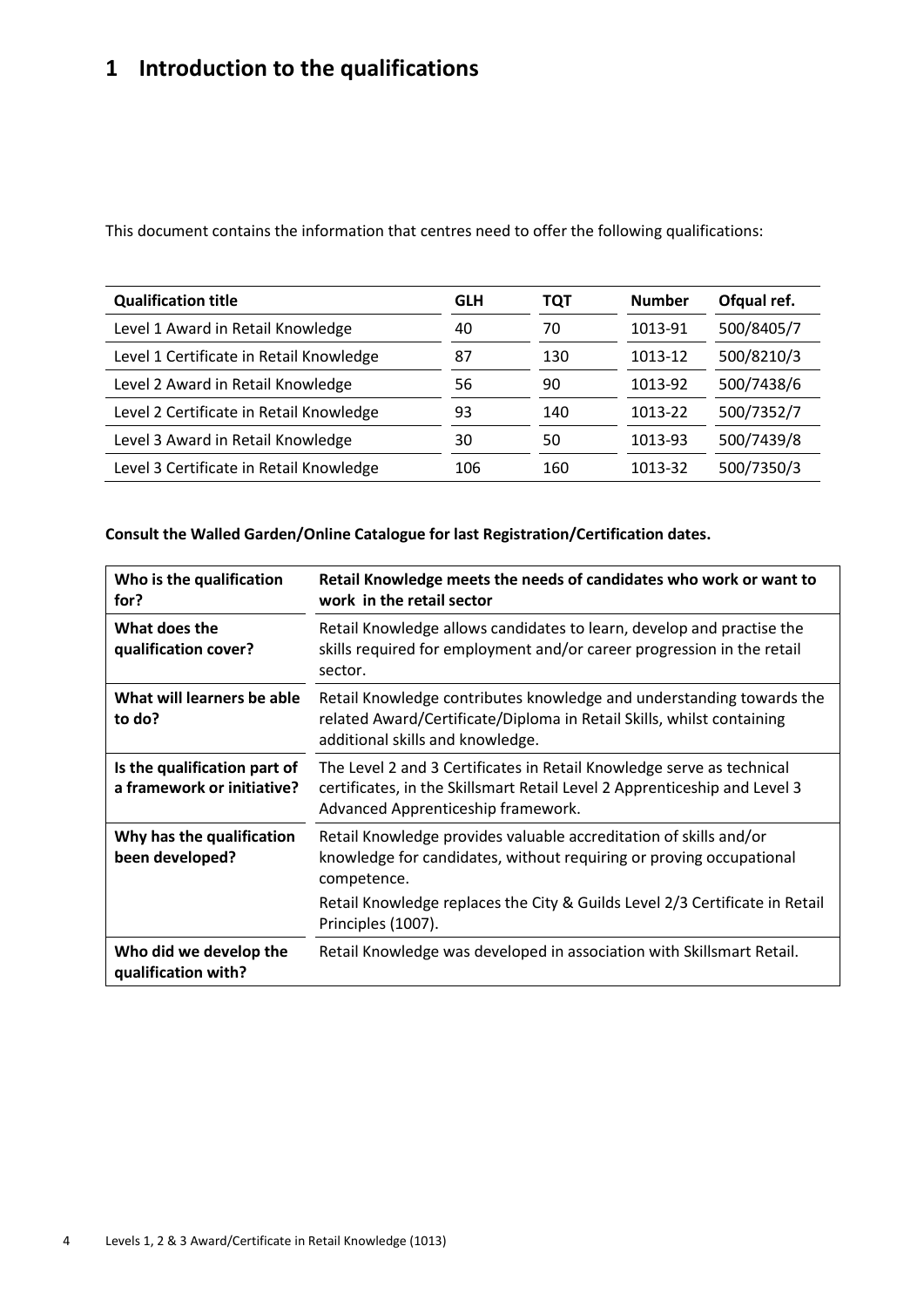# 1 Introduction to the qualifications

This document contains the information that centres need to offer the following qualifications:

| Qualification title | GLH | TQT | Number | Ofqual ref. |
|---|---|---|---|---|
| Level 1 Award in Retail Knowledge | 40 | 70 | 1013-91 | 500/8405/7 |
| Level 1 Certificate in Retail Knowledge | 87 | 130 | 1013-12 | 500/8210/3 |
| Level 2 Award in Retail Knowledge | 56 | 90 | 1013-92 | 500/7438/6 |
| Level 2 Certificate in Retail Knowledge | 93 | 140 | 1013-22 | 500/7352/7 |
| Level 3 Award in Retail Knowledge | 30 | 50 | 1013-93 | 500/7439/8 |
| Level 3 Certificate in Retail Knowledge | 106 | 160 | 1013-32 | 500/7350/3 |

**Consult the Walled Garden/Online Catalogue for last Registration/Certification dates.**

| **Who is the qualification for?** | **Retail Knowledge meets the needs of candidates who work or want to work in the retail sector** |
|---|---|
| **What does the qualification cover?** | Retail Knowledge allows candidates to learn, develop and practise the skills required for employment and/or career progression in the retail sector. |
| **What will learners be able to do?** | Retail Knowledge contributes knowledge and understanding towards the related Award/Certificate/Diploma in Retail Skills, whilst containing additional skills and knowledge. |
| **Is the qualification part of a framework or initiative?** | The Level 2 and 3 Certificates in Retail Knowledge serve as technical certificates, in the Skillsmart Retail Level 2 Apprenticeship and Level 3 Advanced Apprenticeship framework. |
| **Why has the qualification been developed?** | Retail Knowledge provides valuable accreditation of skills and/or knowledge for candidates, without requiring or proving occupational competence.<br><br>Retail Knowledge replaces the City & Guilds Level 2/3 Certificate in Retail Principles (1007). |
| **Who did we develop the qualification with?** | Retail Knowledge was developed in association with Skillsmart Retail. |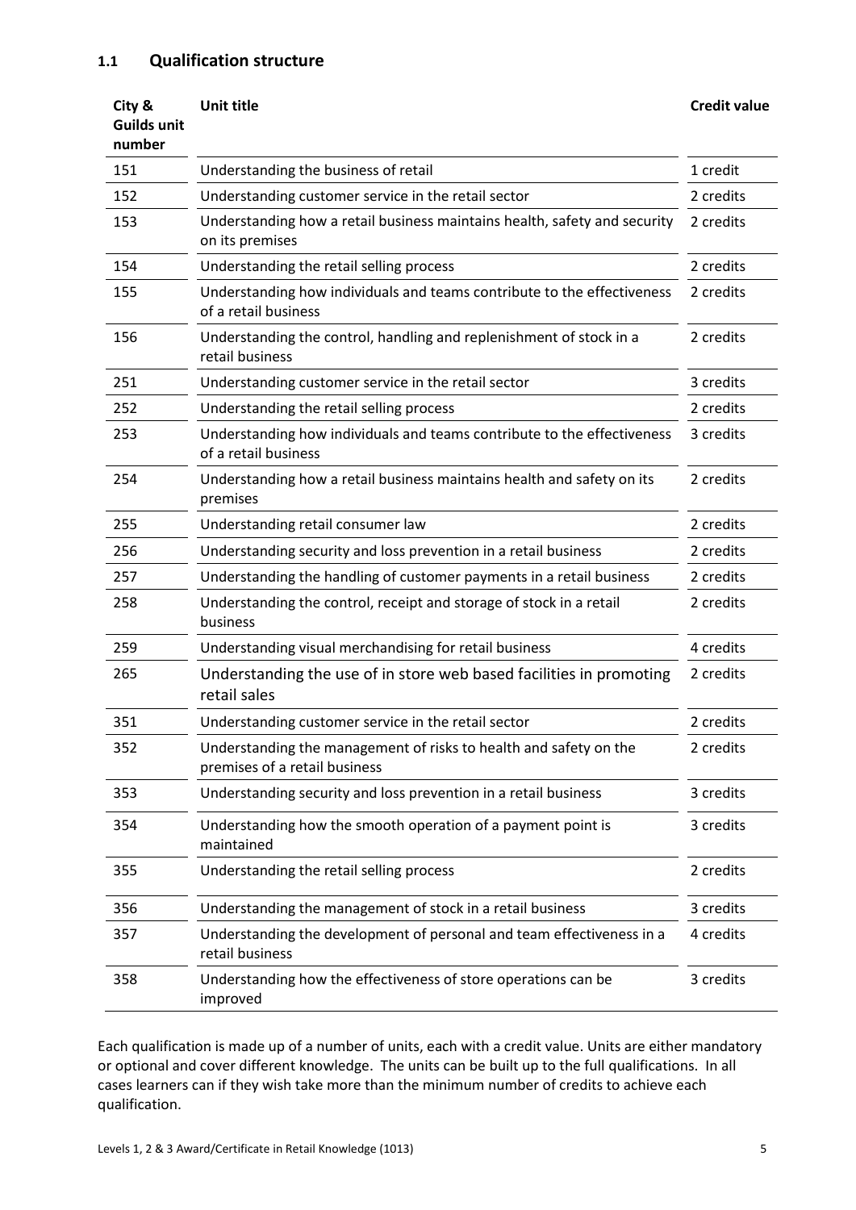### 1.1 Qualification structure

| City & Guilds unit number | Unit title | Credit value |
|---|---|---|
| 151 | Understanding the business of retail | 1 credit |
| 152 | Understanding customer service in the retail sector | 2 credits |
| 153 | Understanding how a retail business maintains health, safety and security on its premises | 2 credits |
| 154 | Understanding the retail selling process | 2 credits |
| 155 | Understanding how individuals and teams contribute to the effectiveness of a retail business | 2 credits |
| 156 | Understanding the control, handling and replenishment of stock in a retail business | 2 credits |
| 251 | Understanding customer service in the retail sector | 3 credits |
| 252 | Understanding the retail selling process | 2 credits |
| 253 | Understanding how individuals and teams contribute to the effectiveness of a retail business | 3 credits |
| 254 | Understanding how a retail business maintains health and safety on its premises | 2 credits |
| 255 | Understanding retail consumer law | 2 credits |
| 256 | Understanding security and loss prevention in a retail business | 2 credits |
| 257 | Understanding the handling of customer payments in a retail business | 2 credits |
| 258 | Understanding the control, receipt and storage of stock in a retail business | 2 credits |
| 259 | Understanding visual merchandising for retail business | 4 credits |
| 265 | Understanding the use of in store web based facilities in promoting retail sales | 2 credits |
| 351 | Understanding customer service in the retail sector | 2 credits |
| 352 | Understanding the management of risks to health and safety on the premises of a retail business | 2 credits |
| 353 | Understanding security and loss prevention in a retail business | 3 credits |
| 354 | Understanding how the smooth operation of a payment point is maintained | 3 credits |
| 355 | Understanding the retail selling process | 2 credits |
| 356 | Understanding the management of stock in a retail business | 3 credits |
| 357 | Understanding the development of personal and team effectiveness in a retail business | 4 credits |
| 358 | Understanding how the effectiveness of store operations can be improved | 3 credits |

Each qualification is made up of a number of units, each with a credit value. Units are either mandatory or optional and cover different knowledge. The units can be built up to the full qualifications. In all cases learners can if they wish take more than the minimum number of credits to achieve each qualification.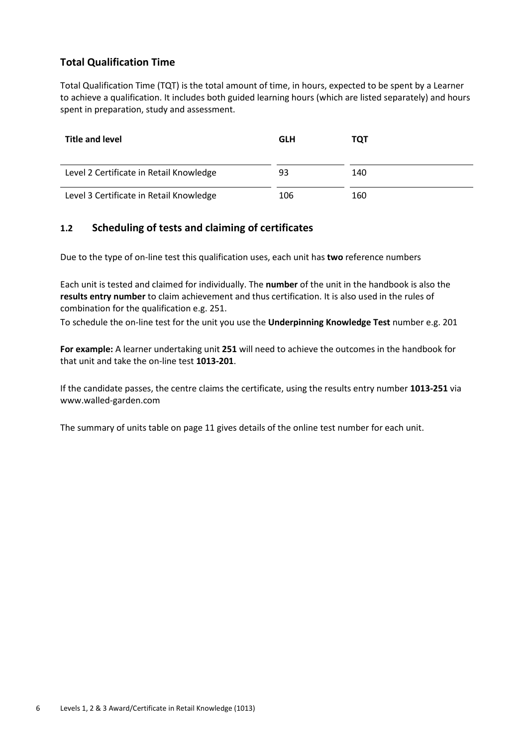## Total Qualification Time

Total Qualification Time (TQT) is the total amount of time, in hours, expected to be spent by a Learner to achieve a qualification. It includes both guided learning hours (which are listed separately) and hours spent in preparation, study and assessment.

| Title and level | GLH | TQT |
|---|---|---|
| Level 2 Certificate in Retail Knowledge | 93 | 140 |
| Level 3 Certificate in Retail Knowledge | 106 | 160 |

## 1.2 Scheduling of tests and claiming of certificates

Due to the type of on-line test this qualification uses, each unit has **two** reference numbers

Each unit is tested and claimed for individually. The **number** of the unit in the handbook is also the **results entry number** to claim achievement and thus certification. It is also used in the rules of combination for the qualification e.g. 251.

To schedule the on-line test for the unit you use the **Underpinning Knowledge Test** number e.g. 201

**For example:** A learner undertaking unit **251** will need to achieve the outcomes in the handbook for that unit and take the on-line test **1013-201**.

If the candidate passes, the centre claims the certificate, using the results entry number **1013-251** via www.walled-garden.com

The summary of units table on page 11 gives details of the online test number for each unit.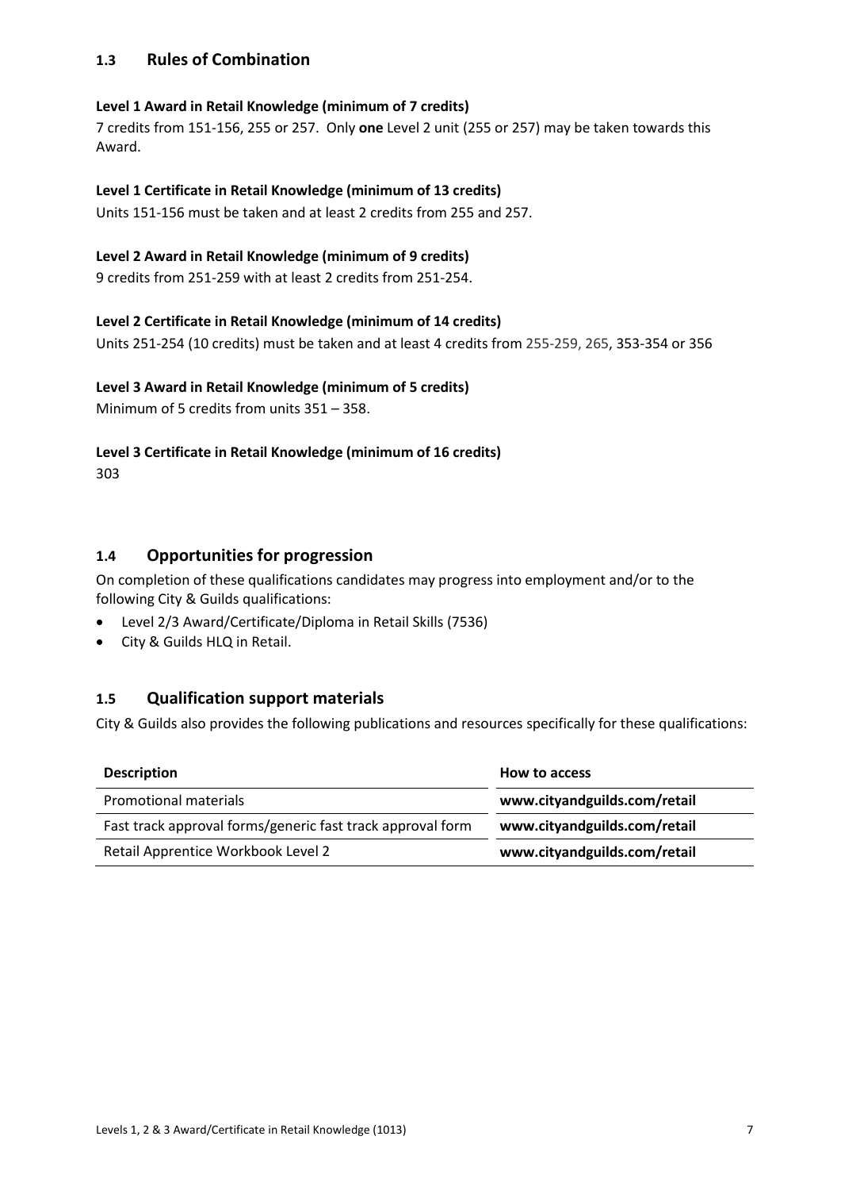## 1.3 Rules of Combination

**Level 1 Award in Retail Knowledge (minimum of 7 credits)**

7 credits from 151-156, 255 or 257. Only **one** Level 2 unit (255 or 257) may be taken towards this Award.

**Level 1 Certificate in Retail Knowledge (minimum of 13 credits)**

Units 151-156 must be taken and at least 2 credits from 255 and 257.

**Level 2 Award in Retail Knowledge (minimum of 9 credits)**

9 credits from 251-259 with at least 2 credits from 251-254.

**Level 2 Certificate in Retail Knowledge (minimum of 14 credits)**

Units 251-254 (10 credits) must be taken and at least 4 credits from 255-259, 265, 353-354 or 356

**Level 3 Award in Retail Knowledge (minimum of 5 credits)**

Minimum of 5 credits from units 351 – 358.

**Level 3 Certificate in Retail Knowledge (minimum of 16 credits)**

303

## 1.4 Opportunities for progression

On completion of these qualifications candidates may progress into employment and/or to the following City & Guilds qualifications:

- Level 2/3 Award/Certificate/Diploma in Retail Skills (7536)
- City & Guilds HLQ in Retail.

## 1.5 Qualification support materials

City & Guilds also provides the following publications and resources specifically for these qualifications:

| Description | How to access |
|---|---|
| Promotional materials | **www.cityandguilds.com/retail** |
| Fast track approval forms/generic fast track approval form | **www.cityandguilds.com/retail** |
| Retail Apprentice Workbook Level 2 | **www.cityandguilds.com/retail** |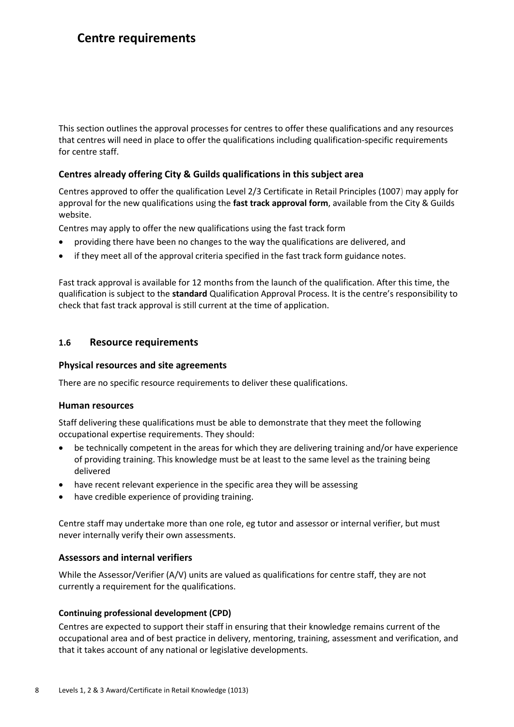# Centre requirements

This section outlines the approval processes for centres to offer these qualifications and any resources that centres will need in place to offer the qualifications including qualification-specific requirements for centre staff.

### Centres already offering City & Guilds qualifications in this subject area

Centres approved to offer the qualification Level 2/3 Certificate in Retail Principles (1007) may apply for approval for the new qualifications using the **fast track approval form**, available from the City & Guilds website.

Centres may apply to offer the new qualifications using the fast track form

- providing there have been no changes to the way the qualifications are delivered, and
- if they meet all of the approval criteria specified in the fast track form guidance notes.

Fast track approval is available for 12 months from the launch of the qualification. After this time, the qualification is subject to the **standard** Qualification Approval Process. It is the centre's responsibility to check that fast track approval is still current at the time of application.

## 1.6 Resource requirements

### Physical resources and site agreements

There are no specific resource requirements to deliver these qualifications.

### Human resources

Staff delivering these qualifications must be able to demonstrate that they meet the following occupational expertise requirements. They should:

- be technically competent in the areas for which they are delivering training and/or have experience of providing training. This knowledge must be at least to the same level as the training being delivered
- have recent relevant experience in the specific area they will be assessing
- have credible experience of providing training.

Centre staff may undertake more than one role, eg tutor and assessor or internal verifier, but must never internally verify their own assessments.

### Assessors and internal verifiers

While the Assessor/Verifier (A/V) units are valued as qualifications for centre staff, they are not currently a requirement for the qualifications.

#### Continuing professional development (CPD)

Centres are expected to support their staff in ensuring that their knowledge remains current of the occupational area and of best practice in delivery, mentoring, training, assessment and verification, and that it takes account of any national or legislative developments.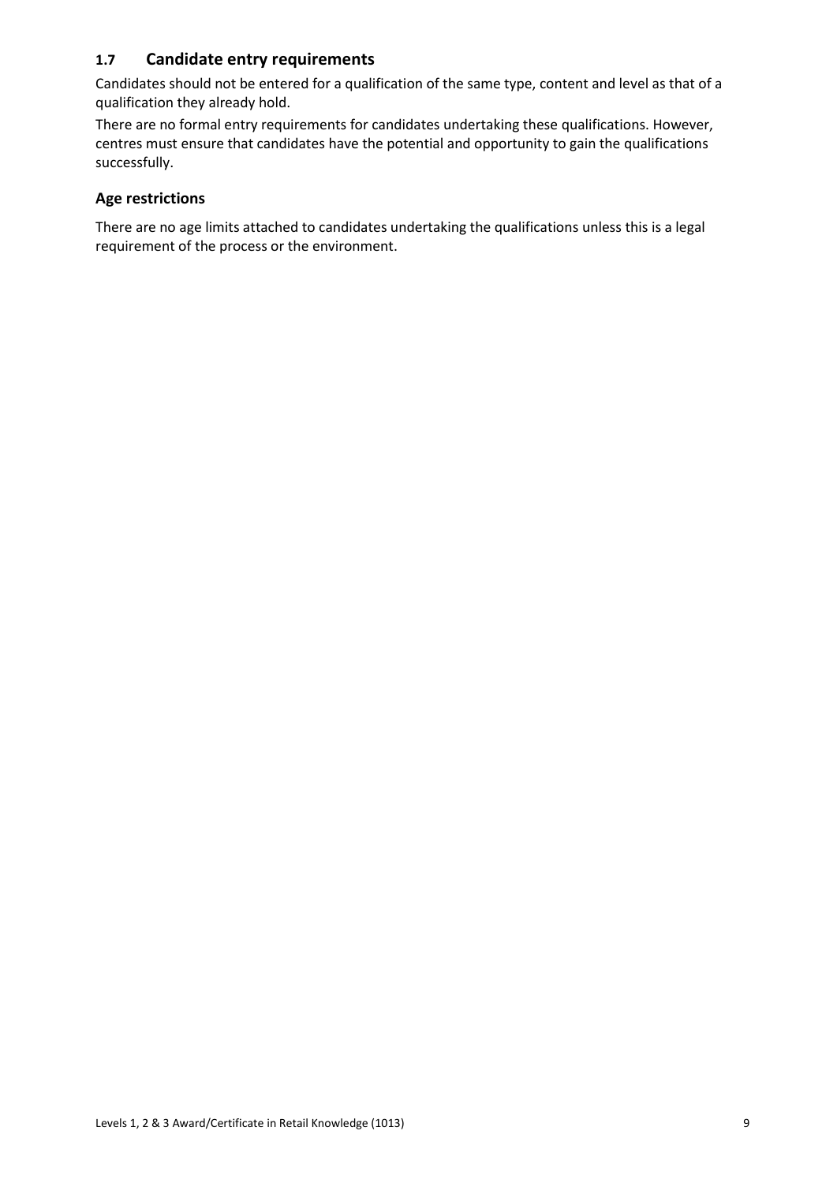## 1.7 Candidate entry requirements

Candidates should not be entered for a qualification of the same type, content and level as that of a qualification they already hold.

There are no formal entry requirements for candidates undertaking these qualifications. However, centres must ensure that candidates have the potential and opportunity to gain the qualifications successfully.

### Age restrictions

There are no age limits attached to candidates undertaking the qualifications unless this is a legal requirement of the process or the environment.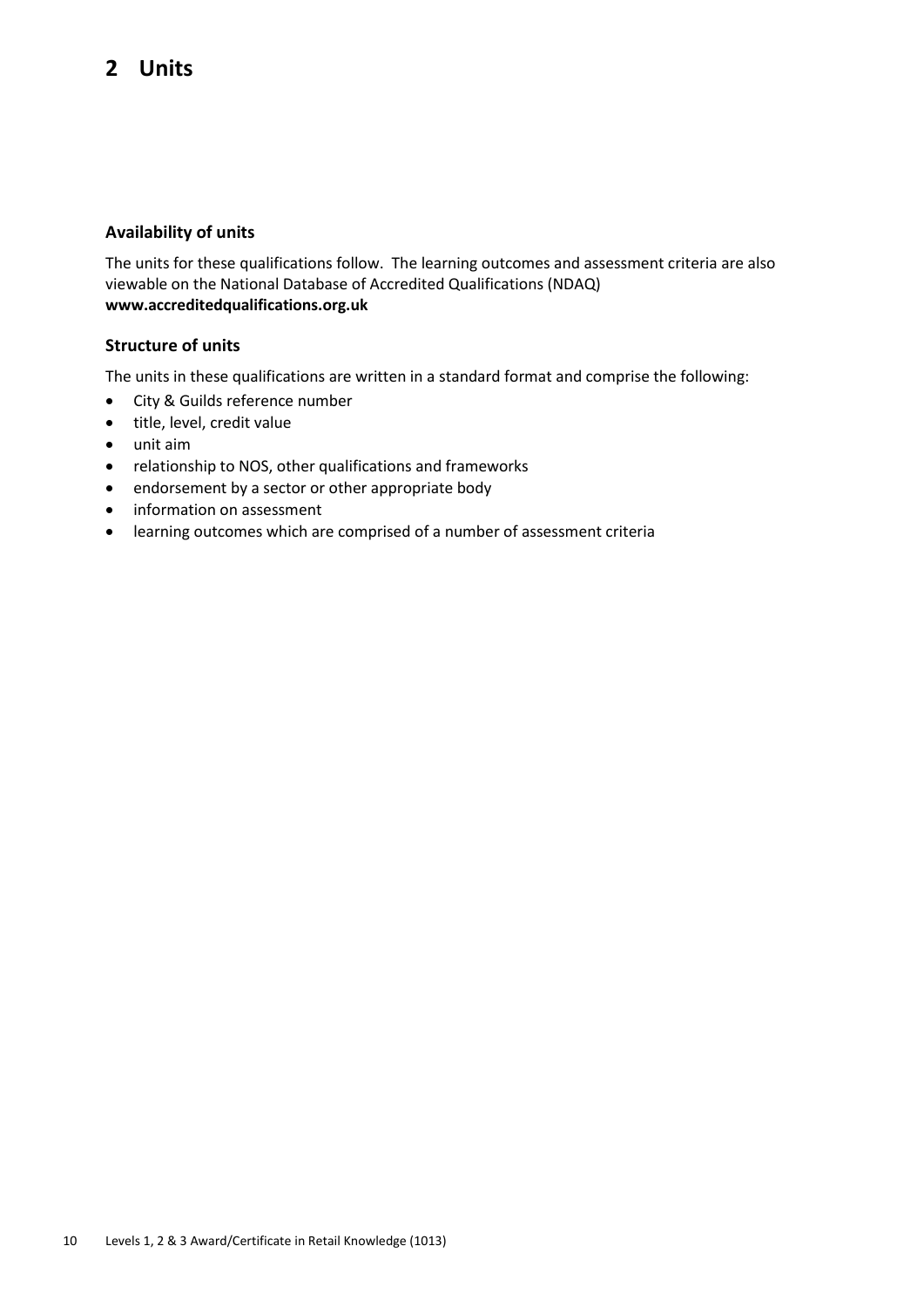# 2 Units

### Availability of units

The units for these qualifications follow. The learning outcomes and assessment criteria are also viewable on the National Database of Accredited Qualifications (NDAQ) **www.accreditedqualifications.org.uk**

### Structure of units

The units in these qualifications are written in a standard format and comprise the following:

- City & Guilds reference number
- title, level, credit value
- unit aim
- relationship to NOS, other qualifications and frameworks
- endorsement by a sector or other appropriate body
- information on assessment
- learning outcomes which are comprised of a number of assessment criteria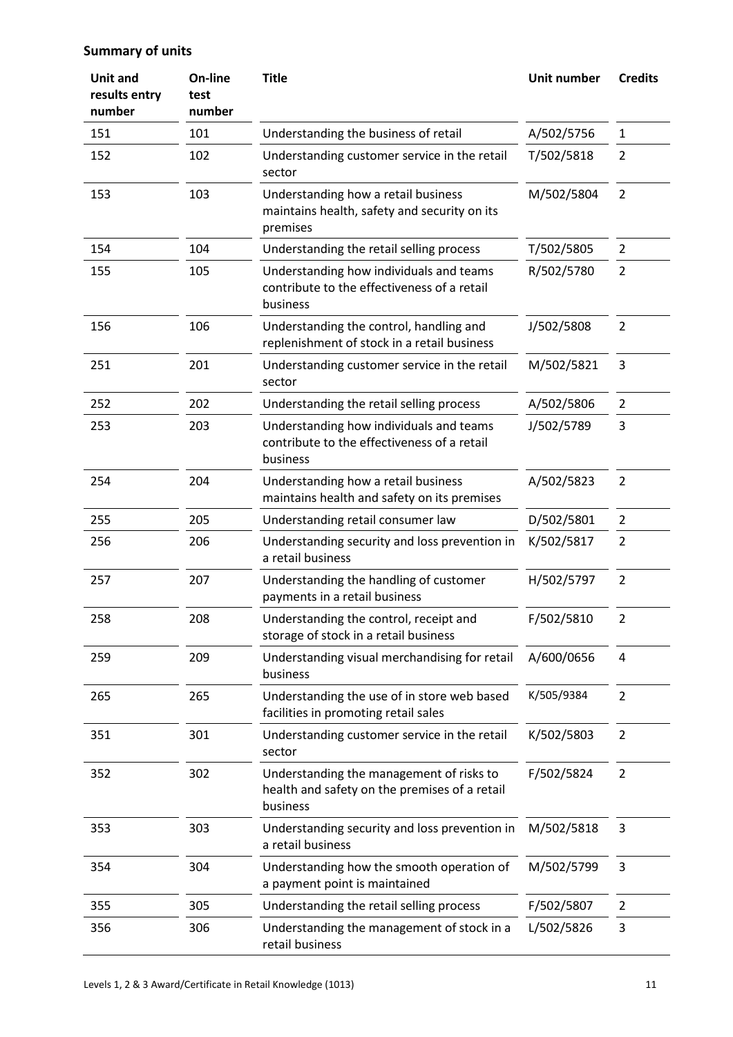## Summary of units

| Unit and results entry number | On-line test number | Title | Unit number | Credits |
|---|---|---|---|---|
| 151 | 101 | Understanding the business of retail | A/502/5756 | 1 |
| 152 | 102 | Understanding customer service in the retail sector | T/502/5818 | 2 |
| 153 | 103 | Understanding how a retail business maintains health, safety and security on its premises | M/502/5804 | 2 |
| 154 | 104 | Understanding the retail selling process | T/502/5805 | 2 |
| 155 | 105 | Understanding how individuals and teams contribute to the effectiveness of a retail business | R/502/5780 | 2 |
| 156 | 106 | Understanding the control, handling and replenishment of stock in a retail business | J/502/5808 | 2 |
| 251 | 201 | Understanding customer service in the retail sector | M/502/5821 | 3 |
| 252 | 202 | Understanding the retail selling process | A/502/5806 | 2 |
| 253 | 203 | Understanding how individuals and teams contribute to the effectiveness of a retail business | J/502/5789 | 3 |
| 254 | 204 | Understanding how a retail business maintains health and safety on its premises | A/502/5823 | 2 |
| 255 | 205 | Understanding retail consumer law | D/502/5801 | 2 |
| 256 | 206 | Understanding security and loss prevention in a retail business | K/502/5817 | 2 |
| 257 | 207 | Understanding the handling of customer payments in a retail business | H/502/5797 | 2 |
| 258 | 208 | Understanding the control, receipt and storage of stock in a retail business | F/502/5810 | 2 |
| 259 | 209 | Understanding visual merchandising for retail business | A/600/0656 | 4 |
| 265 | 265 | Understanding the use of in store web based facilities in promoting retail sales | K/505/9384 | 2 |
| 351 | 301 | Understanding customer service in the retail sector | K/502/5803 | 2 |
| 352 | 302 | Understanding the management of risks to health and safety on the premises of a retail business | F/502/5824 | 2 |
| 353 | 303 | Understanding security and loss prevention in a retail business | M/502/5818 | 3 |
| 354 | 304 | Understanding how the smooth operation of a payment point is maintained | M/502/5799 | 3 |
| 355 | 305 | Understanding the retail selling process | F/502/5807 | 2 |
| 356 | 306 | Understanding the management of stock in a retail business | L/502/5826 | 3 |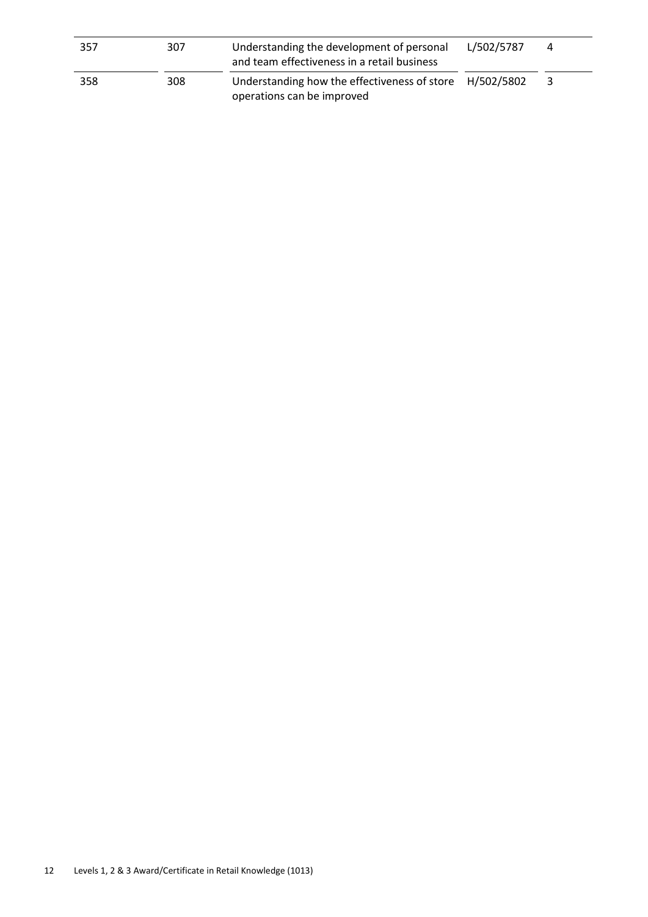| | | | | |
|---|---|---|---|---|
| 357 | 307 | Understanding the development of personal and team effectiveness in a retail business | L/502/5787 | 4 |
| 358 | 308 | Understanding how the effectiveness of store operations can be improved | H/502/5802 | 3 |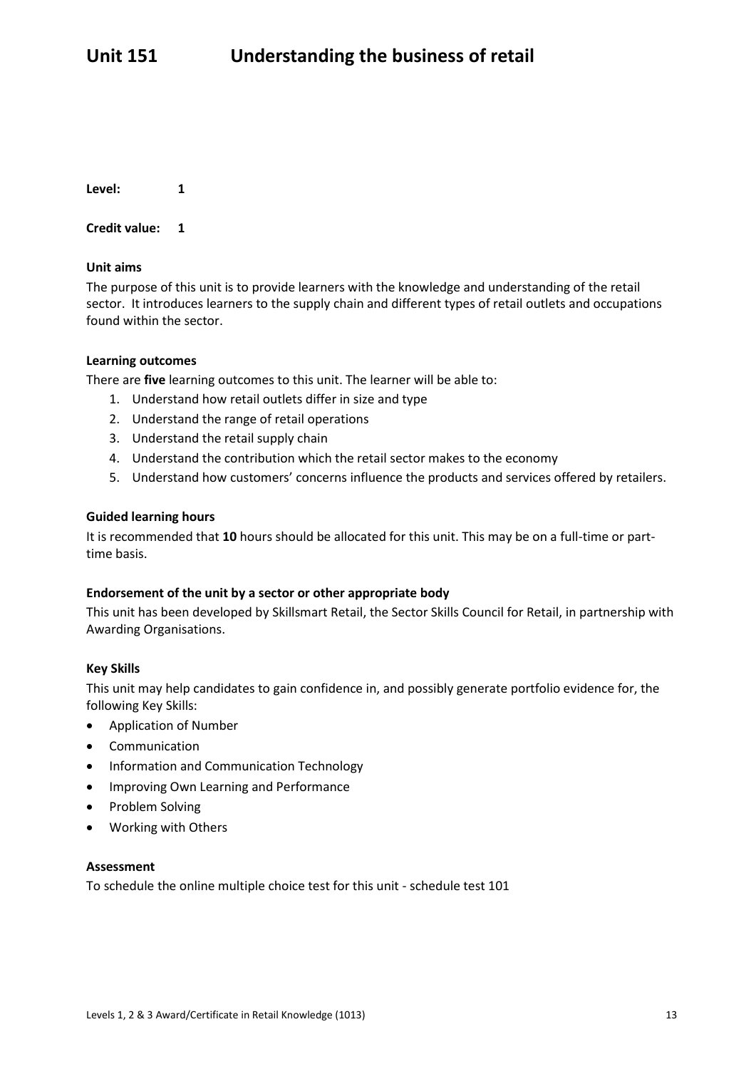# Unit 151 Understanding the business of retail

**Level:** 1

**Credit value:** 1

**Unit aims**

The purpose of this unit is to provide learners with the knowledge and understanding of the retail sector. It introduces learners to the supply chain and different types of retail outlets and occupations found within the sector.

**Learning outcomes**

There are **five** learning outcomes to this unit. The learner will be able to:

1. Understand how retail outlets differ in size and type
2. Understand the range of retail operations
3. Understand the retail supply chain
4. Understand the contribution which the retail sector makes to the economy
5. Understand how customers' concerns influence the products and services offered by retailers.

**Guided learning hours**

It is recommended that **10** hours should be allocated for this unit. This may be on a full-time or part-time basis.

**Endorsement of the unit by a sector or other appropriate body**

This unit has been developed by Skillsmart Retail, the Sector Skills Council for Retail, in partnership with Awarding Organisations.

**Key Skills**

This unit may help candidates to gain confidence in, and possibly generate portfolio evidence for, the following Key Skills:

- Application of Number
- Communication
- Information and Communication Technology
- Improving Own Learning and Performance
- Problem Solving
- Working with Others

**Assessment**

To schedule the online multiple choice test for this unit - schedule test 101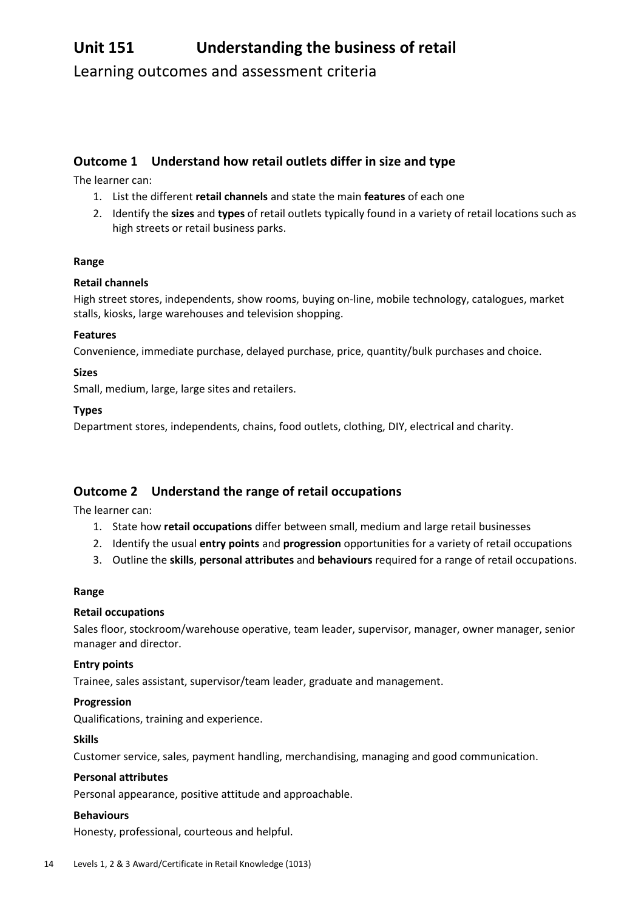# Unit 151 Understanding the business of retail

Learning outcomes and assessment criteria

## Outcome 1 Understand how retail outlets differ in size and type

The learner can:

1. List the different **retail channels** and state the main **features** of each one
2. Identify the **sizes** and **types** of retail outlets typically found in a variety of retail locations such as high streets or retail business parks.

**Range**

**Retail channels**

High street stores, independents, show rooms, buying on-line, mobile technology, catalogues, market stalls, kiosks, large warehouses and television shopping.

**Features**

Convenience, immediate purchase, delayed purchase, price, quantity/bulk purchases and choice.

**Sizes**

Small, medium, large, large sites and retailers.

**Types**

Department stores, independents, chains, food outlets, clothing, DIY, electrical and charity.

## Outcome 2 Understand the range of retail occupations

The learner can:

1. State how **retail occupations** differ between small, medium and large retail businesses
2. Identify the usual **entry points** and **progression** opportunities for a variety of retail occupations
3. Outline the **skills**, **personal attributes** and **behaviours** required for a range of retail occupations.

**Range**

**Retail occupations**

Sales floor, stockroom/warehouse operative, team leader, supervisor, manager, owner manager, senior manager and director.

**Entry points**

Trainee, sales assistant, supervisor/team leader, graduate and management.

**Progression**

Qualifications, training and experience.

**Skills**

Customer service, sales, payment handling, merchandising, managing and good communication.

**Personal attributes**

Personal appearance, positive attitude and approachable.

**Behaviours**

Honesty, professional, courteous and helpful.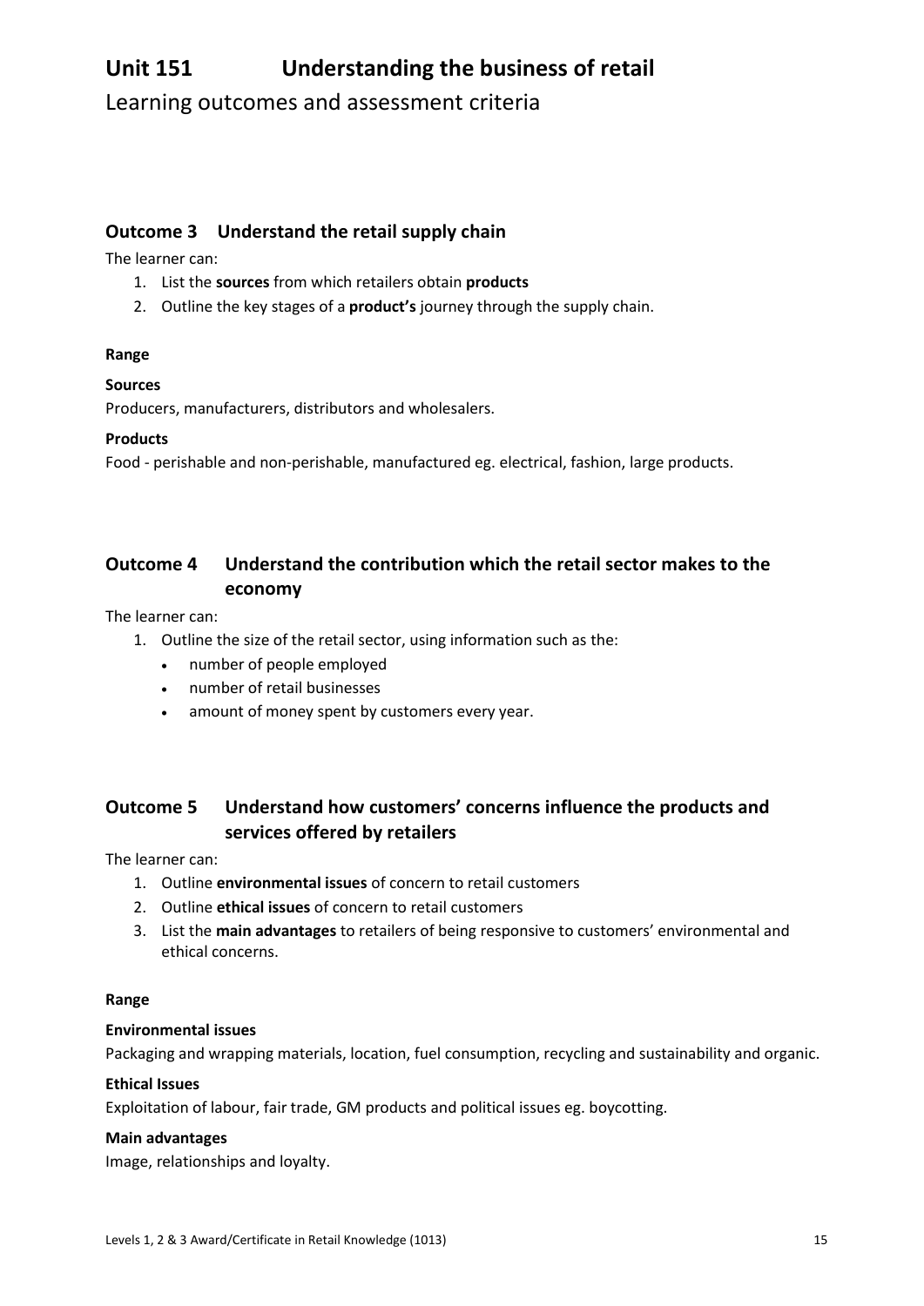# Unit 151 Understanding the business of retail

Learning outcomes and assessment criteria

## Outcome 3 Understand the retail supply chain

The learner can:

1. List the **sources** from which retailers obtain **products**
2. Outline the key stages of a **product's** journey through the supply chain.

**Range**

**Sources**

Producers, manufacturers, distributors and wholesalers.

**Products**

Food - perishable and non-perishable, manufactured eg. electrical, fashion, large products.

## Outcome 4 Understand the contribution which the retail sector makes to the economy

The learner can:

1. Outline the size of the retail sector, using information such as the:
   - number of people employed
   - number of retail businesses
   - amount of money spent by customers every year.

## Outcome 5 Understand how customers' concerns influence the products and services offered by retailers

The learner can:

1. Outline **environmental issues** of concern to retail customers
2. Outline **ethical issues** of concern to retail customers
3. List the **main advantages** to retailers of being responsive to customers' environmental and ethical concerns.

**Range**

**Environmental issues**

Packaging and wrapping materials, location, fuel consumption, recycling and sustainability and organic.

**Ethical Issues**

Exploitation of labour, fair trade, GM products and political issues eg. boycotting.

**Main advantages**

Image, relationships and loyalty.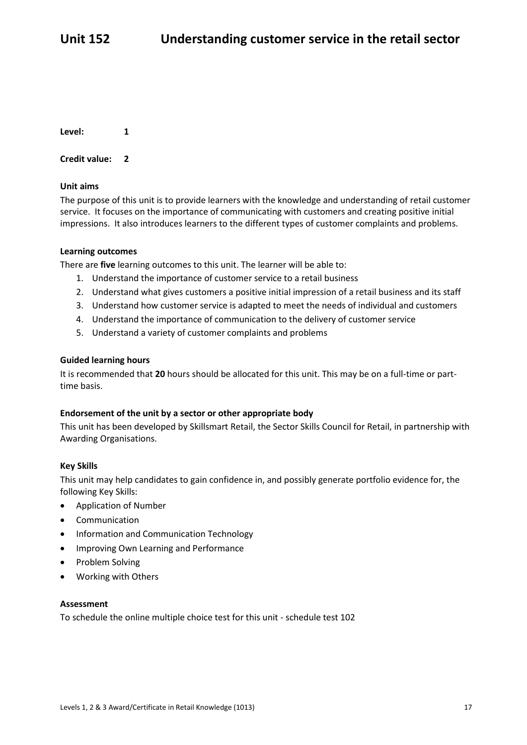# Unit 152 Understanding customer service in the retail sector

**Level:** 1

**Credit value:** 2

**Unit aims**

The purpose of this unit is to provide learners with the knowledge and understanding of retail customer service. It focuses on the importance of communicating with customers and creating positive initial impressions. It also introduces learners to the different types of customer complaints and problems.

**Learning outcomes**

There are **five** learning outcomes to this unit. The learner will be able to:

1. Understand the importance of customer service to a retail business
2. Understand what gives customers a positive initial impression of a retail business and its staff
3. Understand how customer service is adapted to meet the needs of individual and customers
4. Understand the importance of communication to the delivery of customer service
5. Understand a variety of customer complaints and problems

**Guided learning hours**

It is recommended that **20** hours should be allocated for this unit. This may be on a full-time or part-time basis.

**Endorsement of the unit by a sector or other appropriate body**

This unit has been developed by Skillsmart Retail, the Sector Skills Council for Retail, in partnership with Awarding Organisations.

**Key Skills**

This unit may help candidates to gain confidence in, and possibly generate portfolio evidence for, the following Key Skills:

- Application of Number
- Communication
- Information and Communication Technology
- Improving Own Learning and Performance
- Problem Solving
- Working with Others

**Assessment**

To schedule the online multiple choice test for this unit - schedule test 102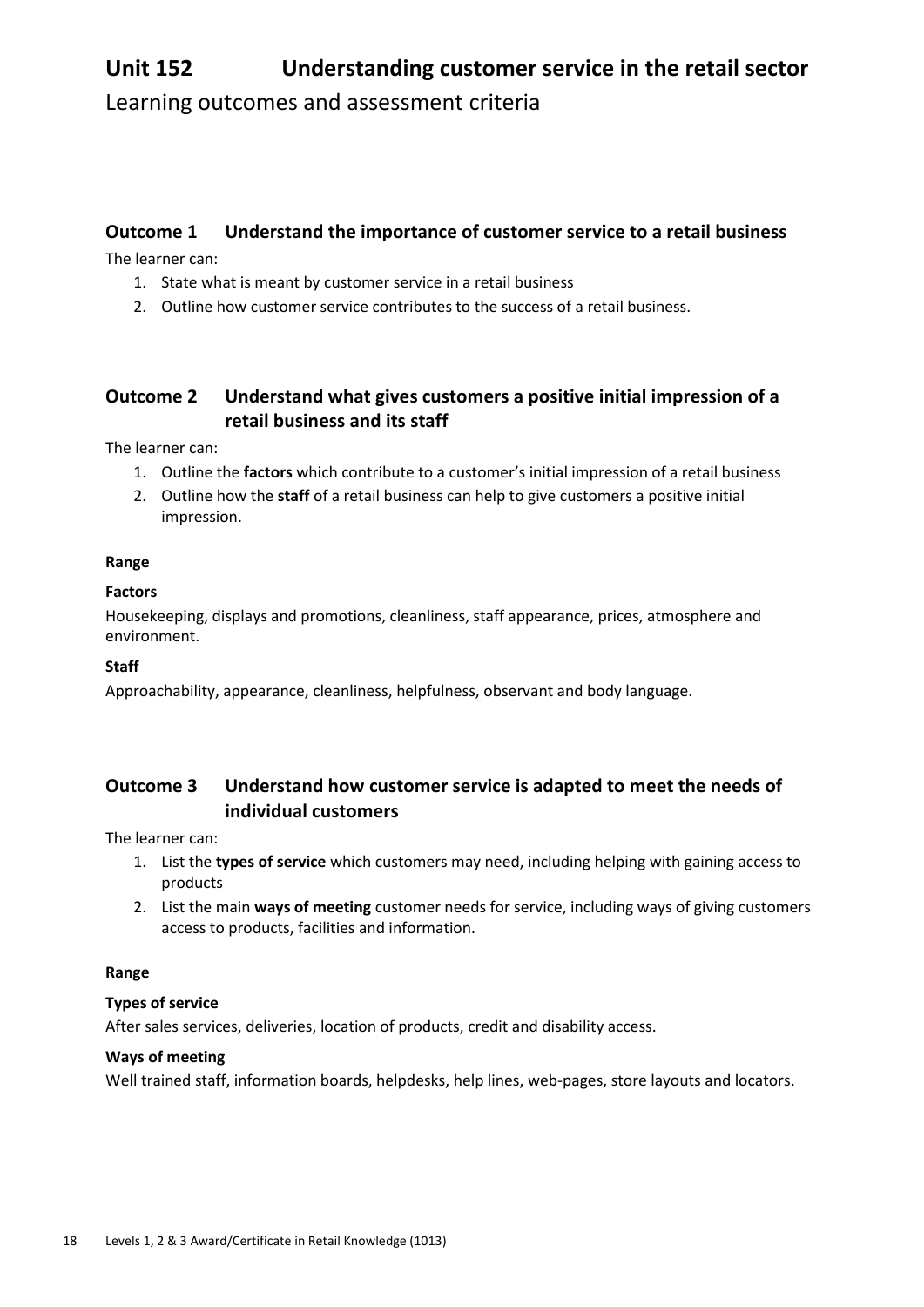# Unit 152 Understanding customer service in the retail sector

Learning outcomes and assessment criteria

## Outcome 1 Understand the importance of customer service to a retail business

The learner can:

1. State what is meant by customer service in a retail business
2. Outline how customer service contributes to the success of a retail business.

## Outcome 2 Understand what gives customers a positive initial impression of a retail business and its staff

The learner can:

1. Outline the **factors** which contribute to a customer's initial impression of a retail business
2. Outline how the **staff** of a retail business can help to give customers a positive initial impression.

**Range**

**Factors**

Housekeeping, displays and promotions, cleanliness, staff appearance, prices, atmosphere and environment.

**Staff**

Approachability, appearance, cleanliness, helpfulness, observant and body language.

## Outcome 3 Understand how customer service is adapted to meet the needs of individual customers

The learner can:

1. List the **types of service** which customers may need, including helping with gaining access to products
2. List the main **ways of meeting** customer needs for service, including ways of giving customers access to products, facilities and information.

**Range**

**Types of service**

After sales services, deliveries, location of products, credit and disability access.

**Ways of meeting**

Well trained staff, information boards, helpdesks, help lines, web-pages, store layouts and locators.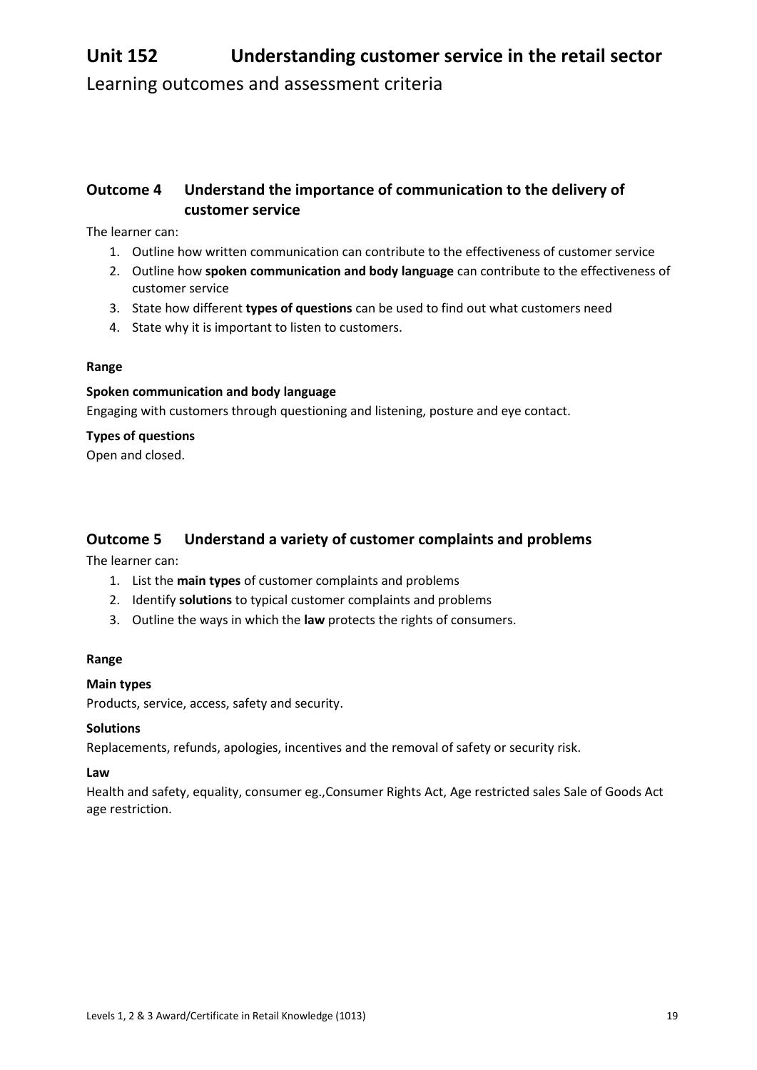# Unit 152 Understanding customer service in the retail sector

Learning outcomes and assessment criteria

## Outcome 4 Understand the importance of communication to the delivery of customer service

The learner can:

1. Outline how written communication can contribute to the effectiveness of customer service
2. Outline how **spoken communication and body language** can contribute to the effectiveness of customer service
3. State how different **types of questions** can be used to find out what customers need
4. State why it is important to listen to customers.

**Range**

**Spoken communication and body language**

Engaging with customers through questioning and listening, posture and eye contact.

**Types of questions**

Open and closed.

## Outcome 5 Understand a variety of customer complaints and problems

The learner can:

1. List the **main types** of customer complaints and problems
2. Identify **solutions** to typical customer complaints and problems
3. Outline the ways in which the **law** protects the rights of consumers.

**Range**

**Main types**

Products, service, access, safety and security.

**Solutions**

Replacements, refunds, apologies, incentives and the removal of safety or security risk.

**Law**

Health and safety, equality, consumer eg.,Consumer Rights Act, Age restricted sales Sale of Goods Act age restriction.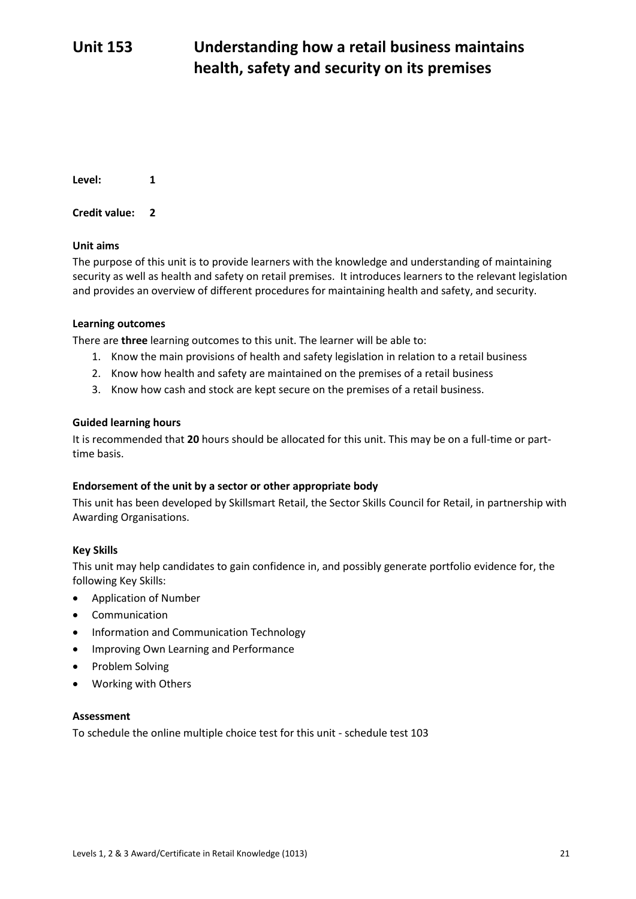# Unit 153 Understanding how a retail business maintains health, safety and security on its premises

**Level:** 1

**Credit value:** 2

### Unit aims

The purpose of this unit is to provide learners with the knowledge and understanding of maintaining security as well as health and safety on retail premises. It introduces learners to the relevant legislation and provides an overview of different procedures for maintaining health and safety, and security.

### Learning outcomes

There are **three** learning outcomes to this unit. The learner will be able to:

1. Know the main provisions of health and safety legislation in relation to a retail business
2. Know how health and safety are maintained on the premises of a retail business
3. Know how cash and stock are kept secure on the premises of a retail business.

### Guided learning hours

It is recommended that **20** hours should be allocated for this unit. This may be on a full-time or part-time basis.

### Endorsement of the unit by a sector or other appropriate body

This unit has been developed by Skillsmart Retail, the Sector Skills Council for Retail, in partnership with Awarding Organisations.

### Key Skills

This unit may help candidates to gain confidence in, and possibly generate portfolio evidence for, the following Key Skills:

- Application of Number
- Communication
- Information and Communication Technology
- Improving Own Learning and Performance
- Problem Solving
- Working with Others

### Assessment

To schedule the online multiple choice test for this unit - schedule test 103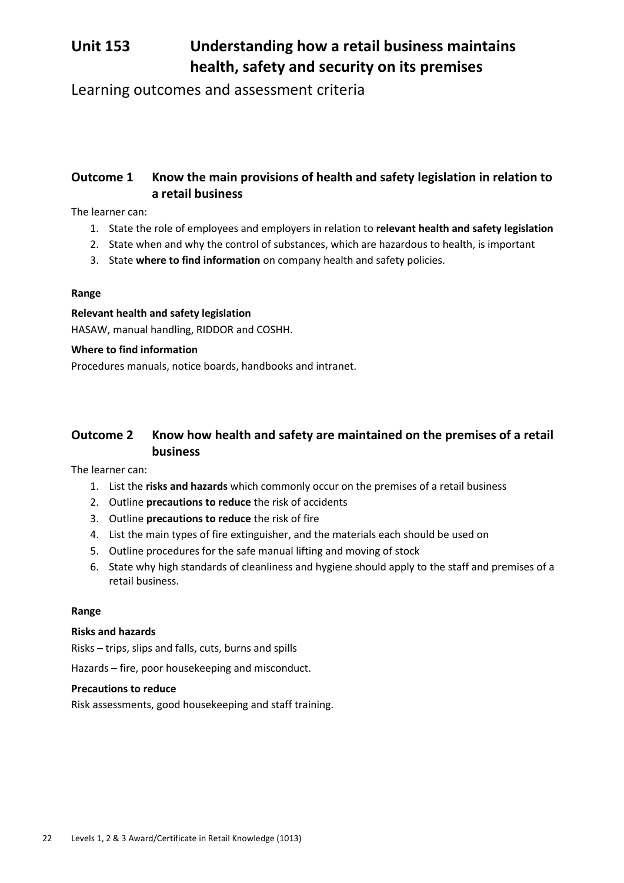# Unit 153 Understanding how a retail business maintains health, safety and security on its premises

Learning outcomes and assessment criteria

## Outcome 1 Know the main provisions of health and safety legislation in relation to a retail business

The learner can:

1. State the role of employees and employers in relation to **relevant health and safety legislation**
2. State when and why the control of substances, which are hazardous to health, is important
3. State **where to find information** on company health and safety policies.

**Range**

**Relevant health and safety legislation**

HASAW, manual handling, RIDDOR and COSHH.

**Where to find information**

Procedures manuals, notice boards, handbooks and intranet.

## Outcome 2 Know how health and safety are maintained on the premises of a retail business

The learner can:

1. List the **risks and hazards** which commonly occur on the premises of a retail business
2. Outline **precautions to reduce** the risk of accidents
3. Outline **precautions to reduce** the risk of fire
4. List the main types of fire extinguisher, and the materials each should be used on
5. Outline procedures for the safe manual lifting and moving of stock
6. State why high standards of cleanliness and hygiene should apply to the staff and premises of a retail business.

**Range**

**Risks and hazards**

Risks – trips, slips and falls, cuts, burns and spills

Hazards – fire, poor housekeeping and misconduct.

**Precautions to reduce**

Risk assessments, good housekeeping and staff training.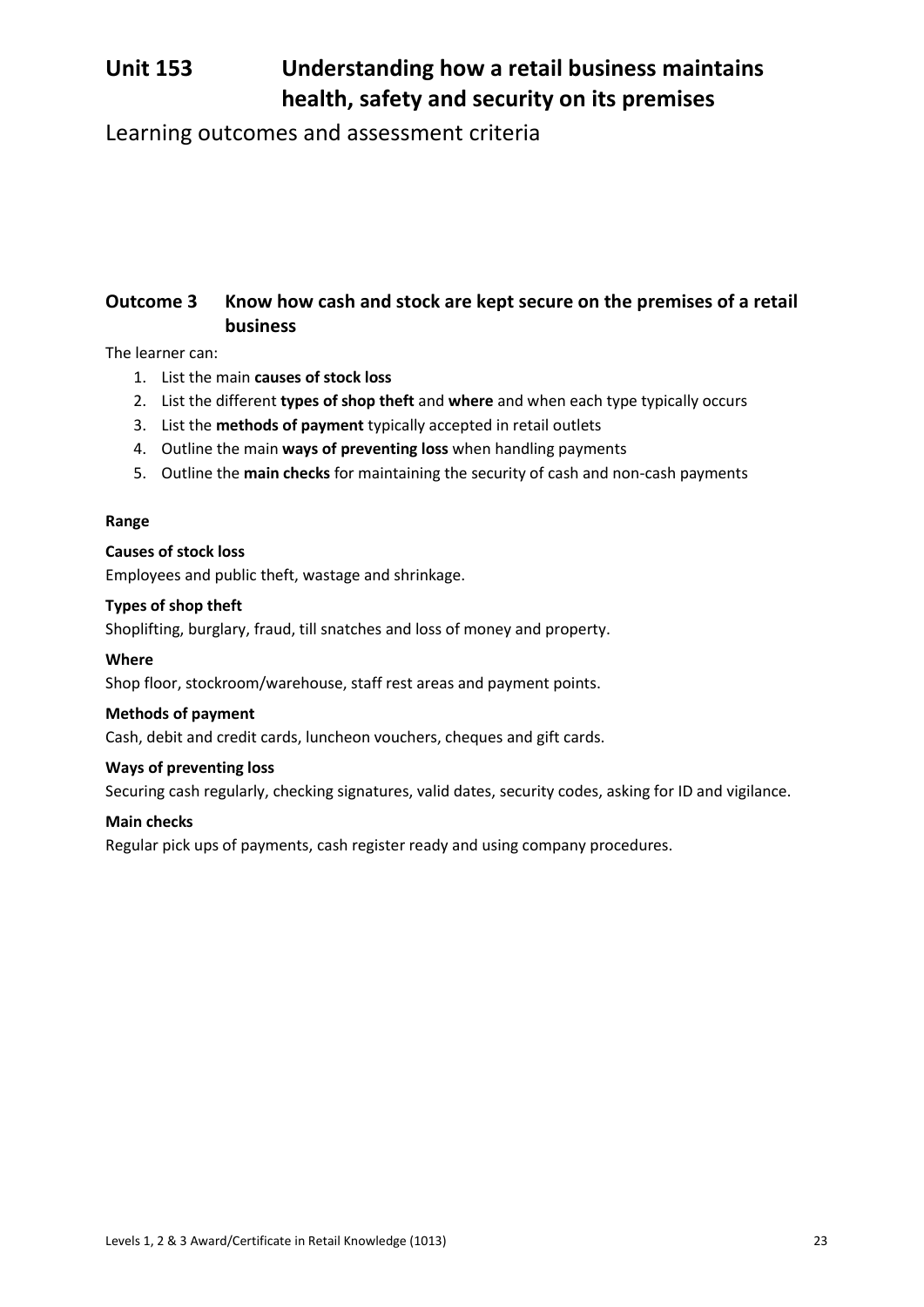# Unit 153 Understanding how a retail business maintains health, safety and security on its premises

Learning outcomes and assessment criteria

## Outcome 3 Know how cash and stock are kept secure on the premises of a retail business

The learner can:

1. List the main **causes of stock loss**
2. List the different **types of shop theft** and **where** and when each type typically occurs
3. List the **methods of payment** typically accepted in retail outlets
4. Outline the main **ways of preventing loss** when handling payments
5. Outline the **main checks** for maintaining the security of cash and non-cash payments

**Range**

**Causes of stock loss**

Employees and public theft, wastage and shrinkage.

**Types of shop theft**

Shoplifting, burglary, fraud, till snatches and loss of money and property.

**Where**

Shop floor, stockroom/warehouse, staff rest areas and payment points.

**Methods of payment**

Cash, debit and credit cards, luncheon vouchers, cheques and gift cards.

**Ways of preventing loss**

Securing cash regularly, checking signatures, valid dates, security codes, asking for ID and vigilance.

**Main checks**

Regular pick ups of payments, cash register ready and using company procedures.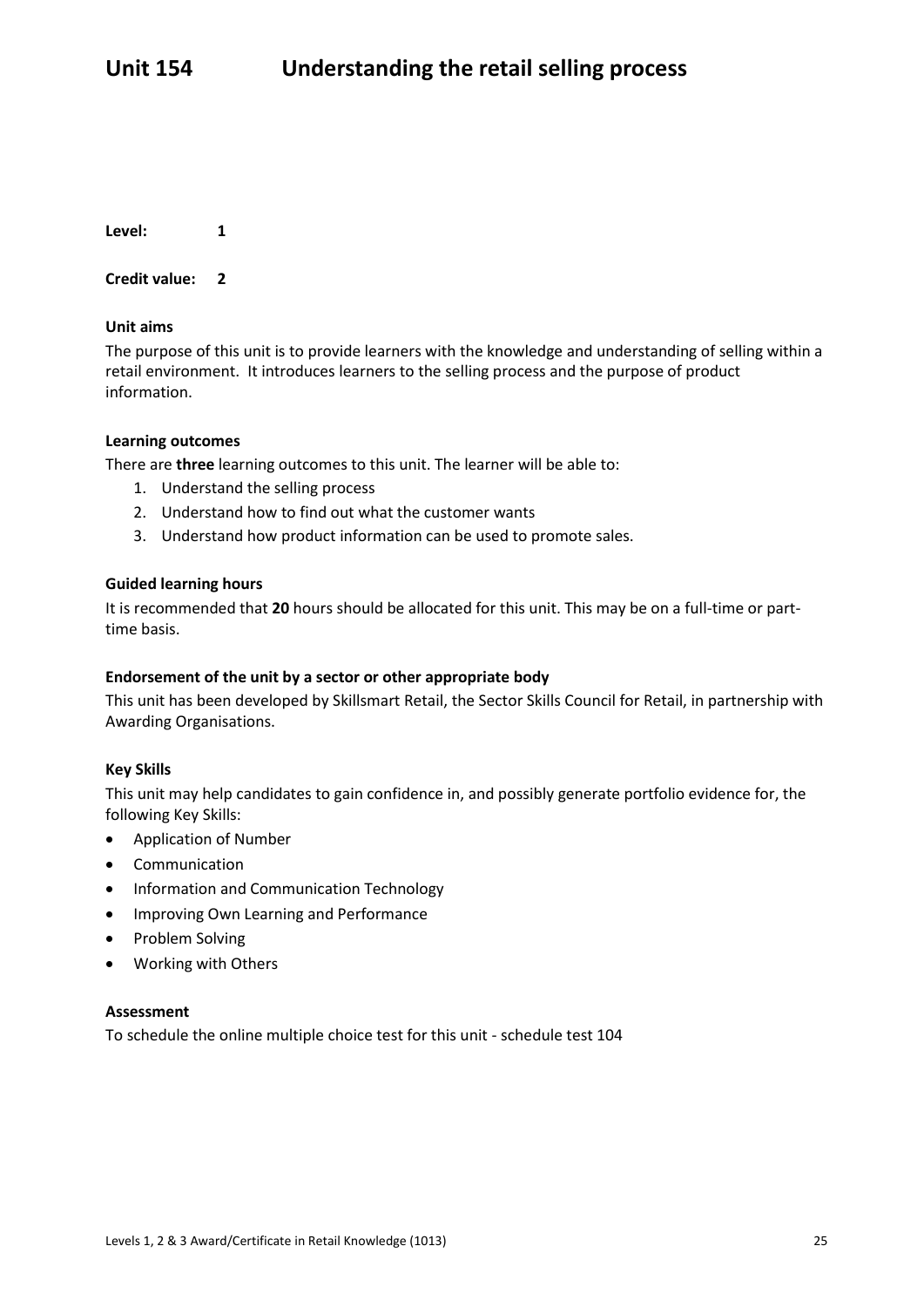# Unit 154 Understanding the retail selling process

**Level:** 1

**Credit value:** 2

**Unit aims**

The purpose of this unit is to provide learners with the knowledge and understanding of selling within a retail environment. It introduces learners to the selling process and the purpose of product information.

**Learning outcomes**

There are **three** learning outcomes to this unit. The learner will be able to:

1. Understand the selling process
2. Understand how to find out what the customer wants
3. Understand how product information can be used to promote sales.

**Guided learning hours**

It is recommended that **20** hours should be allocated for this unit. This may be on a full-time or part-time basis.

**Endorsement of the unit by a sector or other appropriate body**

This unit has been developed by Skillsmart Retail, the Sector Skills Council for Retail, in partnership with Awarding Organisations.

**Key Skills**

This unit may help candidates to gain confidence in, and possibly generate portfolio evidence for, the following Key Skills:

- Application of Number
- Communication
- Information and Communication Technology
- Improving Own Learning and Performance
- Problem Solving
- Working with Others

**Assessment**

To schedule the online multiple choice test for this unit - schedule test 104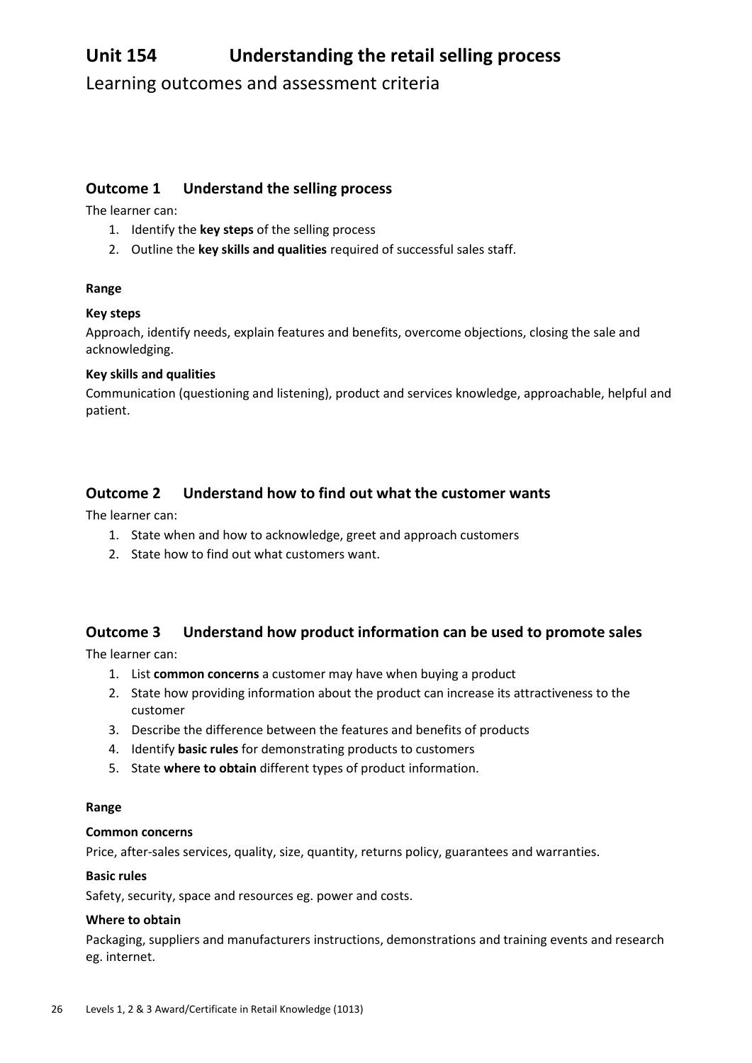# Unit 154 Understanding the retail selling process

Learning outcomes and assessment criteria

## Outcome 1 Understand the selling process

The learner can:

1. Identify the **key steps** of the selling process
2. Outline the **key skills and qualities** required of successful sales staff.

**Range**

**Key steps**

Approach, identify needs, explain features and benefits, overcome objections, closing the sale and acknowledging.

**Key skills and qualities**

Communication (questioning and listening), product and services knowledge, approachable, helpful and patient.

## Outcome 2 Understand how to find out what the customer wants

The learner can:

1. State when and how to acknowledge, greet and approach customers
2. State how to find out what customers want.

## Outcome 3 Understand how product information can be used to promote sales

The learner can:

1. List **common concerns** a customer may have when buying a product
2. State how providing information about the product can increase its attractiveness to the customer
3. Describe the difference between the features and benefits of products
4. Identify **basic rules** for demonstrating products to customers
5. State **where to obtain** different types of product information.

**Range**

**Common concerns**

Price, after-sales services, quality, size, quantity, returns policy, guarantees and warranties.

**Basic rules**

Safety, security, space and resources eg. power and costs.

**Where to obtain**

Packaging, suppliers and manufacturers instructions, demonstrations and training events and research eg. internet.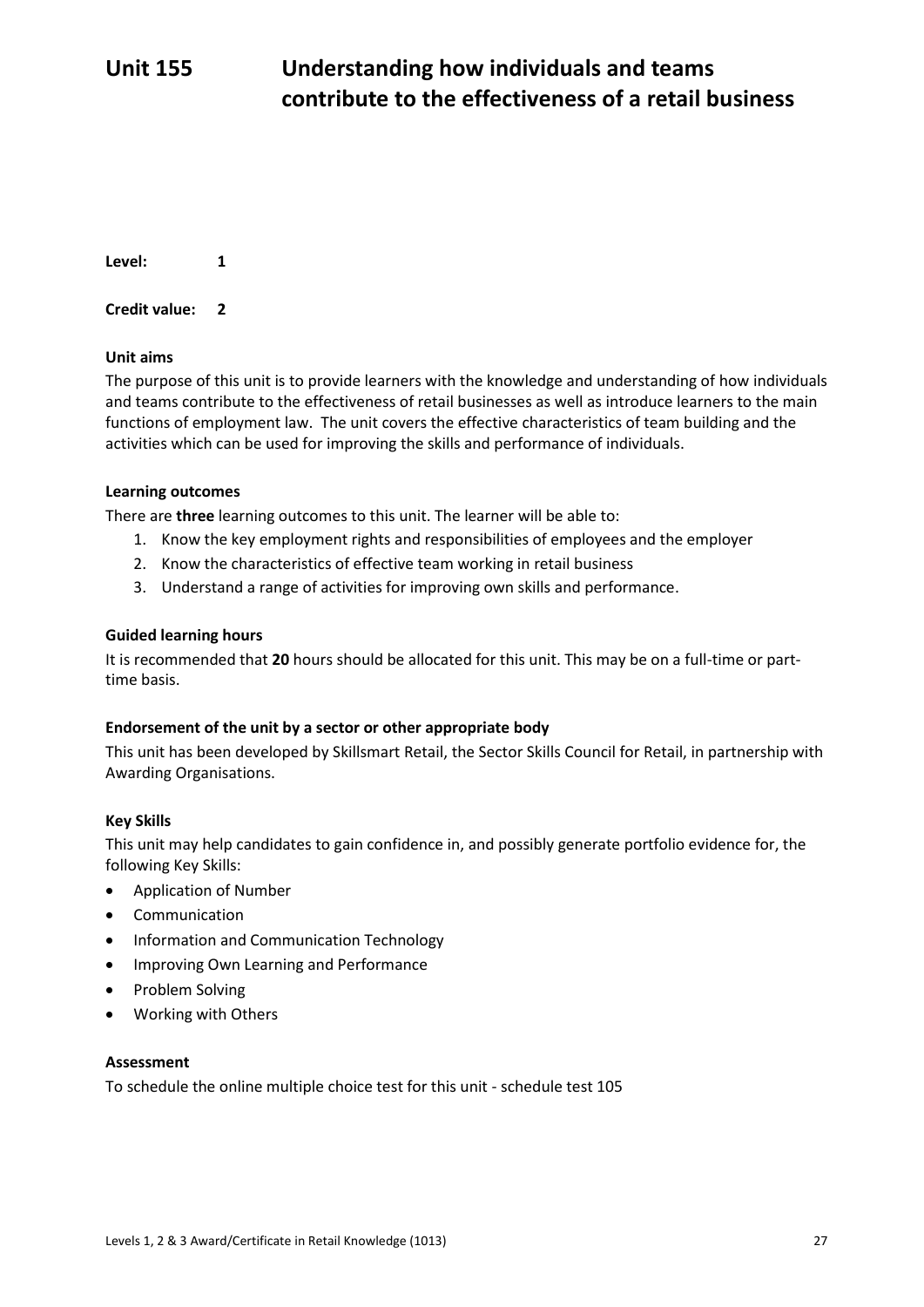# Unit 155 Understanding how individuals and teams contribute to the effectiveness of a retail business

**Level:** **1**

**Credit value:** **2**

**Unit aims**

The purpose of this unit is to provide learners with the knowledge and understanding of how individuals and teams contribute to the effectiveness of retail businesses as well as introduce learners to the main functions of employment law. The unit covers the effective characteristics of team building and the activities which can be used for improving the skills and performance of individuals.

**Learning outcomes**

There are **three** learning outcomes to this unit. The learner will be able to:

1. Know the key employment rights and responsibilities of employees and the employer
2. Know the characteristics of effective team working in retail business
3. Understand a range of activities for improving own skills and performance.

**Guided learning hours**

It is recommended that **20** hours should be allocated for this unit. This may be on a full-time or part-time basis.

**Endorsement of the unit by a sector or other appropriate body**

This unit has been developed by Skillsmart Retail, the Sector Skills Council for Retail, in partnership with Awarding Organisations.

**Key Skills**

This unit may help candidates to gain confidence in, and possibly generate portfolio evidence for, the following Key Skills:

- Application of Number
- Communication
- Information and Communication Technology
- Improving Own Learning and Performance
- Problem Solving
- Working with Others

**Assessment**

To schedule the online multiple choice test for this unit - schedule test 105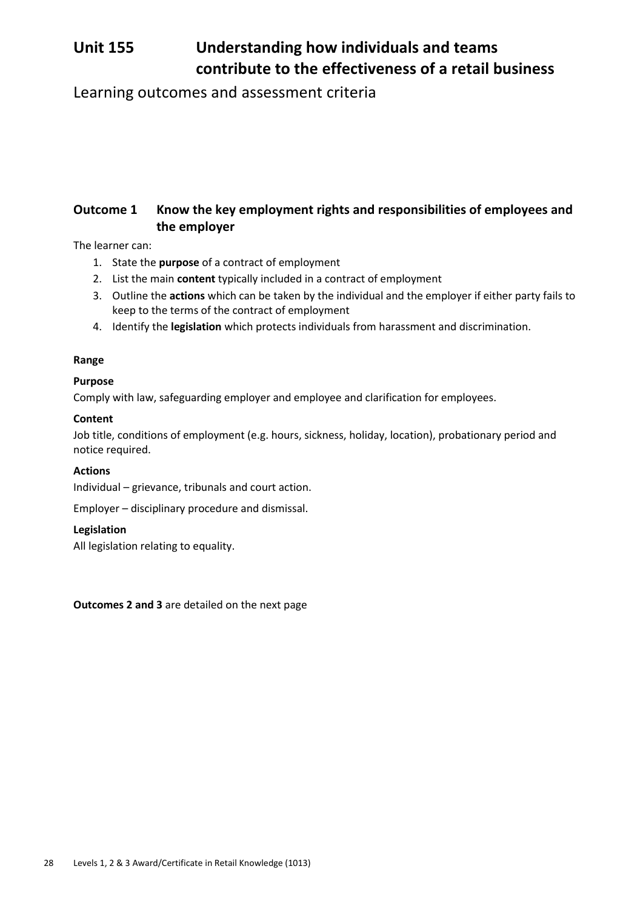# Unit 155 Understanding how individuals and teams contribute to the effectiveness of a retail business

## Learning outcomes and assessment criteria

### Outcome 1 Know the key employment rights and responsibilities of employees and the employer

The learner can:

1. State the **purpose** of a contract of employment
2. List the main **content** typically included in a contract of employment
3. Outline the **actions** which can be taken by the individual and the employer if either party fails to keep to the terms of the contract of employment
4. Identify the **legislation** which protects individuals from harassment and discrimination.

**Range**

**Purpose**

Comply with law, safeguarding employer and employee and clarification for employees.

**Content**

Job title, conditions of employment (e.g. hours, sickness, holiday, location), probationary period and notice required.

**Actions**

Individual – grievance, tribunals and court action.

Employer – disciplinary procedure and dismissal.

**Legislation**

All legislation relating to equality.

**Outcomes 2 and 3** are detailed on the next page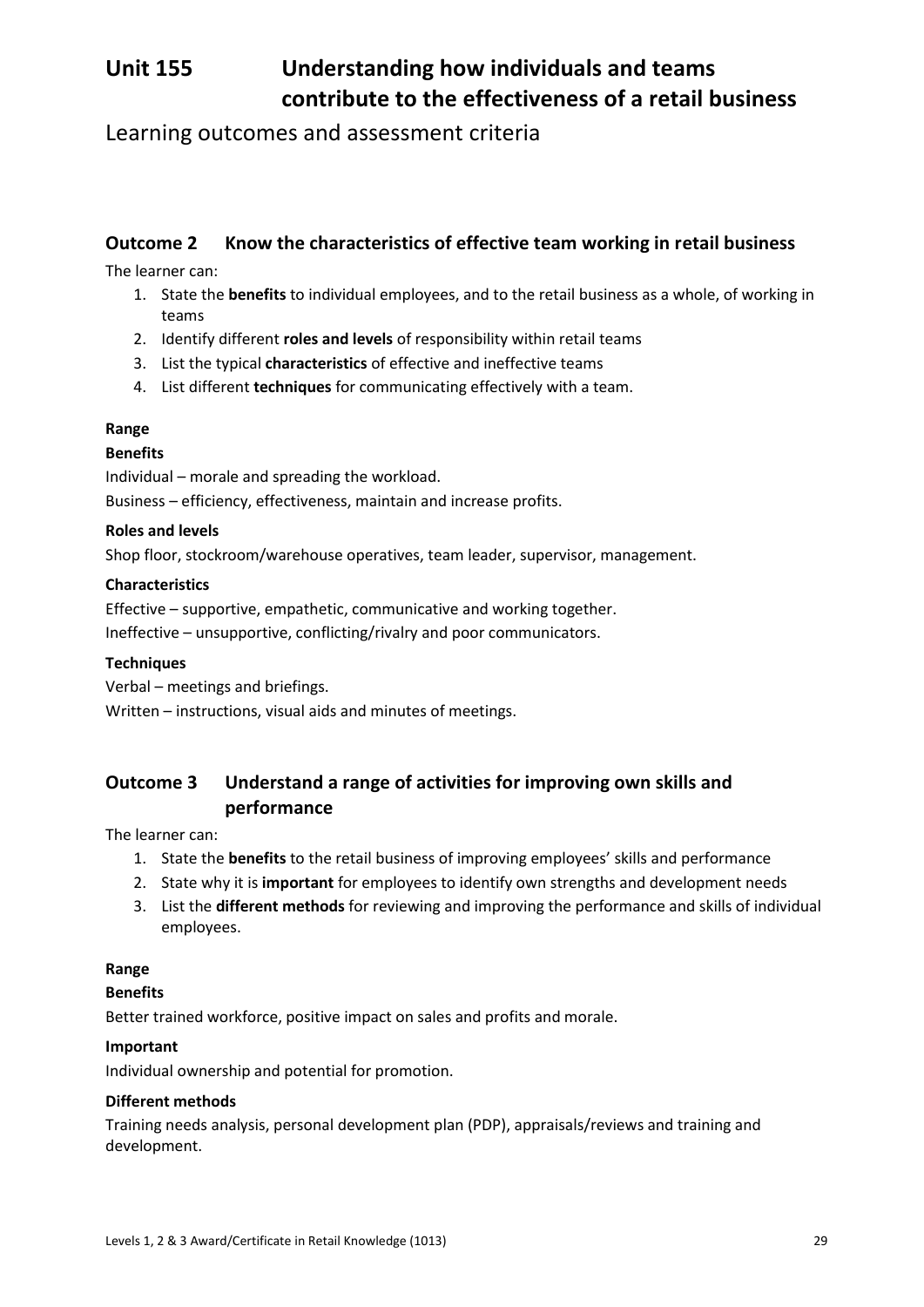# Unit 155 Understanding how individuals and teams contribute to the effectiveness of a retail business

Learning outcomes and assessment criteria

## Outcome 2 Know the characteristics of effective team working in retail business

The learner can:

1. State the **benefits** to individual employees, and to the retail business as a whole, of working in teams
2. Identify different **roles and levels** of responsibility within retail teams
3. List the typical **characteristics** of effective and ineffective teams
4. List different **techniques** for communicating effectively with a team.

**Range**

**Benefits**

Individual – morale and spreading the workload.

Business – efficiency, effectiveness, maintain and increase profits.

**Roles and levels**

Shop floor, stockroom/warehouse operatives, team leader, supervisor, management.

**Characteristics**

Effective – supportive, empathetic, communicative and working together.

Ineffective – unsupportive, conflicting/rivalry and poor communicators.

**Techniques**

Verbal – meetings and briefings.

Written – instructions, visual aids and minutes of meetings.

## Outcome 3 Understand a range of activities for improving own skills and performance

The learner can:

1. State the **benefits** to the retail business of improving employees' skills and performance
2. State why it is **important** for employees to identify own strengths and development needs
3. List the **different methods** for reviewing and improving the performance and skills of individual employees.

**Range**

**Benefits**

Better trained workforce, positive impact on sales and profits and morale.

**Important**

Individual ownership and potential for promotion.

**Different methods**

Training needs analysis, personal development plan (PDP), appraisals/reviews and training and development.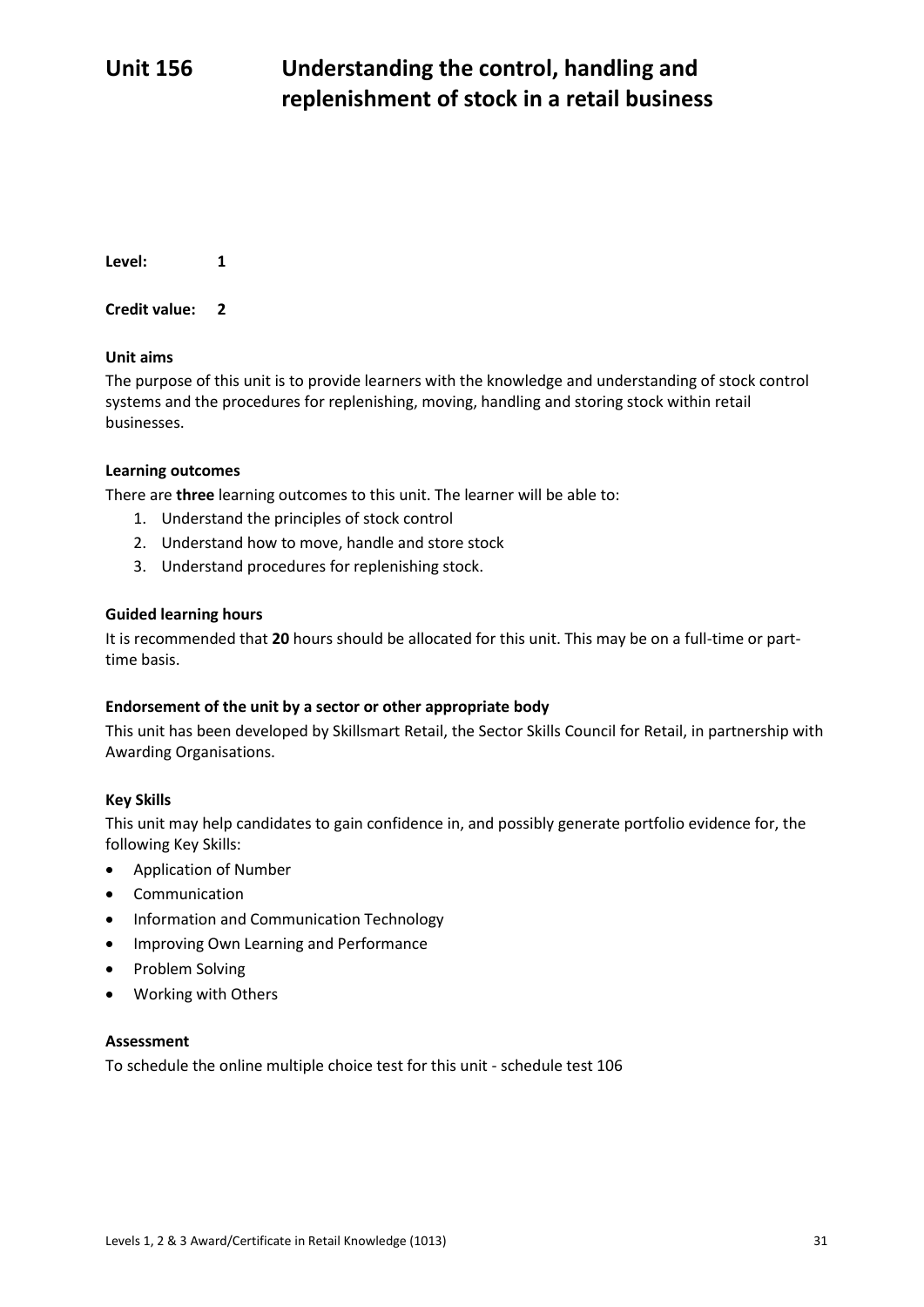# Unit 156 Understanding the control, handling and replenishment of stock in a retail business

**Level:** 1

**Credit value:** 2

**Unit aims**

The purpose of this unit is to provide learners with the knowledge and understanding of stock control systems and the procedures for replenishing, moving, handling and storing stock within retail businesses.

**Learning outcomes**

There are **three** learning outcomes to this unit. The learner will be able to:

1. Understand the principles of stock control
2. Understand how to move, handle and store stock
3. Understand procedures for replenishing stock.

**Guided learning hours**

It is recommended that **20** hours should be allocated for this unit. This may be on a full-time or part-time basis.

**Endorsement of the unit by a sector or other appropriate body**

This unit has been developed by Skillsmart Retail, the Sector Skills Council for Retail, in partnership with Awarding Organisations.

**Key Skills**

This unit may help candidates to gain confidence in, and possibly generate portfolio evidence for, the following Key Skills:

- Application of Number
- Communication
- Information and Communication Technology
- Improving Own Learning and Performance
- Problem Solving
- Working with Others

**Assessment**

To schedule the online multiple choice test for this unit - schedule test 106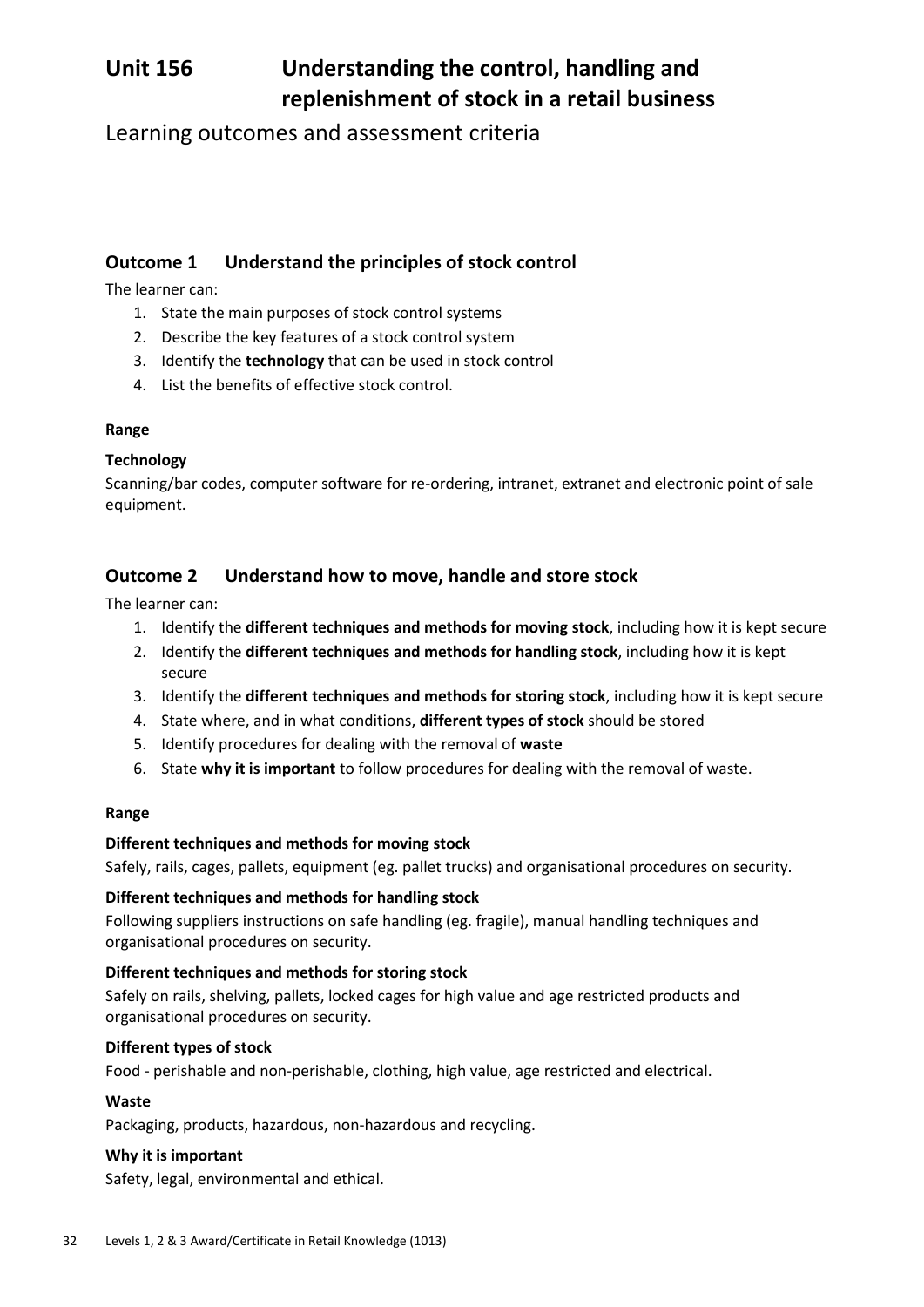# Unit 156 Understanding the control, handling and replenishment of stock in a retail business

Learning outcomes and assessment criteria

## Outcome 1 Understand the principles of stock control

The learner can:

1. State the main purposes of stock control systems
2. Describe the key features of a stock control system
3. Identify the **technology** that can be used in stock control
4. List the benefits of effective stock control.

**Range**

**Technology**

Scanning/bar codes, computer software for re-ordering, intranet, extranet and electronic point of sale equipment.

## Outcome 2 Understand how to move, handle and store stock

The learner can:

1. Identify the **different techniques and methods for moving stock**, including how it is kept secure
2. Identify the **different techniques and methods for handling stock**, including how it is kept secure
3. Identify the **different techniques and methods for storing stock**, including how it is kept secure
4. State where, and in what conditions, **different types of stock** should be stored
5. Identify procedures for dealing with the removal of **waste**
6. State **why it is important** to follow procedures for dealing with the removal of waste.

**Range**

**Different techniques and methods for moving stock**

Safely, rails, cages, pallets, equipment (eg. pallet trucks) and organisational procedures on security.

**Different techniques and methods for handling stock**

Following suppliers instructions on safe handling (eg. fragile), manual handling techniques and organisational procedures on security.

**Different techniques and methods for storing stock**

Safely on rails, shelving, pallets, locked cages for high value and age restricted products and organisational procedures on security.

**Different types of stock**

Food - perishable and non-perishable, clothing, high value, age restricted and electrical.

**Waste**

Packaging, products, hazardous, non-hazardous and recycling.

**Why it is important**

Safety, legal, environmental and ethical.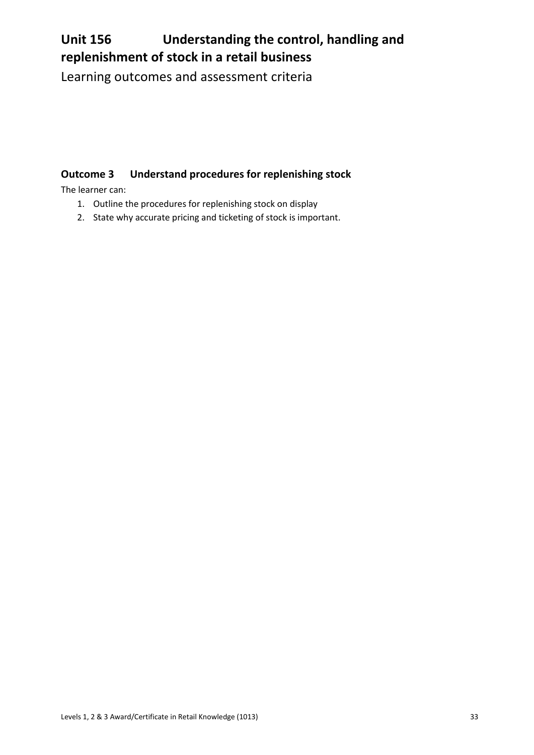# Unit 156 Understanding the control, handling and replenishment of stock in a retail business

Learning outcomes and assessment criteria

## Outcome 3 Understand procedures for replenishing stock

The learner can:

1. Outline the procedures for replenishing stock on display
2. State why accurate pricing and ticketing of stock is important.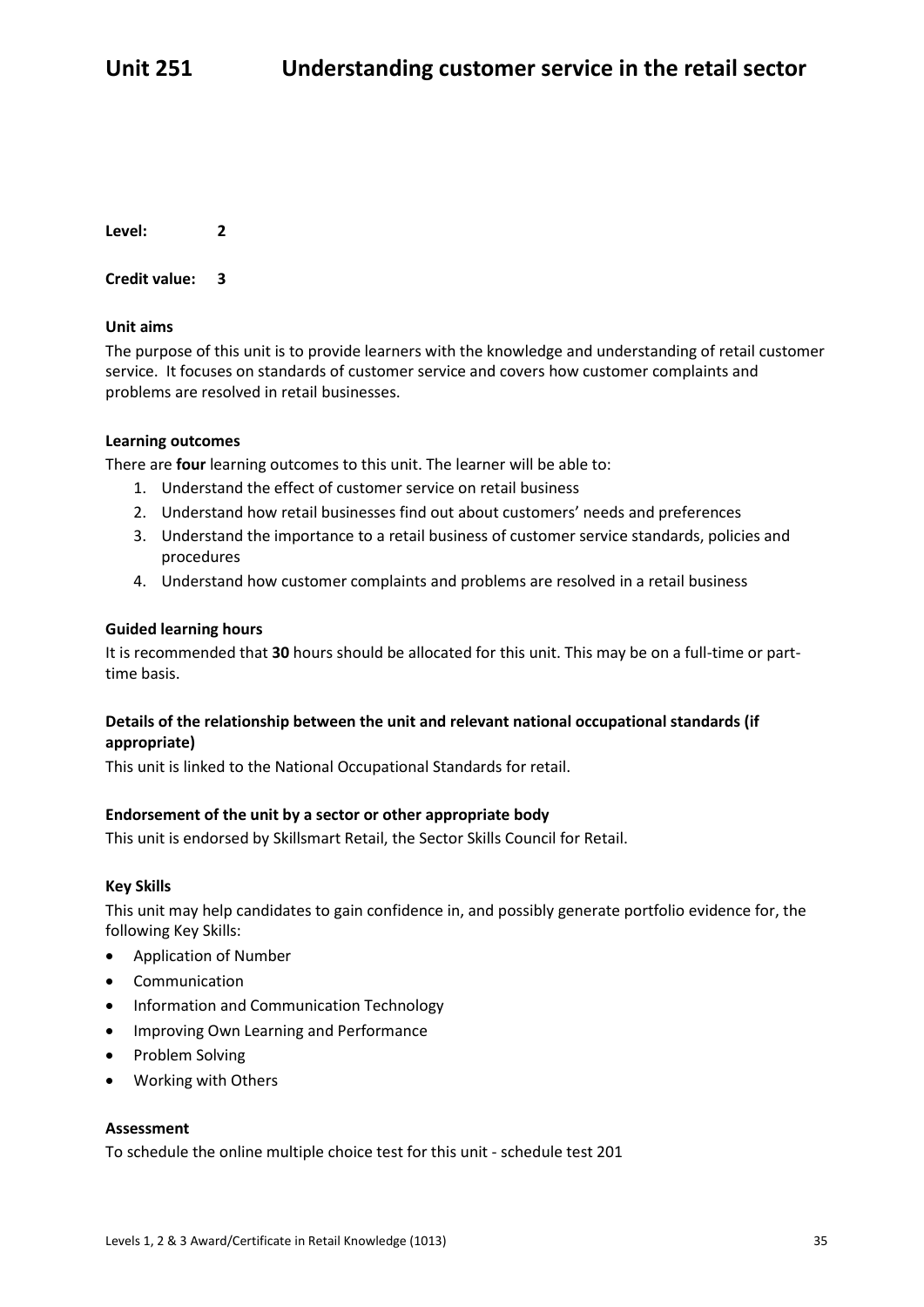# Unit 251 Understanding customer service in the retail sector

**Level:** **2**

**Credit value:** **3**

**Unit aims**

The purpose of this unit is to provide learners with the knowledge and understanding of retail customer service. It focuses on standards of customer service and covers how customer complaints and problems are resolved in retail businesses.

**Learning outcomes**

There are **four** learning outcomes to this unit. The learner will be able to:

1. Understand the effect of customer service on retail business
2. Understand how retail businesses find out about customers' needs and preferences
3. Understand the importance to a retail business of customer service standards, policies and procedures
4. Understand how customer complaints and problems are resolved in a retail business

**Guided learning hours**

It is recommended that **30** hours should be allocated for this unit. This may be on a full-time or part-time basis.

**Details of the relationship between the unit and relevant national occupational standards (if appropriate)**

This unit is linked to the National Occupational Standards for retail.

**Endorsement of the unit by a sector or other appropriate body**

This unit is endorsed by Skillsmart Retail, the Sector Skills Council for Retail.

**Key Skills**

This unit may help candidates to gain confidence in, and possibly generate portfolio evidence for, the following Key Skills:

- Application of Number
- Communication
- Information and Communication Technology
- Improving Own Learning and Performance
- Problem Solving
- Working with Others

**Assessment**

To schedule the online multiple choice test for this unit - schedule test 201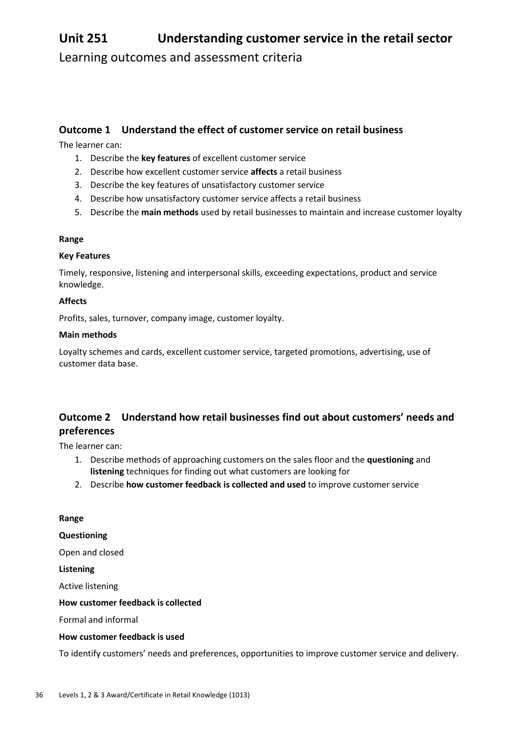# Unit 251 Understanding customer service in the retail sector

Learning outcomes and assessment criteria

## Outcome 1 Understand the effect of customer service on retail business

The learner can:

1. Describe the **key features** of excellent customer service
2. Describe how excellent customer service **affects** a retail business
3. Describe the key features of unsatisfactory customer service
4. Describe how unsatisfactory customer service affects a retail business
5. Describe the **main methods** used by retail businesses to maintain and increase customer loyalty

**Range**

**Key Features**

Timely, responsive, listening and interpersonal skills, exceeding expectations, product and service knowledge.

**Affects**

Profits, sales, turnover, company image, customer loyalty.

**Main methods**

Loyalty schemes and cards, excellent customer service, targeted promotions, advertising, use of customer data base.

## Outcome 2 Understand how retail businesses find out about customers' needs and preferences

The learner can:

1. Describe methods of approaching customers on the sales floor and the **questioning** and **listening** techniques for finding out what customers are looking for
2. Describe **how customer feedback is collected and used** to improve customer service

**Range**

**Questioning**

Open and closed

**Listening**

Active listening

**How customer feedback is collected**

Formal and informal

**How customer feedback is used**

To identify customers' needs and preferences, opportunities to improve customer service and delivery.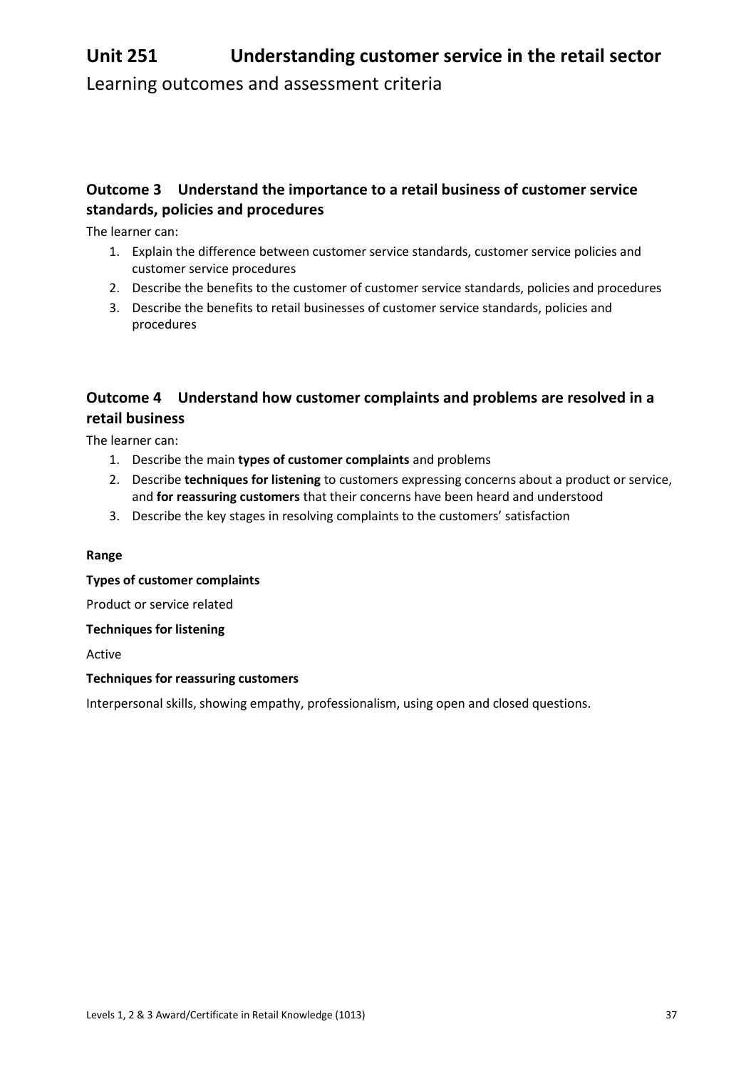# Unit 251 Understanding customer service in the retail sector

Learning outcomes and assessment criteria

## Outcome 3 Understand the importance to a retail business of customer service standards, policies and procedures

The learner can:

1. Explain the difference between customer service standards, customer service policies and customer service procedures
2. Describe the benefits to the customer of customer service standards, policies and procedures
3. Describe the benefits to retail businesses of customer service standards, policies and procedures

## Outcome 4 Understand how customer complaints and problems are resolved in a retail business

The learner can:

1. Describe the main **types of customer complaints** and problems
2. Describe **techniques for listening** to customers expressing concerns about a product or service, and **for reassuring customers** that their concerns have been heard and understood
3. Describe the key stages in resolving complaints to the customers' satisfaction

**Range**

**Types of customer complaints**

Product or service related

**Techniques for listening**

Active

**Techniques for reassuring customers**

Interpersonal skills, showing empathy, professionalism, using open and closed questions.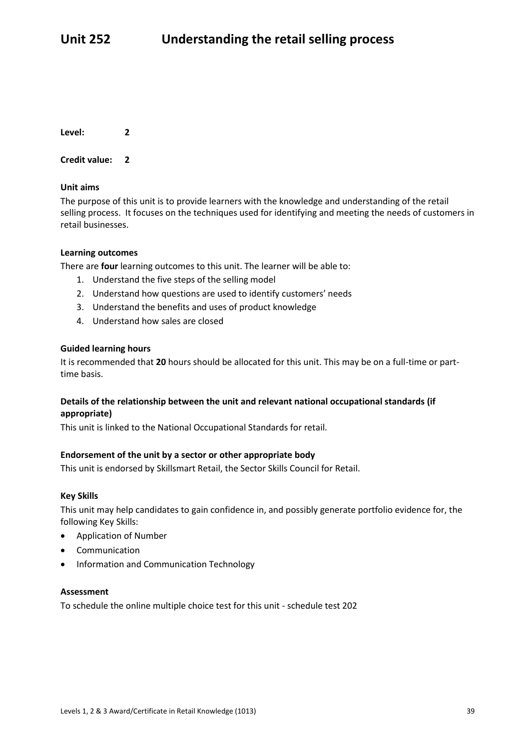# Unit 252 Understanding the retail selling process

**Level:** 2

**Credit value:** 2

**Unit aims**

The purpose of this unit is to provide learners with the knowledge and understanding of the retail selling process. It focuses on the techniques used for identifying and meeting the needs of customers in retail businesses.

**Learning outcomes**

There are **four** learning outcomes to this unit. The learner will be able to:

1. Understand the five steps of the selling model
2. Understand how questions are used to identify customers' needs
3. Understand the benefits and uses of product knowledge
4. Understand how sales are closed

**Guided learning hours**

It is recommended that **20** hours should be allocated for this unit. This may be on a full-time or part-time basis.

**Details of the relationship between the unit and relevant national occupational standards (if appropriate)**

This unit is linked to the National Occupational Standards for retail.

**Endorsement of the unit by a sector or other appropriate body**

This unit is endorsed by Skillsmart Retail, the Sector Skills Council for Retail.

**Key Skills**

This unit may help candidates to gain confidence in, and possibly generate portfolio evidence for, the following Key Skills:

- Application of Number
- Communication
- Information and Communication Technology

**Assessment**

To schedule the online multiple choice test for this unit - schedule test 202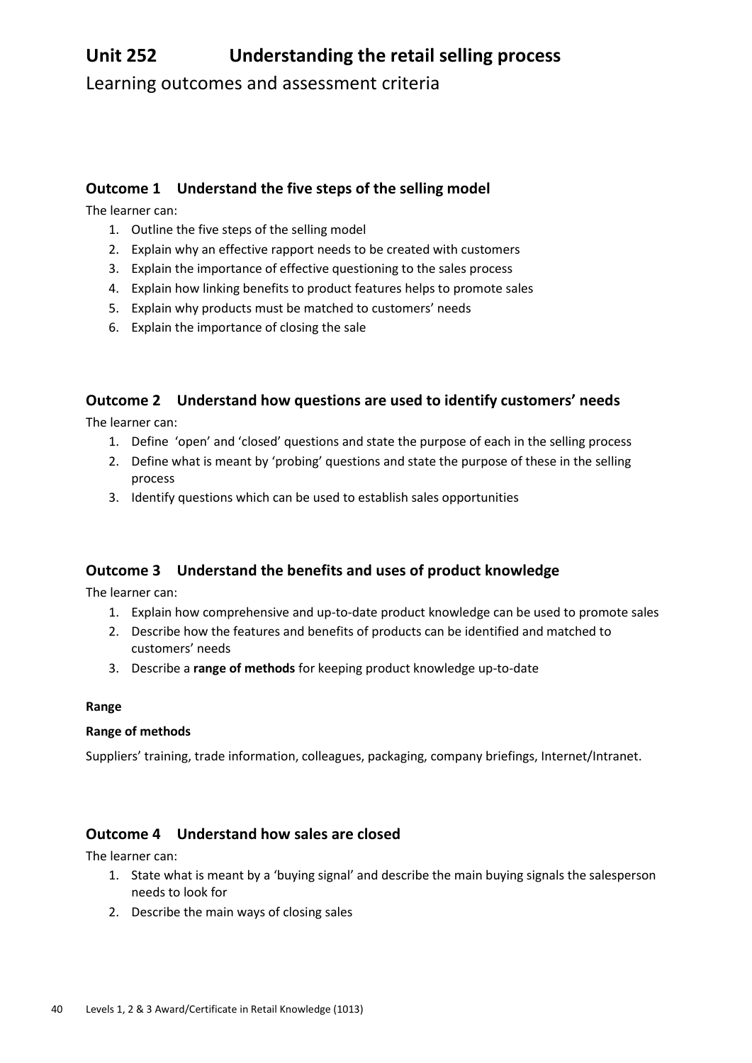# Unit 252 Understanding the retail selling process

Learning outcomes and assessment criteria

## Outcome 1 Understand the five steps of the selling model

The learner can:

1. Outline the five steps of the selling model
2. Explain why an effective rapport needs to be created with customers
3. Explain the importance of effective questioning to the sales process
4. Explain how linking benefits to product features helps to promote sales
5. Explain why products must be matched to customers' needs
6. Explain the importance of closing the sale

## Outcome 2 Understand how questions are used to identify customers' needs

The learner can:

1. Define 'open' and 'closed' questions and state the purpose of each in the selling process
2. Define what is meant by 'probing' questions and state the purpose of these in the selling process
3. Identify questions which can be used to establish sales opportunities

## Outcome 3 Understand the benefits and uses of product knowledge

The learner can:

1. Explain how comprehensive and up-to-date product knowledge can be used to promote sales
2. Describe how the features and benefits of products can be identified and matched to customers' needs
3. Describe a **range of methods** for keeping product knowledge up-to-date

**Range**

**Range of methods**

Suppliers' training, trade information, colleagues, packaging, company briefings, Internet/Intranet.

## Outcome 4 Understand how sales are closed

The learner can:

1. State what is meant by a 'buying signal' and describe the main buying signals the salesperson needs to look for
2. Describe the main ways of closing sales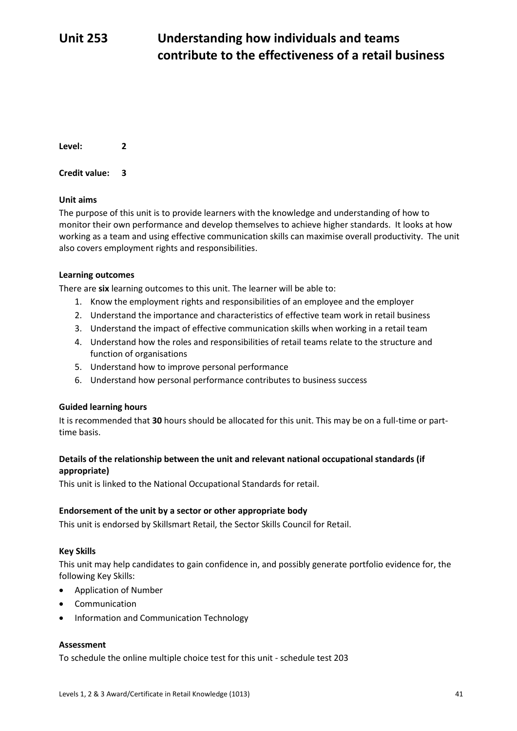# Unit 253 Understanding how individuals and teams contribute to the effectiveness of a retail business

**Level:** 2

**Credit value:** 3

**Unit aims**

The purpose of this unit is to provide learners with the knowledge and understanding of how to monitor their own performance and develop themselves to achieve higher standards. It looks at how working as a team and using effective communication skills can maximise overall productivity. The unit also covers employment rights and responsibilities.

**Learning outcomes**

There are **six** learning outcomes to this unit. The learner will be able to:

1. Know the employment rights and responsibilities of an employee and the employer
2. Understand the importance and characteristics of effective team work in retail business
3. Understand the impact of effective communication skills when working in a retail team
4. Understand how the roles and responsibilities of retail teams relate to the structure and function of organisations
5. Understand how to improve personal performance
6. Understand how personal performance contributes to business success

**Guided learning hours**

It is recommended that **30** hours should be allocated for this unit. This may be on a full-time or part-time basis.

**Details of the relationship between the unit and relevant national occupational standards (if appropriate)**

This unit is linked to the National Occupational Standards for retail.

**Endorsement of the unit by a sector or other appropriate body**

This unit is endorsed by Skillsmart Retail, the Sector Skills Council for Retail.

**Key Skills**

This unit may help candidates to gain confidence in, and possibly generate portfolio evidence for, the following Key Skills:

- Application of Number
- Communication
- Information and Communication Technology

**Assessment**

To schedule the online multiple choice test for this unit - schedule test 203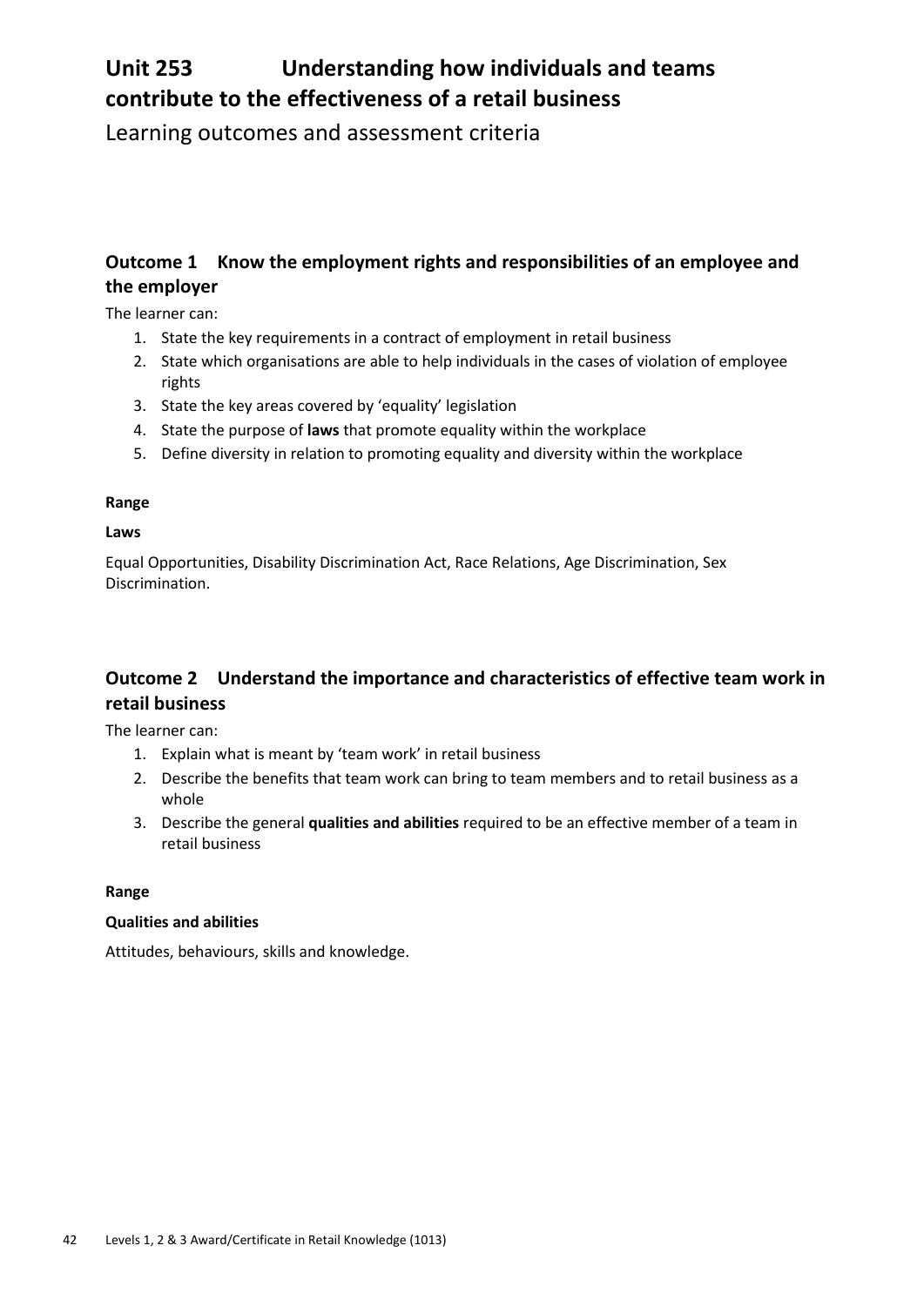# Unit 253 Understanding how individuals and teams contribute to the effectiveness of a retail business

Learning outcomes and assessment criteria

## Outcome 1 Know the employment rights and responsibilities of an employee and the employer

The learner can:

1. State the key requirements in a contract of employment in retail business
2. State which organisations are able to help individuals in the cases of violation of employee rights
3. State the key areas covered by 'equality' legislation
4. State the purpose of **laws** that promote equality within the workplace
5. Define diversity in relation to promoting equality and diversity within the workplace

**Range**

**Laws**

Equal Opportunities, Disability Discrimination Act, Race Relations, Age Discrimination, Sex Discrimination.

## Outcome 2 Understand the importance and characteristics of effective team work in retail business

The learner can:

1. Explain what is meant by 'team work' in retail business
2. Describe the benefits that team work can bring to team members and to retail business as a whole
3. Describe the general **qualities and abilities** required to be an effective member of a team in retail business

**Range**

**Qualities and abilities**

Attitudes, behaviours, skills and knowledge.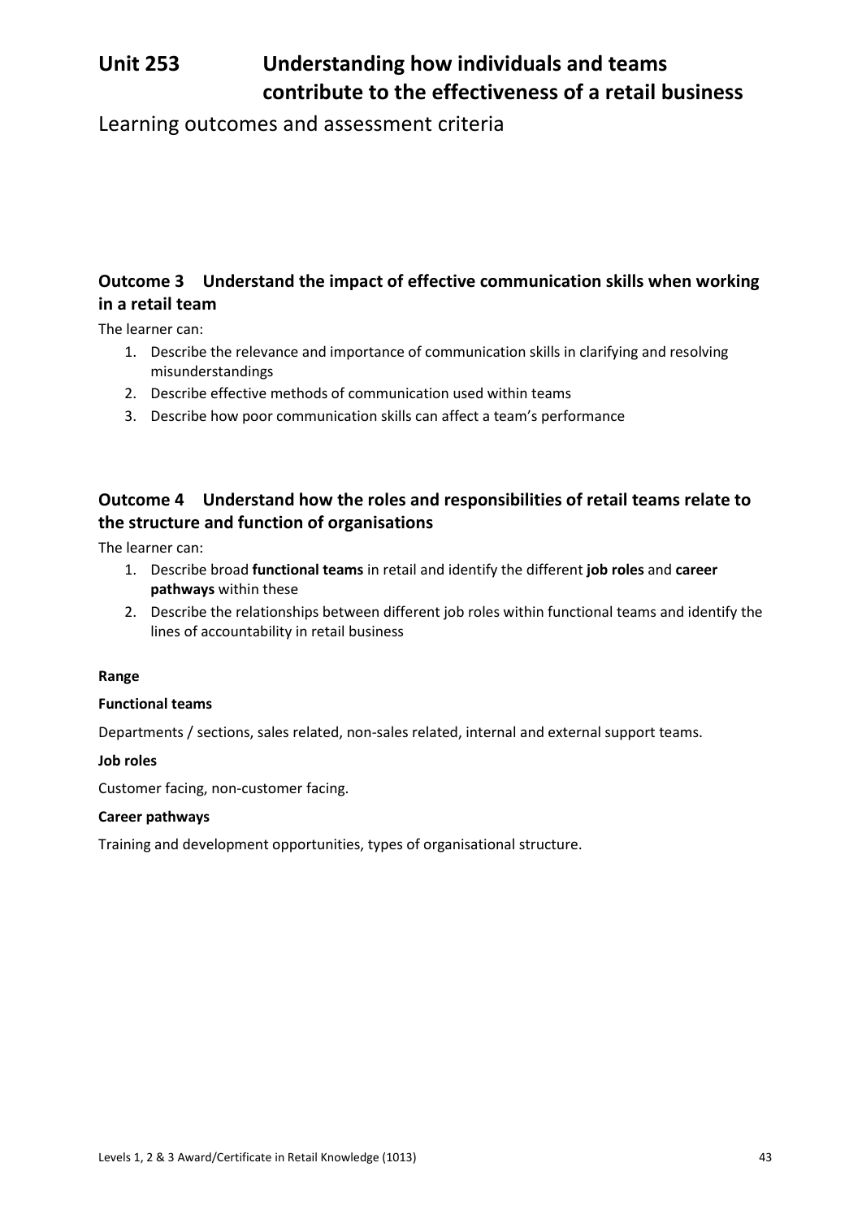# Unit 253 Understanding how individuals and teams contribute to the effectiveness of a retail business

Learning outcomes and assessment criteria

## Outcome 3 Understand the impact of effective communication skills when working in a retail team

The learner can:

1. Describe the relevance and importance of communication skills in clarifying and resolving misunderstandings
2. Describe effective methods of communication used within teams
3. Describe how poor communication skills can affect a team's performance

## Outcome 4 Understand how the roles and responsibilities of retail teams relate to the structure and function of organisations

The learner can:

1. Describe broad **functional teams** in retail and identify the different **job roles** and **career pathways** within these
2. Describe the relationships between different job roles within functional teams and identify the lines of accountability in retail business

**Range**

**Functional teams**

Departments / sections, sales related, non-sales related, internal and external support teams.

**Job roles**

Customer facing, non-customer facing.

**Career pathways**

Training and development opportunities, types of organisational structure.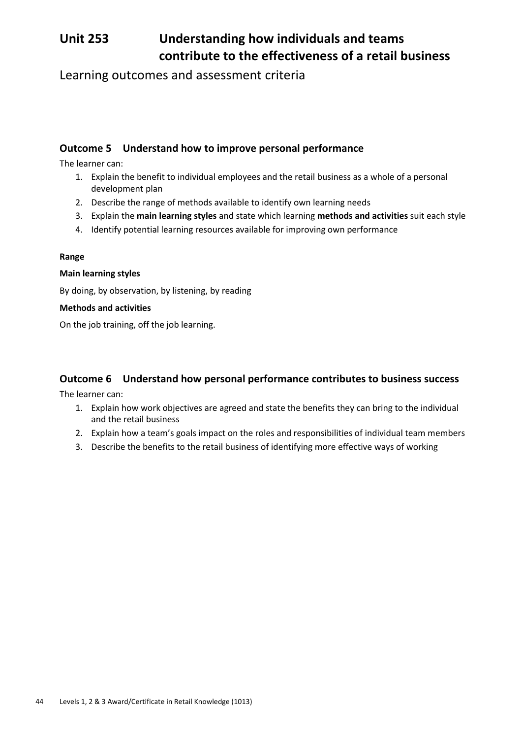# Unit 253 Understanding how individuals and teams contribute to the effectiveness of a retail business

Learning outcomes and assessment criteria

## Outcome 5 Understand how to improve personal performance

The learner can:

1. Explain the benefit to individual employees and the retail business as a whole of a personal development plan
2. Describe the range of methods available to identify own learning needs
3. Explain the **main learning styles** and state which learning **methods and activities** suit each style
4. Identify potential learning resources available for improving own performance

**Range**

**Main learning styles**

By doing, by observation, by listening, by reading

**Methods and activities**

On the job training, off the job learning.

## Outcome 6 Understand how personal performance contributes to business success

The learner can:

1. Explain how work objectives are agreed and state the benefits they can bring to the individual and the retail business
2. Explain how a team's goals impact on the roles and responsibilities of individual team members
3. Describe the benefits to the retail business of identifying more effective ways of working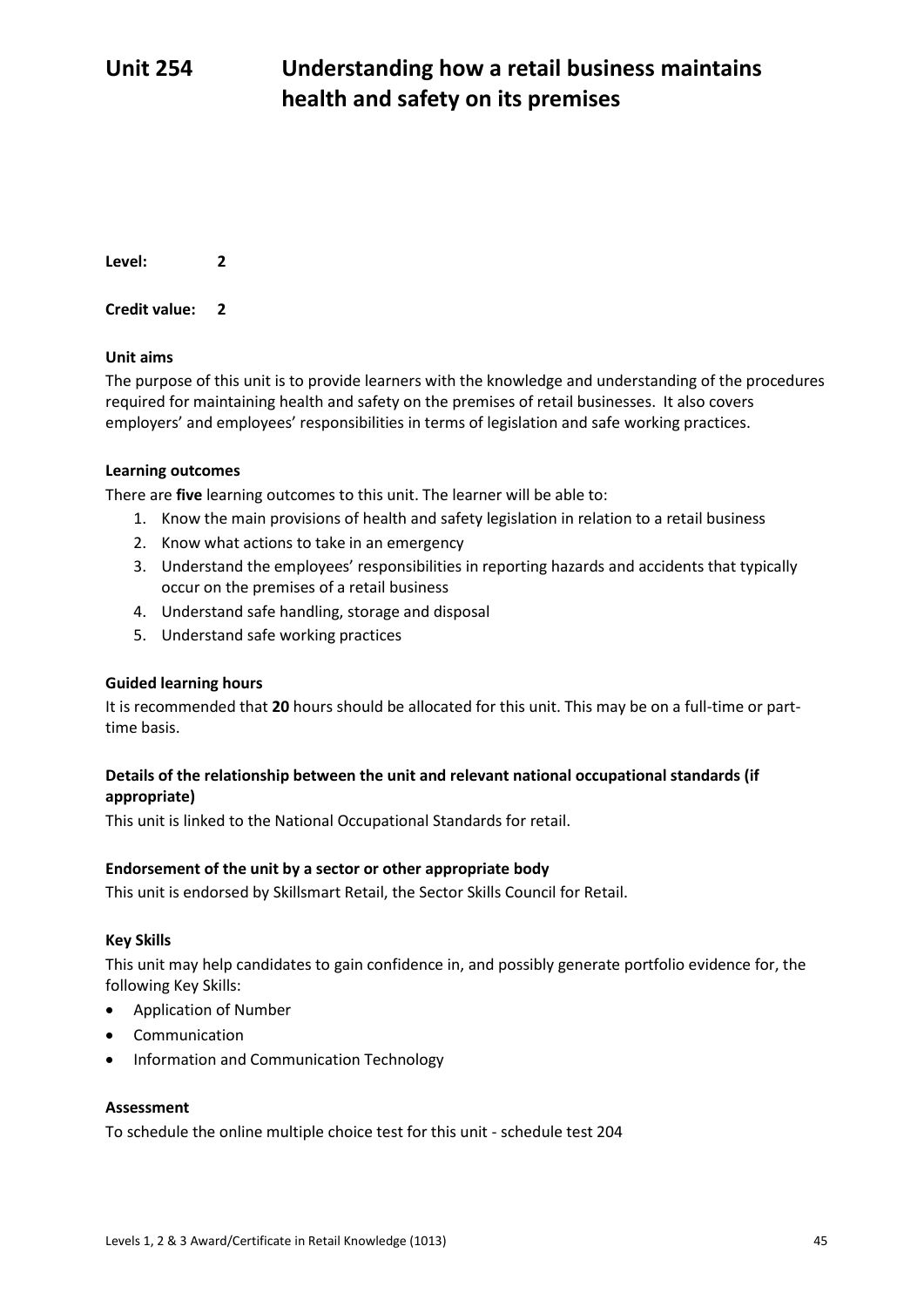# Unit 254 Understanding how a retail business maintains health and safety on its premises

**Level:** 2

**Credit value:** 2

**Unit aims**

The purpose of this unit is to provide learners with the knowledge and understanding of the procedures required for maintaining health and safety on the premises of retail businesses. It also covers employers' and employees' responsibilities in terms of legislation and safe working practices.

**Learning outcomes**

There are **five** learning outcomes to this unit. The learner will be able to:

1. Know the main provisions of health and safety legislation in relation to a retail business
2. Know what actions to take in an emergency
3. Understand the employees' responsibilities in reporting hazards and accidents that typically occur on the premises of a retail business
4. Understand safe handling, storage and disposal
5. Understand safe working practices

**Guided learning hours**

It is recommended that **20** hours should be allocated for this unit. This may be on a full-time or part-time basis.

**Details of the relationship between the unit and relevant national occupational standards (if appropriate)**

This unit is linked to the National Occupational Standards for retail.

**Endorsement of the unit by a sector or other appropriate body**

This unit is endorsed by Skillsmart Retail, the Sector Skills Council for Retail.

**Key Skills**

This unit may help candidates to gain confidence in, and possibly generate portfolio evidence for, the following Key Skills:

- Application of Number
- Communication
- Information and Communication Technology

**Assessment**

To schedule the online multiple choice test for this unit - schedule test 204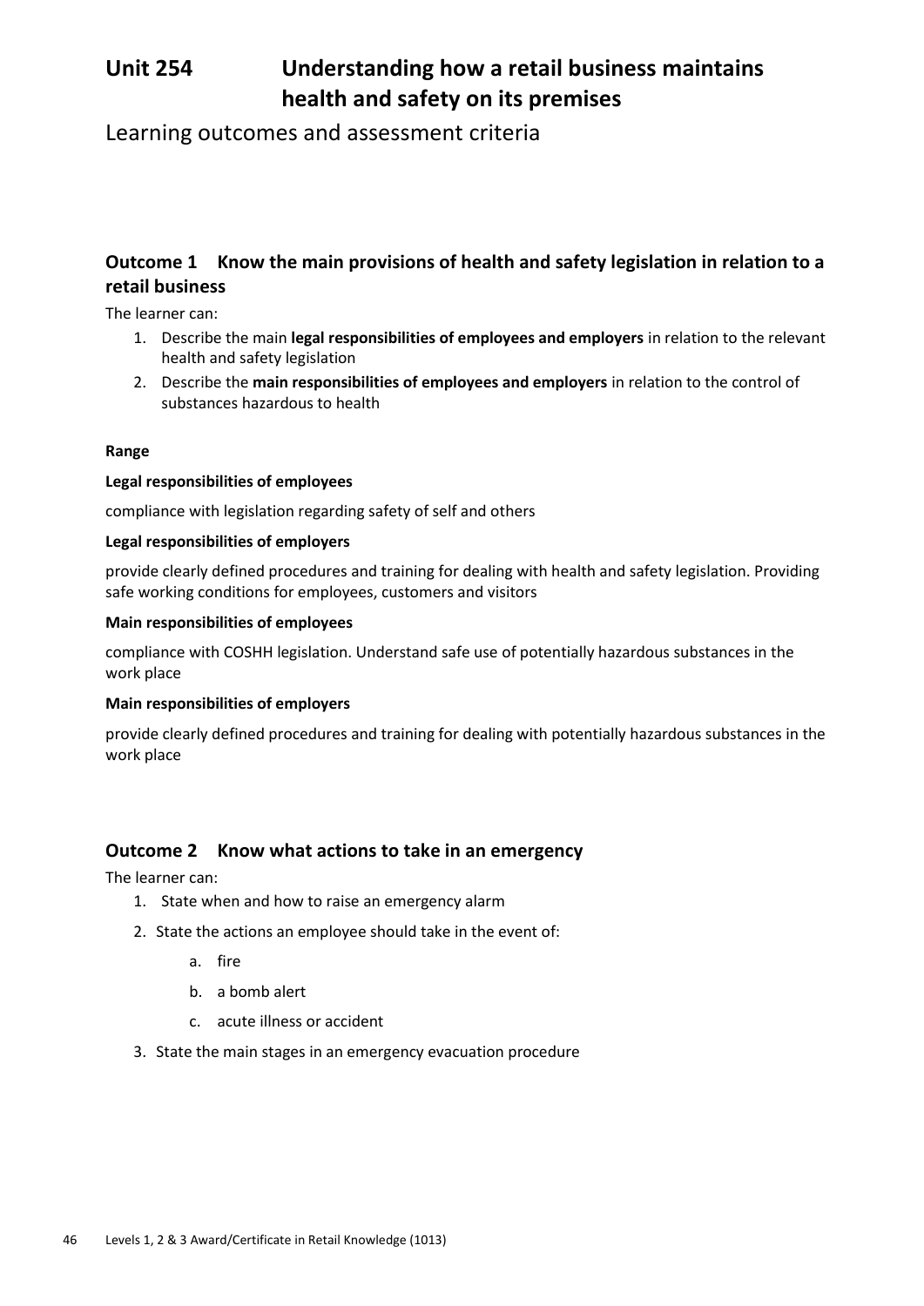# Unit 254 Understanding how a retail business maintains health and safety on its premises

## Learning outcomes and assessment criteria

### Outcome 1 Know the main provisions of health and safety legislation in relation to a retail business

The learner can:

1. Describe the main **legal responsibilities of employees and employers** in relation to the relevant health and safety legislation
2. Describe the **main responsibilities of employees and employers** in relation to the control of substances hazardous to health

**Range**

**Legal responsibilities of employees**

compliance with legislation regarding safety of self and others

**Legal responsibilities of employers**

provide clearly defined procedures and training for dealing with health and safety legislation. Providing safe working conditions for employees, customers and visitors

**Main responsibilities of employees**

compliance with COSHH legislation. Understand safe use of potentially hazardous substances in the work place

**Main responsibilities of employers**

provide clearly defined procedures and training for dealing with potentially hazardous substances in the work place

### Outcome 2 Know what actions to take in an emergency

The learner can:

1. State when and how to raise an emergency alarm
2. State the actions an employee should take in the event of:
   a. fire
   b. a bomb alert
   c. acute illness or accident
3. State the main stages in an emergency evacuation procedure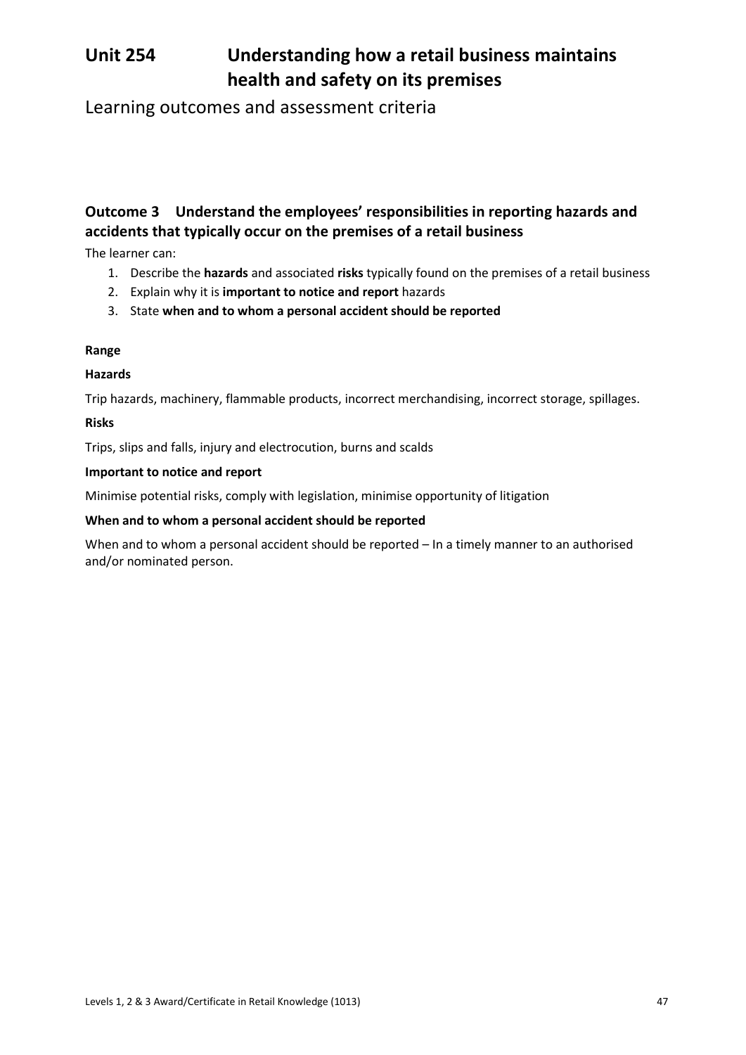# Unit 254 Understanding how a retail business maintains health and safety on its premises

## Learning outcomes and assessment criteria

### Outcome 3 Understand the employees' responsibilities in reporting hazards and accidents that typically occur on the premises of a retail business

The learner can:

1. Describe the **hazards** and associated **risks** typically found on the premises of a retail business
2. Explain why it is **important to notice and report** hazards
3. State **when and to whom a personal accident should be reported**

**Range**

**Hazards**

Trip hazards, machinery, flammable products, incorrect merchandising, incorrect storage, spillages.

**Risks**

Trips, slips and falls, injury and electrocution, burns and scalds

**Important to notice and report**

Minimise potential risks, comply with legislation, minimise opportunity of litigation

**When and to whom a personal accident should be reported**

When and to whom a personal accident should be reported – In a timely manner to an authorised and/or nominated person.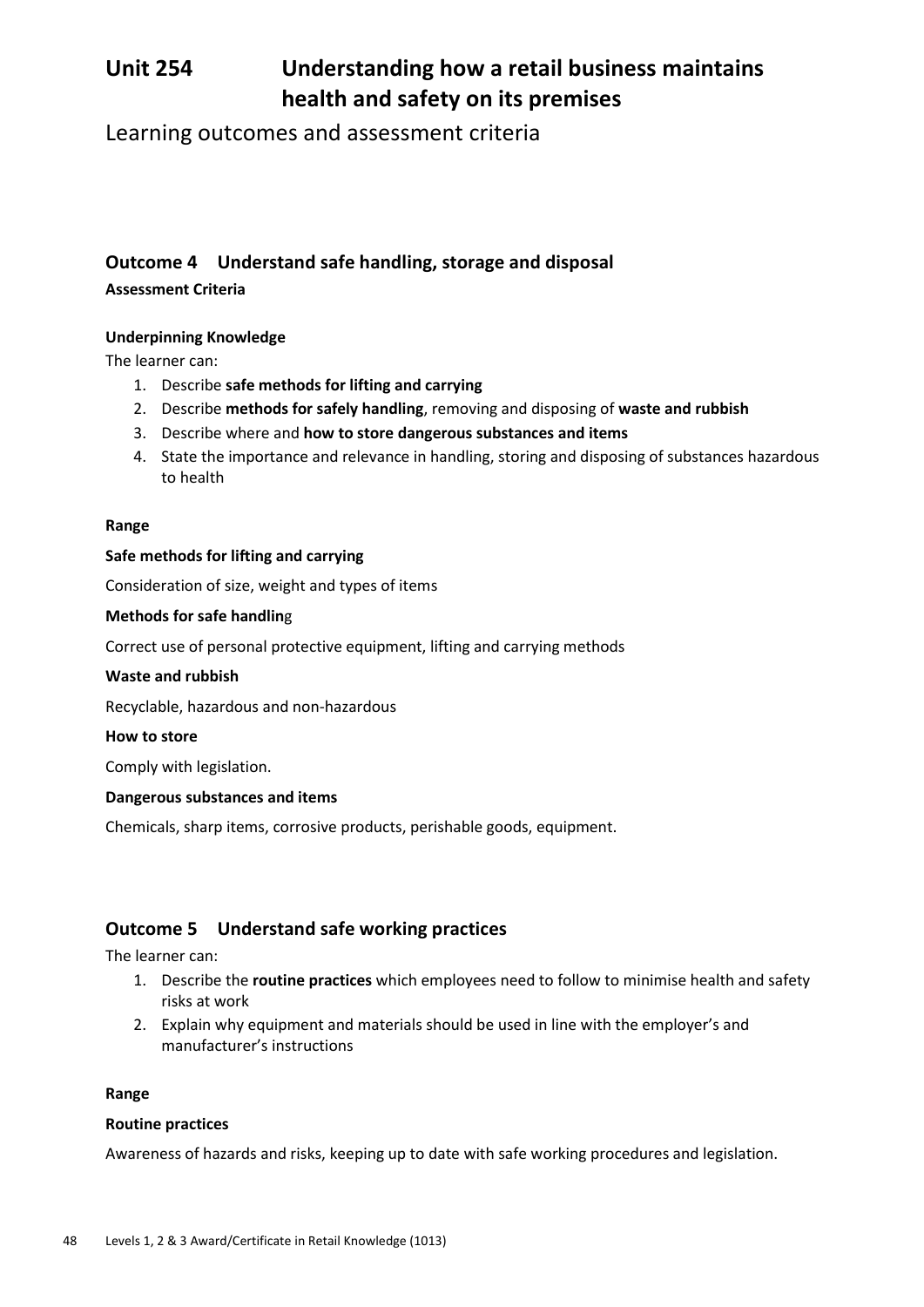# Unit 254 Understanding how a retail business maintains health and safety on its premises

Learning outcomes and assessment criteria

## Outcome 4 Understand safe handling, storage and disposal

**Assessment Criteria**

**Underpinning Knowledge**

The learner can:

1. Describe **safe methods for lifting and carrying**
2. Describe **methods for safely handling**, removing and disposing of **waste and rubbish**
3. Describe where and **how to store dangerous substances and items**
4. State the importance and relevance in handling, storing and disposing of substances hazardous to health

**Range**

**Safe methods for lifting and carrying**

Consideration of size, weight and types of items

**Methods for safe handlin**g

Correct use of personal protective equipment, lifting and carrying methods

**Waste and rubbish**

Recyclable, hazardous and non-hazardous

**How to store**

Comply with legislation.

**Dangerous substances and items**

Chemicals, sharp items, corrosive products, perishable goods, equipment.

## Outcome 5 Understand safe working practices

The learner can:

1. Describe the **routine practices** which employees need to follow to minimise health and safety risks at work
2. Explain why equipment and materials should be used in line with the employer's and manufacturer's instructions

**Range**

**Routine practices**

Awareness of hazards and risks, keeping up to date with safe working procedures and legislation.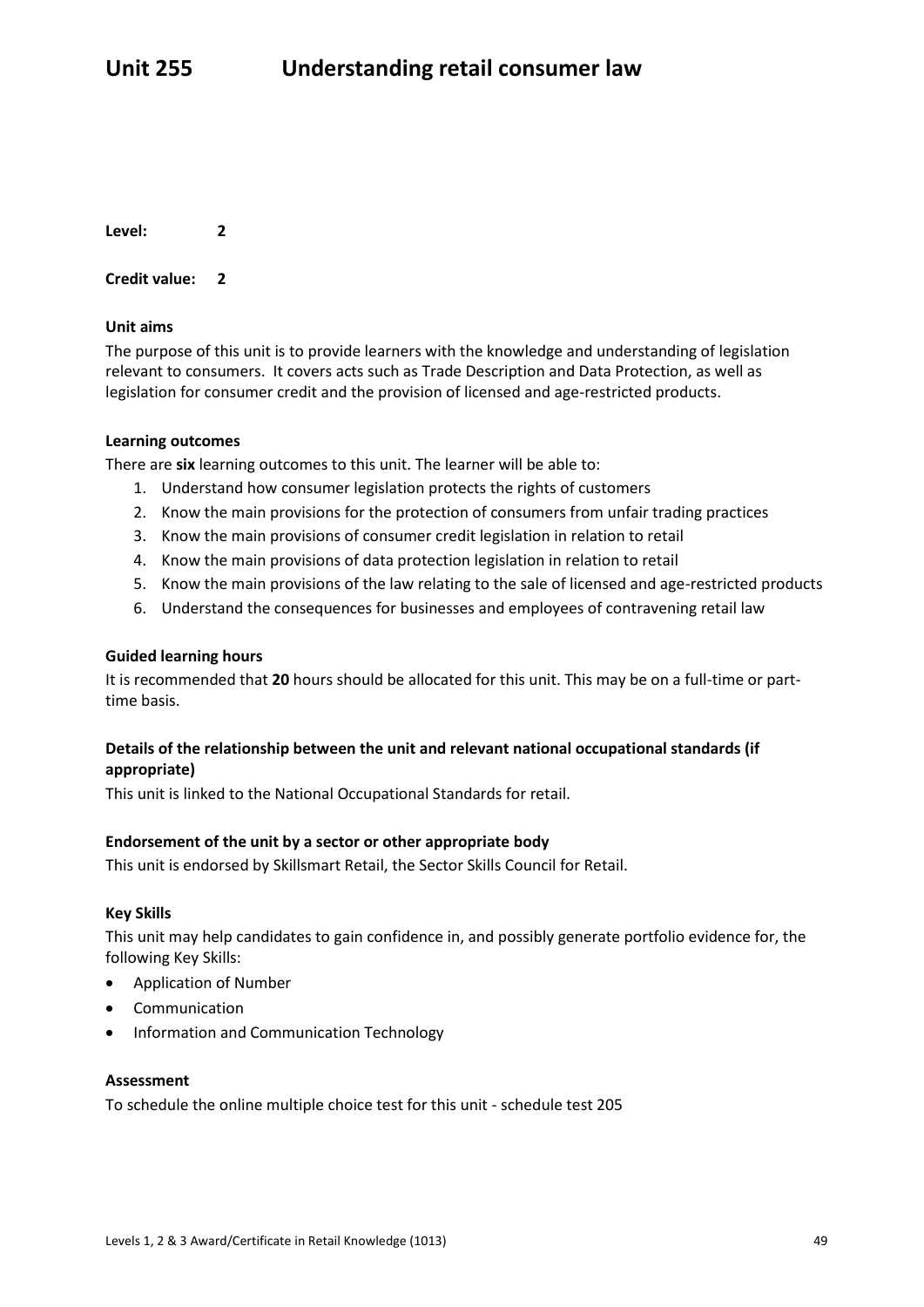# Unit 255 Understanding retail consumer law

**Level:** 2

**Credit value:** 2

**Unit aims**

The purpose of this unit is to provide learners with the knowledge and understanding of legislation relevant to consumers. It covers acts such as Trade Description and Data Protection, as well as legislation for consumer credit and the provision of licensed and age-restricted products.

**Learning outcomes**

There are **six** learning outcomes to this unit. The learner will be able to:

1. Understand how consumer legislation protects the rights of customers
2. Know the main provisions for the protection of consumers from unfair trading practices
3. Know the main provisions of consumer credit legislation in relation to retail
4. Know the main provisions of data protection legislation in relation to retail
5. Know the main provisions of the law relating to the sale of licensed and age-restricted products
6. Understand the consequences for businesses and employees of contravening retail law

**Guided learning hours**

It is recommended that **20** hours should be allocated for this unit. This may be on a full-time or part-time basis.

**Details of the relationship between the unit and relevant national occupational standards (if appropriate)**

This unit is linked to the National Occupational Standards for retail.

**Endorsement of the unit by a sector or other appropriate body**

This unit is endorsed by Skillsmart Retail, the Sector Skills Council for Retail.

**Key Skills**

This unit may help candidates to gain confidence in, and possibly generate portfolio evidence for, the following Key Skills:

- Application of Number
- Communication
- Information and Communication Technology

**Assessment**

To schedule the online multiple choice test for this unit - schedule test 205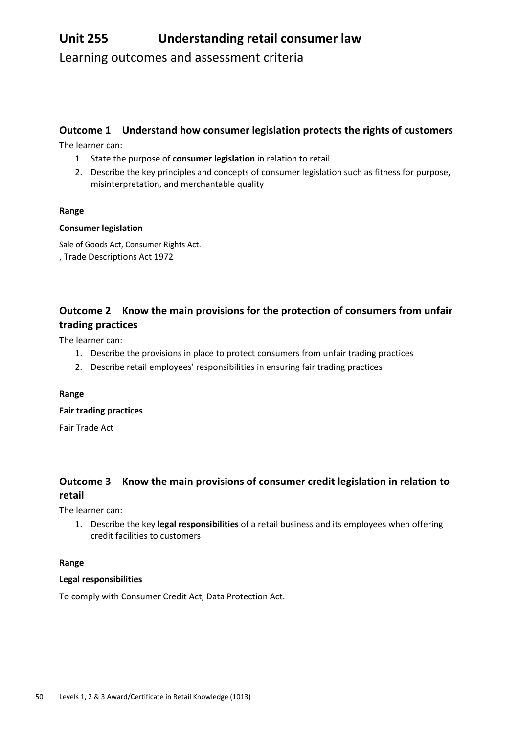# Unit 255 Understanding retail consumer law

Learning outcomes and assessment criteria

## Outcome 1 Understand how consumer legislation protects the rights of customers

The learner can:

1. State the purpose of **consumer legislation** in relation to retail
2. Describe the key principles and concepts of consumer legislation such as fitness for purpose, misinterpretation, and merchantable quality

**Range**

**Consumer legislation**

Sale of Goods Act, Consumer Rights Act.
, Trade Descriptions Act 1972

## Outcome 2 Know the main provisions for the protection of consumers from unfair trading practices

The learner can:

1. Describe the provisions in place to protect consumers from unfair trading practices
2. Describe retail employees' responsibilities in ensuring fair trading practices

**Range**

**Fair trading practices**

Fair Trade Act

## Outcome 3 Know the main provisions of consumer credit legislation in relation to retail

The learner can:

1. Describe the key **legal responsibilities** of a retail business and its employees when offering credit facilities to customers

**Range**

**Legal responsibilities**

To comply with Consumer Credit Act, Data Protection Act.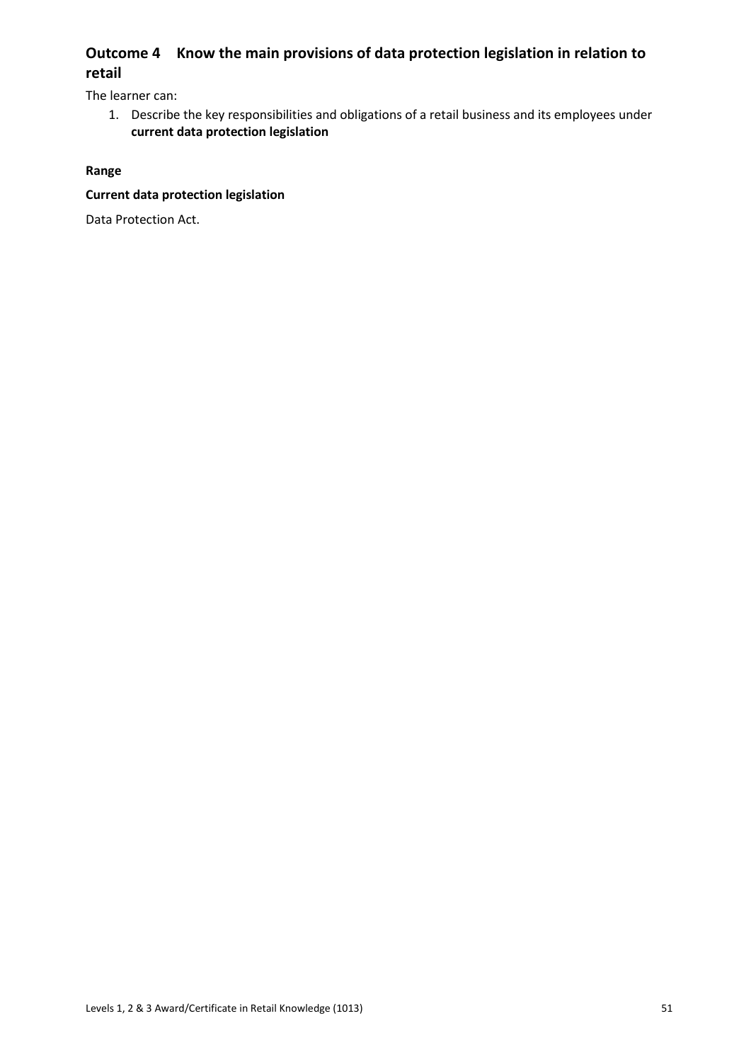## Outcome 4 Know the main provisions of data protection legislation in relation to retail

The learner can:

1. Describe the key responsibilities and obligations of a retail business and its employees under **current data protection legislation**

**Range**

**Current data protection legislation**

Data Protection Act.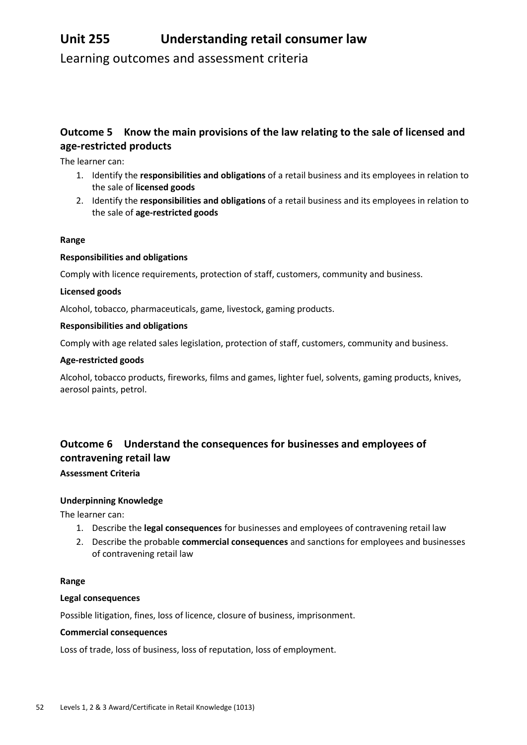# Unit 255 Understanding retail consumer law

Learning outcomes and assessment criteria

## Outcome 5 Know the main provisions of the law relating to the sale of licensed and age-restricted products

The learner can:

1. Identify the **responsibilities and obligations** of a retail business and its employees in relation to the sale of **licensed goods**
2. Identify the **responsibilities and obligations** of a retail business and its employees in relation to the sale of **age-restricted goods**

**Range**

**Responsibilities and obligations**

Comply with licence requirements, protection of staff, customers, community and business.

**Licensed goods**

Alcohol, tobacco, pharmaceuticals, game, livestock, gaming products.

**Responsibilities and obligations**

Comply with age related sales legislation, protection of staff, customers, community and business.

**Age-restricted goods**

Alcohol, tobacco products, fireworks, films and games, lighter fuel, solvents, gaming products, knives, aerosol paints, petrol.

## Outcome 6 Understand the consequences for businesses and employees of contravening retail law

**Assessment Criteria**

**Underpinning Knowledge**

The learner can:

1. Describe the **legal consequences** for businesses and employees of contravening retail law
2. Describe the probable **commercial consequences** and sanctions for employees and businesses of contravening retail law

**Range**

**Legal consequences**

Possible litigation, fines, loss of licence, closure of business, imprisonment.

**Commercial consequences**

Loss of trade, loss of business, loss of reputation, loss of employment.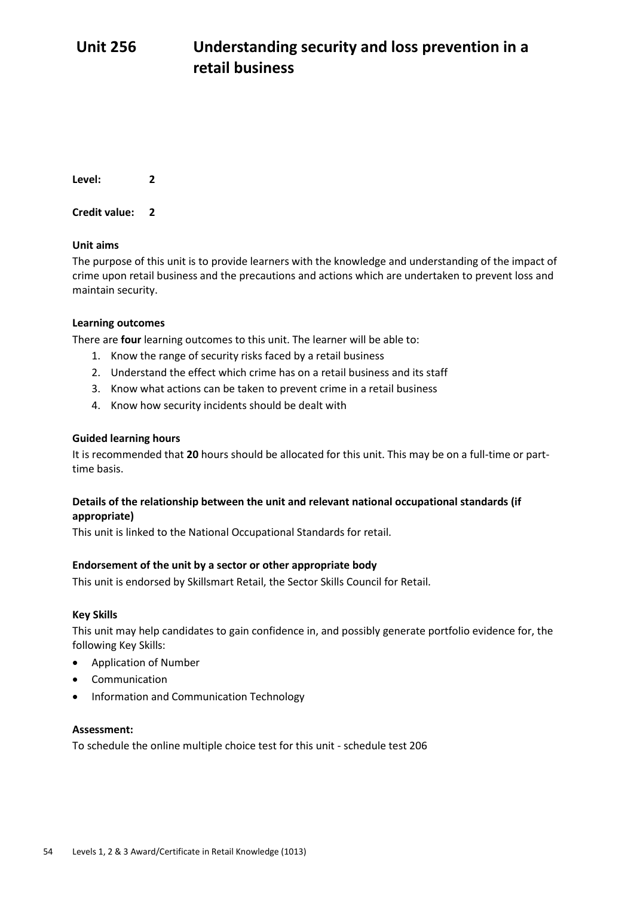# Unit 256 Understanding security and loss prevention in a retail business

**Level:** 2

**Credit value:** 2

**Unit aims**

The purpose of this unit is to provide learners with the knowledge and understanding of the impact of crime upon retail business and the precautions and actions which are undertaken to prevent loss and maintain security.

**Learning outcomes**

There are **four** learning outcomes to this unit. The learner will be able to:

1. Know the range of security risks faced by a retail business
2. Understand the effect which crime has on a retail business and its staff
3. Know what actions can be taken to prevent crime in a retail business
4. Know how security incidents should be dealt with

**Guided learning hours**

It is recommended that **20** hours should be allocated for this unit. This may be on a full-time or part-time basis.

**Details of the relationship between the unit and relevant national occupational standards (if appropriate)**

This unit is linked to the National Occupational Standards for retail.

**Endorsement of the unit by a sector or other appropriate body**

This unit is endorsed by Skillsmart Retail, the Sector Skills Council for Retail.

**Key Skills**

This unit may help candidates to gain confidence in, and possibly generate portfolio evidence for, the following Key Skills:

- Application of Number
- Communication
- Information and Communication Technology

**Assessment:**

To schedule the online multiple choice test for this unit - schedule test 206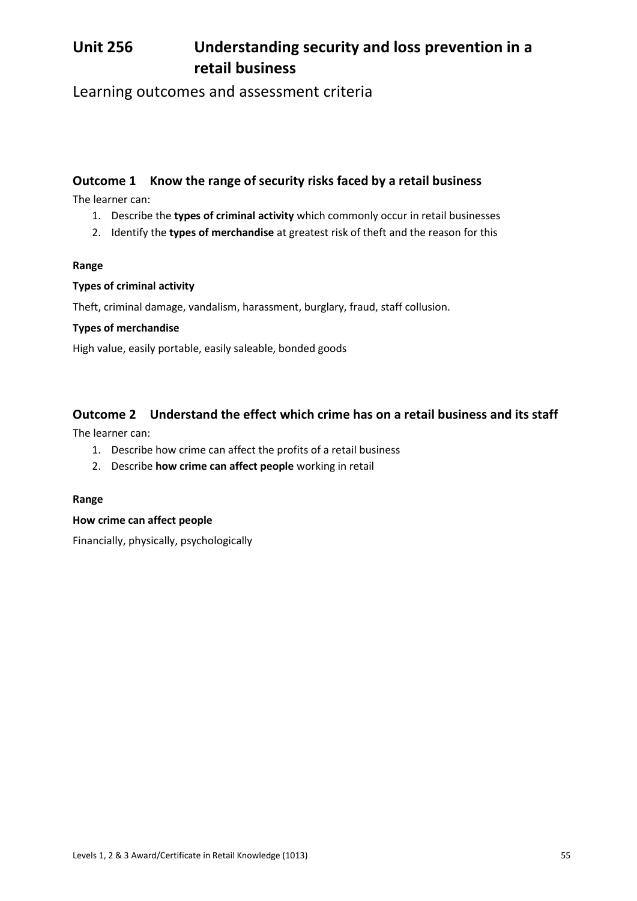# Unit 256 Understanding security and loss prevention in a retail business

## Learning outcomes and assessment criteria

### Outcome 1 Know the range of security risks faced by a retail business

The learner can:

1. Describe the **types of criminal activity** which commonly occur in retail businesses
2. Identify the **types of merchandise** at greatest risk of theft and the reason for this

**Range**

**Types of criminal activity**

Theft, criminal damage, vandalism, harassment, burglary, fraud, staff collusion.

**Types of merchandise**

High value, easily portable, easily saleable, bonded goods

### Outcome 2 Understand the effect which crime has on a retail business and its staff

The learner can:

1. Describe how crime can affect the profits of a retail business
2. Describe **how crime can affect people** working in retail

**Range**

**How crime can affect people**

Financially, physically, psychologically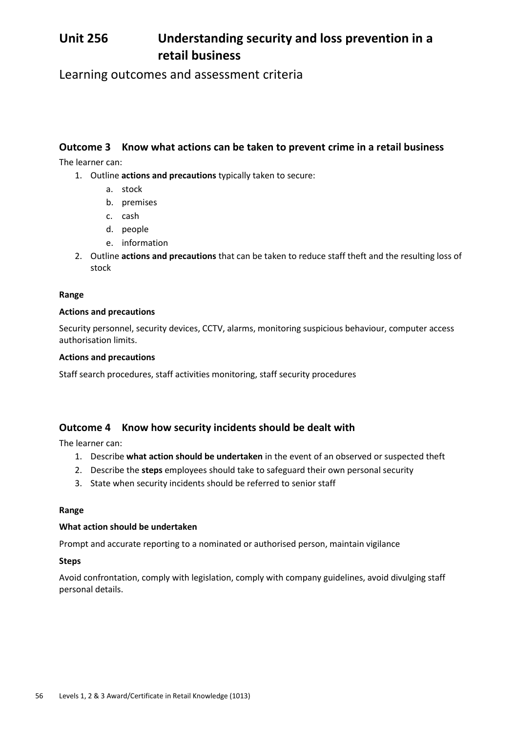# Unit 256 Understanding security and loss prevention in a retail business

## Learning outcomes and assessment criteria

### Outcome 3 Know what actions can be taken to prevent crime in a retail business

The learner can:

1. Outline **actions and precautions** typically taken to secure:
    a. stock
    b. premises
    c. cash
    d. people
    e. information
2. Outline **actions and precautions** that can be taken to reduce staff theft and the resulting loss of stock

**Range**

**Actions and precautions**

Security personnel, security devices, CCTV, alarms, monitoring suspicious behaviour, computer access authorisation limits.

**Actions and precautions**

Staff search procedures, staff activities monitoring, staff security procedures

### Outcome 4 Know how security incidents should be dealt with

The learner can:

1. Describe **what action should be undertaken** in the event of an observed or suspected theft
2. Describe the **steps** employees should take to safeguard their own personal security
3. State when security incidents should be referred to senior staff

**Range**

**What action should be undertaken**

Prompt and accurate reporting to a nominated or authorised person, maintain vigilance

**Steps**

Avoid confrontation, comply with legislation, comply with company guidelines, avoid divulging staff personal details.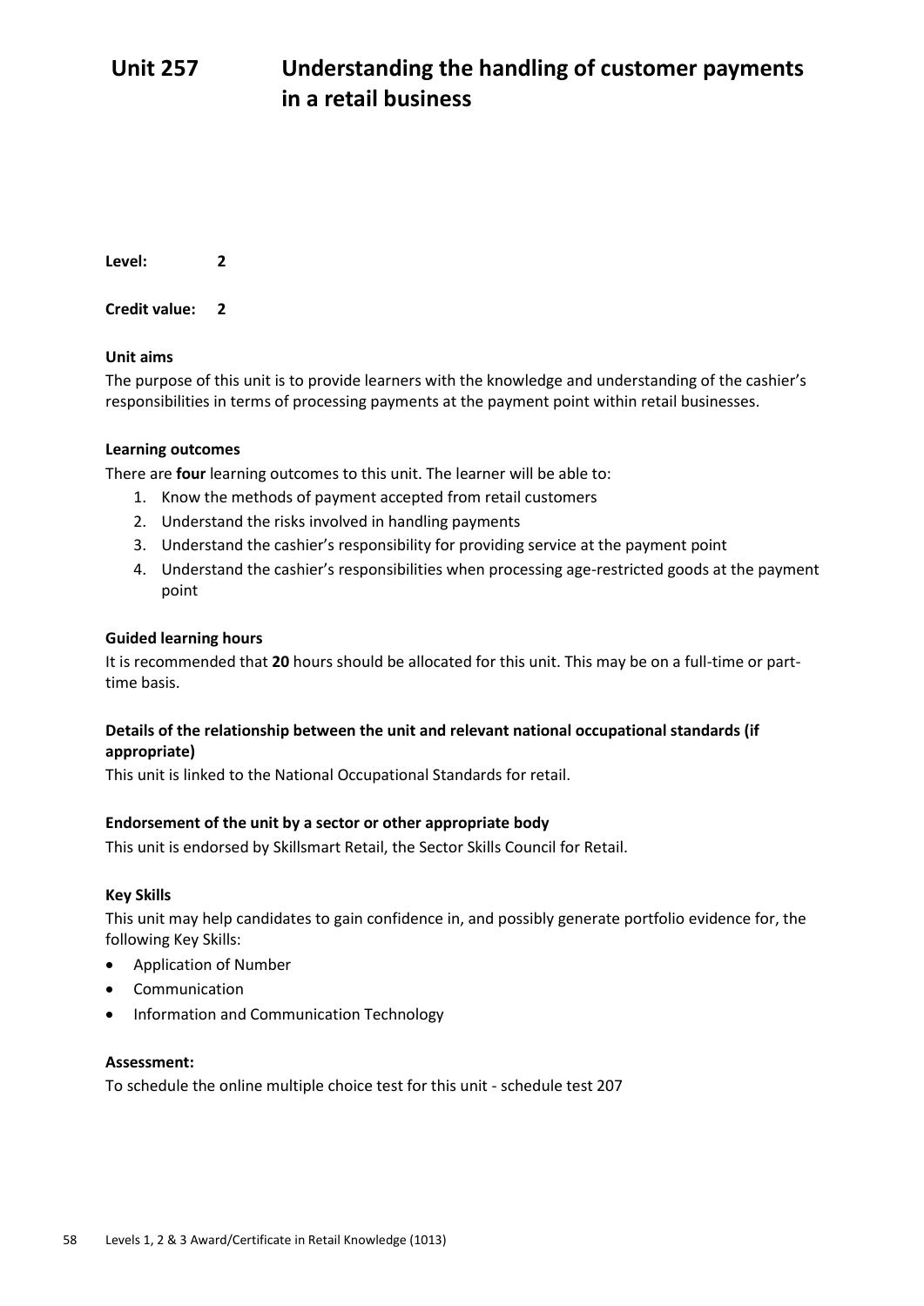# Unit 257 Understanding the handling of customer payments in a retail business

**Level:** 2

**Credit value:** 2

**Unit aims**

The purpose of this unit is to provide learners with the knowledge and understanding of the cashier's responsibilities in terms of processing payments at the payment point within retail businesses.

**Learning outcomes**

There are **four** learning outcomes to this unit. The learner will be able to:

1. Know the methods of payment accepted from retail customers
2. Understand the risks involved in handling payments
3. Understand the cashier's responsibility for providing service at the payment point
4. Understand the cashier's responsibilities when processing age-restricted goods at the payment point

**Guided learning hours**

It is recommended that **20** hours should be allocated for this unit. This may be on a full-time or part-time basis.

**Details of the relationship between the unit and relevant national occupational standards (if appropriate)**

This unit is linked to the National Occupational Standards for retail.

**Endorsement of the unit by a sector or other appropriate body**

This unit is endorsed by Skillsmart Retail, the Sector Skills Council for Retail.

**Key Skills**

This unit may help candidates to gain confidence in, and possibly generate portfolio evidence for, the following Key Skills:

- Application of Number
- Communication
- Information and Communication Technology

**Assessment:**

To schedule the online multiple choice test for this unit - schedule test 207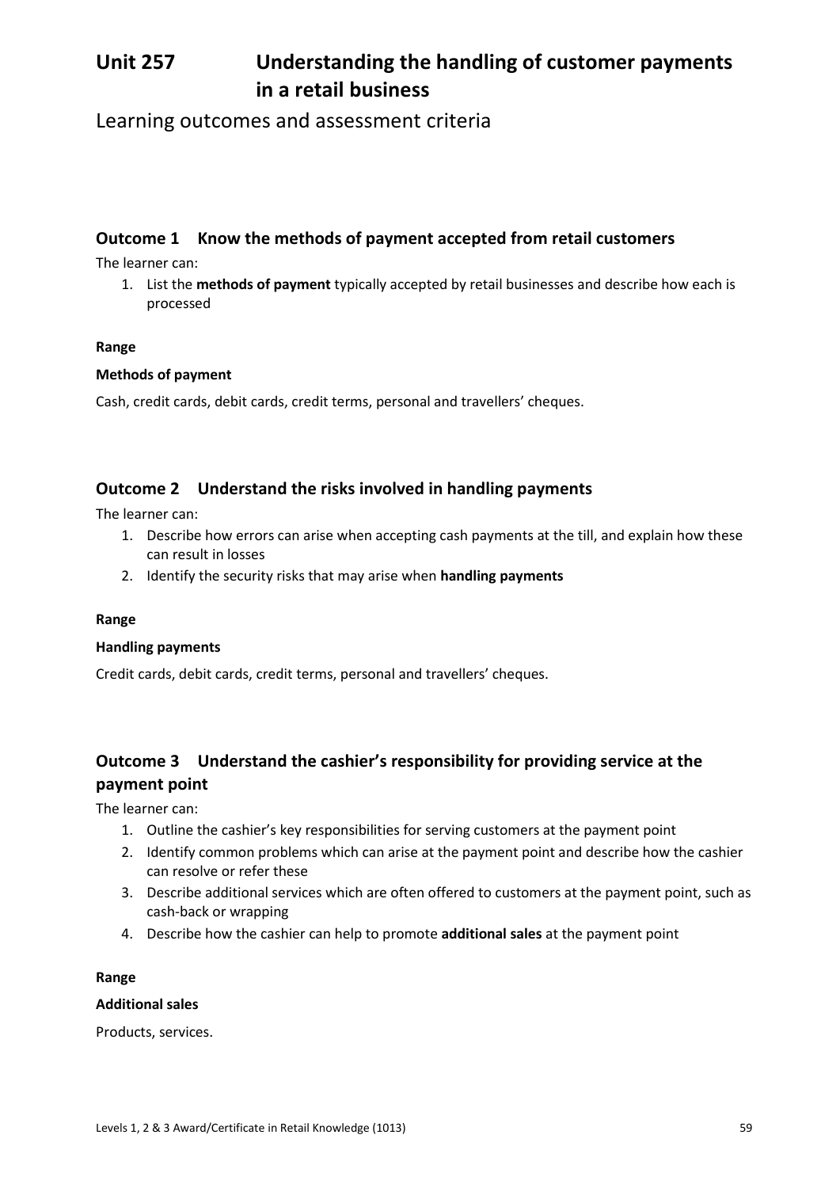# Unit 257 Understanding the handling of customer payments in a retail business

## Learning outcomes and assessment criteria

### Outcome 1 Know the methods of payment accepted from retail customers

The learner can:

1. List the **methods of payment** typically accepted by retail businesses and describe how each is processed

**Range**

**Methods of payment**

Cash, credit cards, debit cards, credit terms, personal and travellers' cheques.

### Outcome 2 Understand the risks involved in handling payments

The learner can:

1. Describe how errors can arise when accepting cash payments at the till, and explain how these can result in losses
2. Identify the security risks that may arise when **handling payments**

**Range**

**Handling payments**

Credit cards, debit cards, credit terms, personal and travellers' cheques.

### Outcome 3 Understand the cashier's responsibility for providing service at the payment point

The learner can:

1. Outline the cashier's key responsibilities for serving customers at the payment point
2. Identify common problems which can arise at the payment point and describe how the cashier can resolve or refer these
3. Describe additional services which are often offered to customers at the payment point, such as cash-back or wrapping
4. Describe how the cashier can help to promote **additional sales** at the payment point

**Range**

**Additional sales**

Products, services.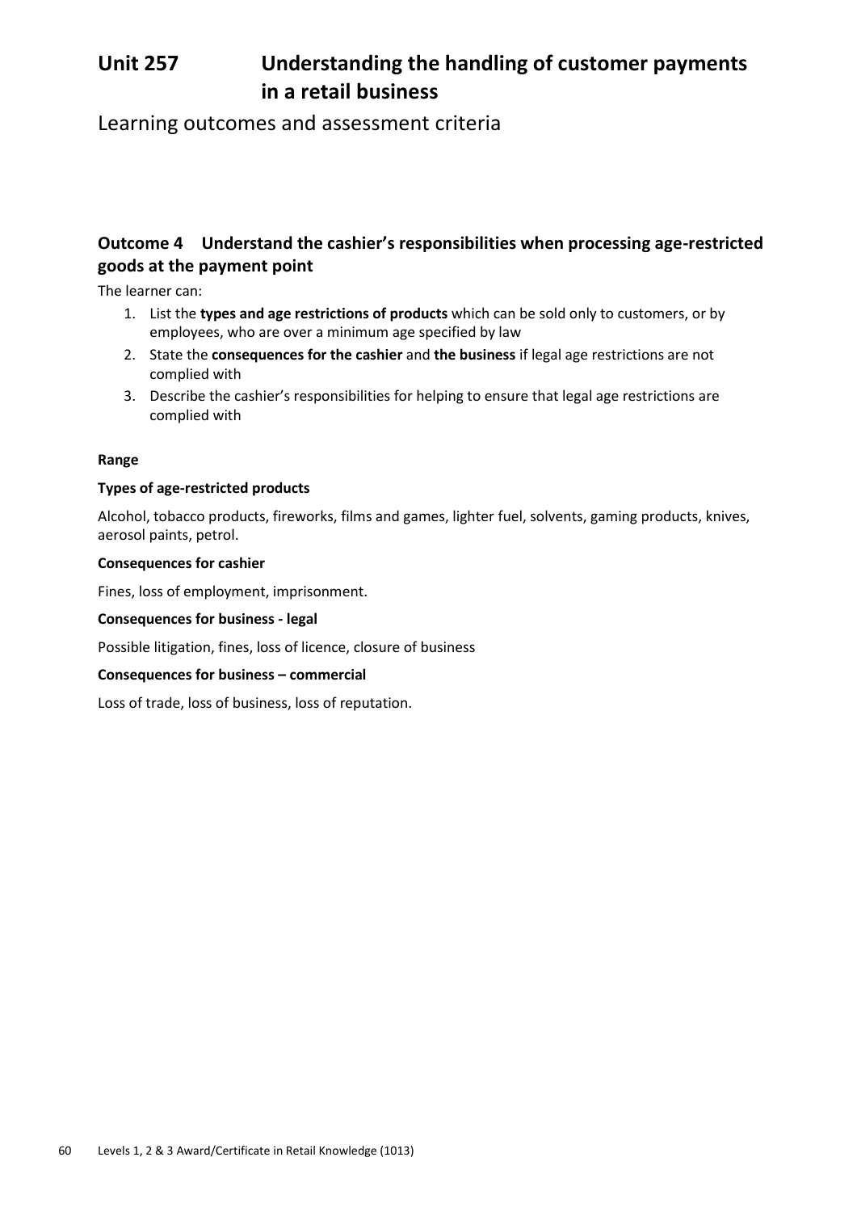# Unit 257 Understanding the handling of customer payments in a retail business

## Learning outcomes and assessment criteria

### Outcome 4 Understand the cashier's responsibilities when processing age-restricted goods at the payment point

The learner can:

1. List the **types and age restrictions of products** which can be sold only to customers, or by employees, who are over a minimum age specified by law
2. State the **consequences for the cashier** and **the business** if legal age restrictions are not complied with
3. Describe the cashier's responsibilities for helping to ensure that legal age restrictions are complied with

**Range**

**Types of age-restricted products**

Alcohol, tobacco products, fireworks, films and games, lighter fuel, solvents, gaming products, knives, aerosol paints, petrol.

**Consequences for cashier**

Fines, loss of employment, imprisonment.

**Consequences for business - legal**

Possible litigation, fines, loss of licence, closure of business

**Consequences for business – commercial**

Loss of trade, loss of business, loss of reputation.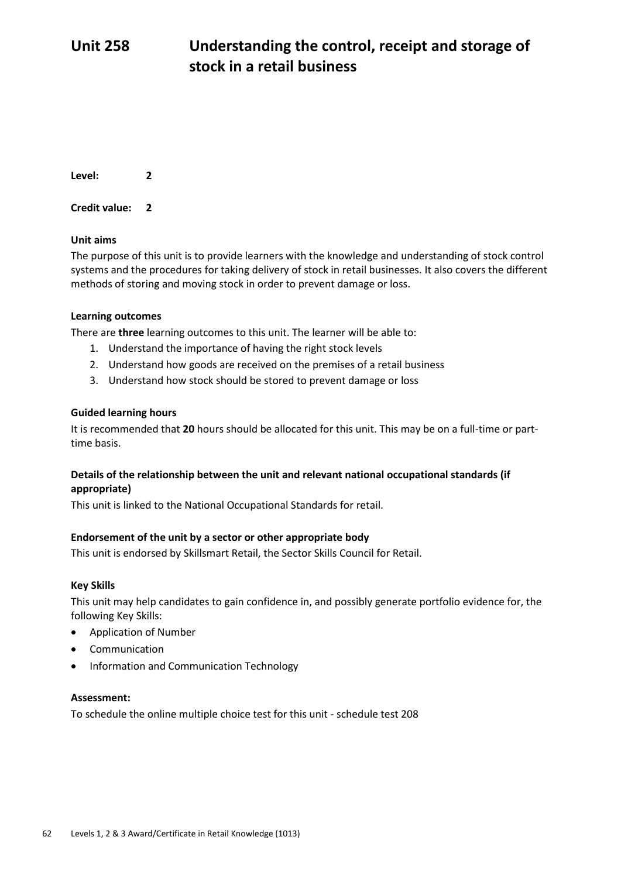# Unit 258 Understanding the control, receipt and storage of stock in a retail business

**Level:** 2

**Credit value:** 2

**Unit aims**

The purpose of this unit is to provide learners with the knowledge and understanding of stock control systems and the procedures for taking delivery of stock in retail businesses. It also covers the different methods of storing and moving stock in order to prevent damage or loss.

**Learning outcomes**

There are **three** learning outcomes to this unit. The learner will be able to:

1. Understand the importance of having the right stock levels
2. Understand how goods are received on the premises of a retail business
3. Understand how stock should be stored to prevent damage or loss

**Guided learning hours**

It is recommended that **20** hours should be allocated for this unit. This may be on a full-time or part-time basis.

**Details of the relationship between the unit and relevant national occupational standards (if appropriate)**

This unit is linked to the National Occupational Standards for retail.

**Endorsement of the unit by a sector or other appropriate body**

This unit is endorsed by Skillsmart Retail, the Sector Skills Council for Retail.

**Key Skills**

This unit may help candidates to gain confidence in, and possibly generate portfolio evidence for, the following Key Skills:

- Application of Number
- Communication
- Information and Communication Technology

**Assessment:**

To schedule the online multiple choice test for this unit - schedule test 208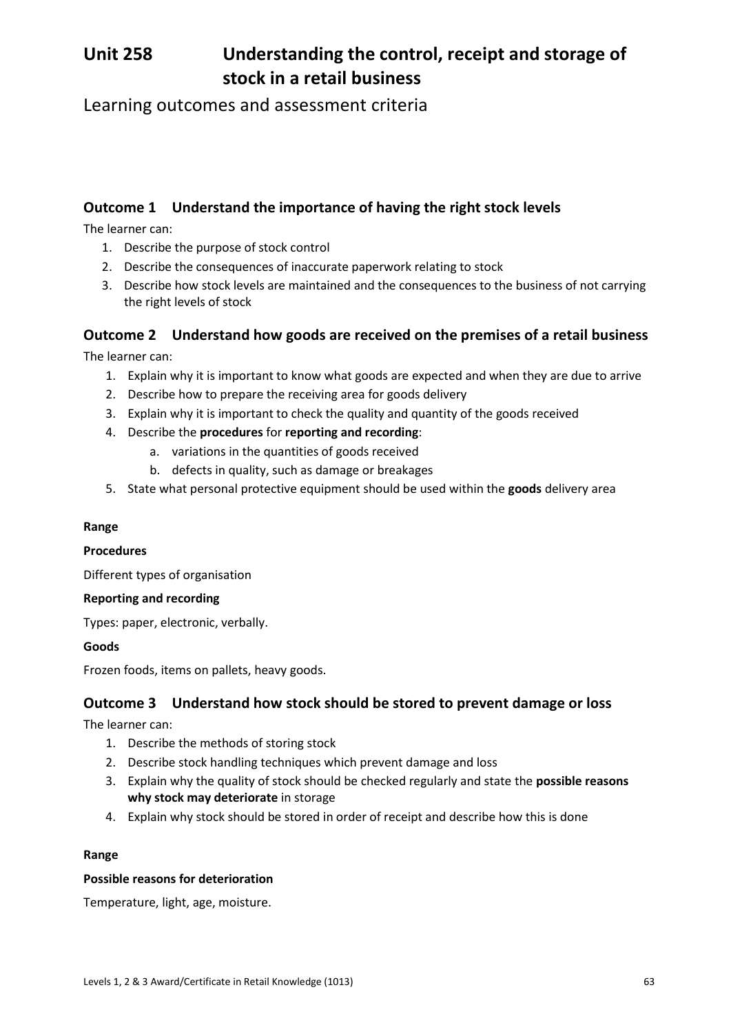# Unit 258 Understanding the control, receipt and storage of stock in a retail business

Learning outcomes and assessment criteria

## Outcome 1 Understand the importance of having the right stock levels

The learner can:

1. Describe the purpose of stock control
2. Describe the consequences of inaccurate paperwork relating to stock
3. Describe how stock levels are maintained and the consequences to the business of not carrying the right levels of stock

## Outcome 2 Understand how goods are received on the premises of a retail business

The learner can:

1. Explain why it is important to know what goods are expected and when they are due to arrive
2. Describe how to prepare the receiving area for goods delivery
3. Explain why it is important to check the quality and quantity of the goods received
4. Describe the **procedures** for **reporting and recording**:
    a. variations in the quantities of goods received
    b. defects in quality, such as damage or breakages
5. State what personal protective equipment should be used within the **goods** delivery area

**Range**

**Procedures**

Different types of organisation

**Reporting and recording**

Types: paper, electronic, verbally.

**Goods**

Frozen foods, items on pallets, heavy goods.

## Outcome 3 Understand how stock should be stored to prevent damage or loss

The learner can:

1. Describe the methods of storing stock
2. Describe stock handling techniques which prevent damage and loss
3. Explain why the quality of stock should be checked regularly and state the **possible reasons why stock may deteriorate** in storage
4. Explain why stock should be stored in order of receipt and describe how this is done

**Range**

**Possible reasons for deterioration**

Temperature, light, age, moisture.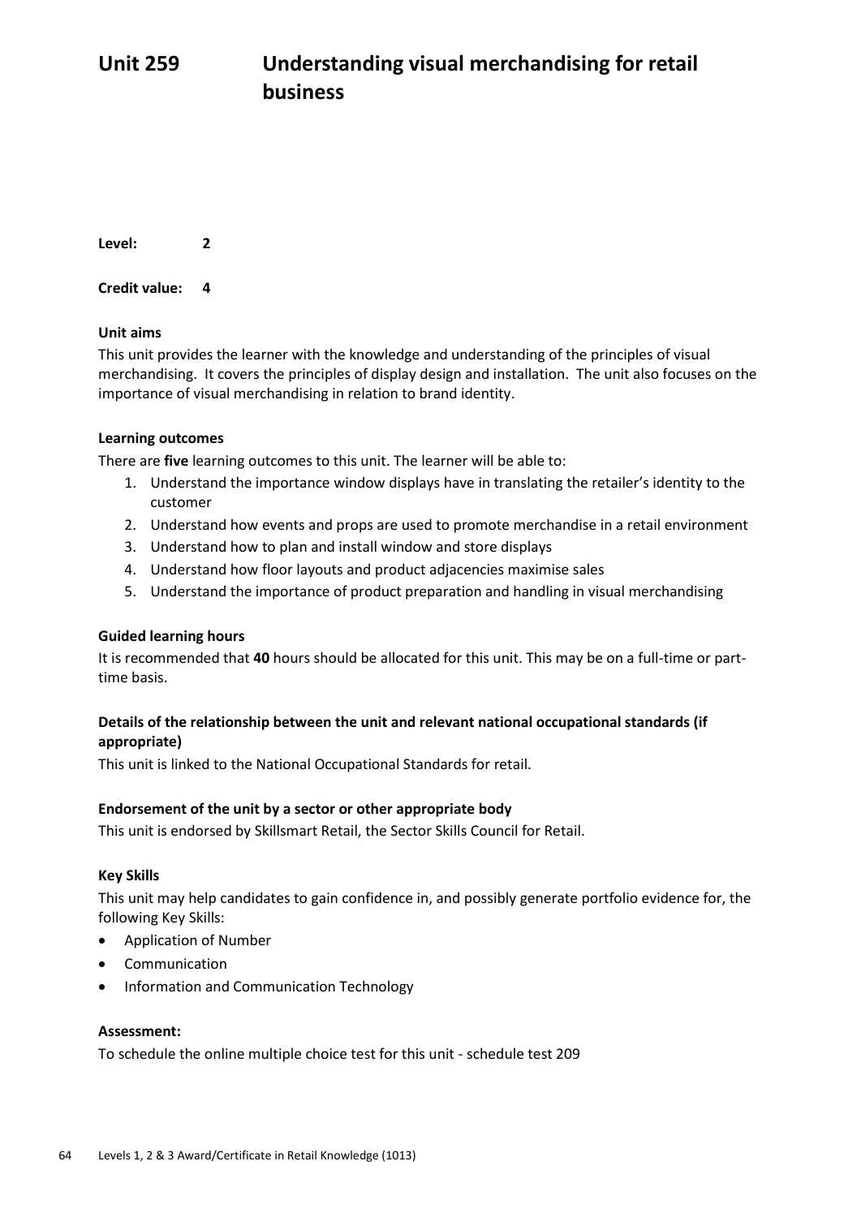# Unit 259 Understanding visual merchandising for retail business

**Level:** 2

**Credit value:** 4

**Unit aims**

This unit provides the learner with the knowledge and understanding of the principles of visual merchandising. It covers the principles of display design and installation. The unit also focuses on the importance of visual merchandising in relation to brand identity.

**Learning outcomes**

There are **five** learning outcomes to this unit. The learner will be able to:

1. Understand the importance window displays have in translating the retailer's identity to the customer
2. Understand how events and props are used to promote merchandise in a retail environment
3. Understand how to plan and install window and store displays
4. Understand how floor layouts and product adjacencies maximise sales
5. Understand the importance of product preparation and handling in visual merchandising

**Guided learning hours**

It is recommended that **40** hours should be allocated for this unit. This may be on a full-time or part-time basis.

**Details of the relationship between the unit and relevant national occupational standards (if appropriate)**

This unit is linked to the National Occupational Standards for retail.

**Endorsement of the unit by a sector or other appropriate body**

This unit is endorsed by Skillsmart Retail, the Sector Skills Council for Retail.

**Key Skills**

This unit may help candidates to gain confidence in, and possibly generate portfolio evidence for, the following Key Skills:

- Application of Number
- Communication
- Information and Communication Technology

**Assessment:**

To schedule the online multiple choice test for this unit - schedule test 209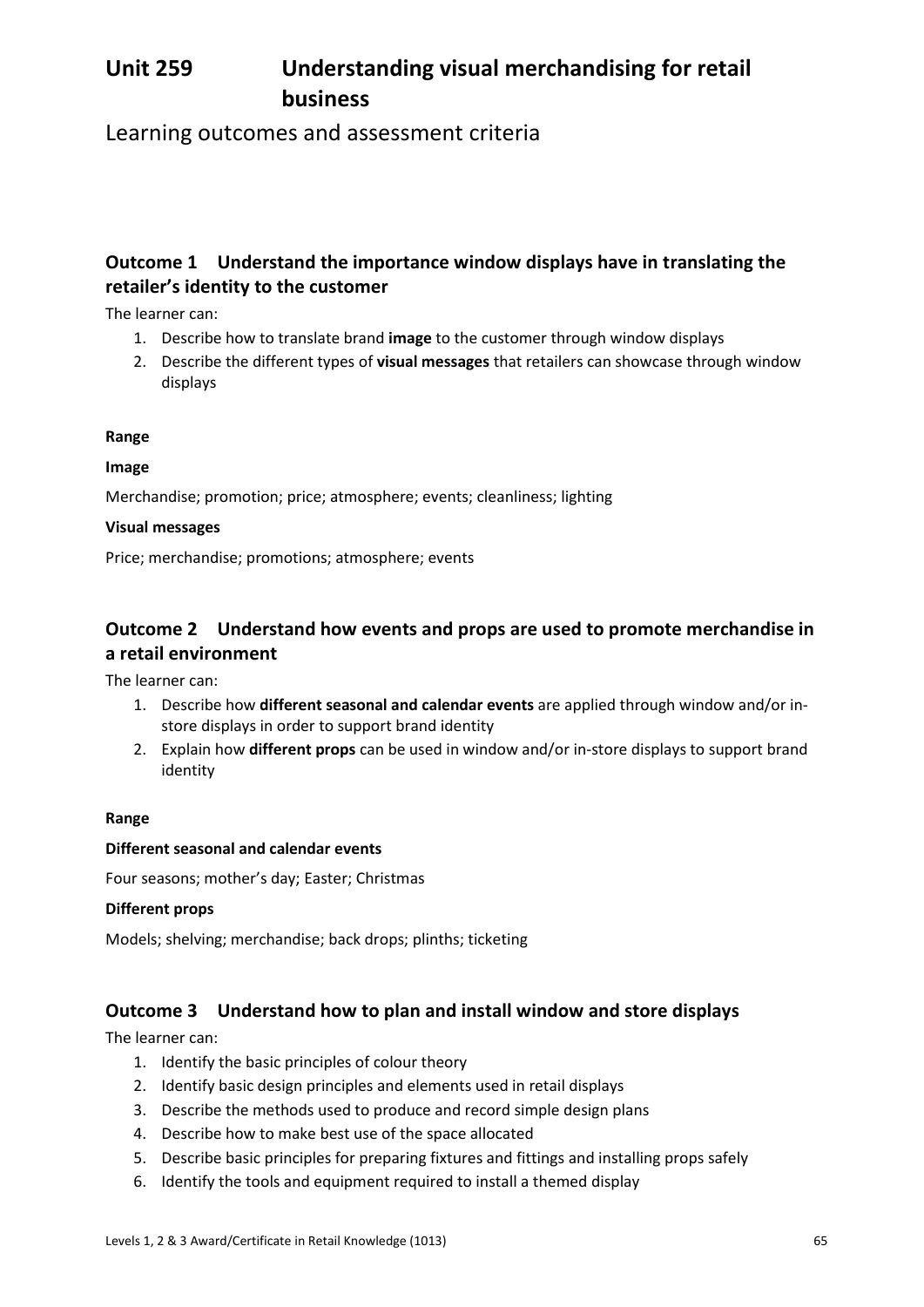# Unit 259 Understanding visual merchandising for retail business

## Learning outcomes and assessment criteria

### Outcome 1 Understand the importance window displays have in translating the retailer's identity to the customer

The learner can:

1. Describe how to translate brand **image** to the customer through window displays
2. Describe the different types of **visual messages** that retailers can showcase through window displays

**Range**

**Image**

Merchandise; promotion; price; atmosphere; events; cleanliness; lighting

**Visual messages**

Price; merchandise; promotions; atmosphere; events

### Outcome 2 Understand how events and props are used to promote merchandise in a retail environment

The learner can:

1. Describe how **different seasonal and calendar events** are applied through window and/or in-store displays in order to support brand identity
2. Explain how **different props** can be used in window and/or in-store displays to support brand identity

**Range**

**Different seasonal and calendar events**

Four seasons; mother's day; Easter; Christmas

**Different props**

Models; shelving; merchandise; back drops; plinths; ticketing

### Outcome 3 Understand how to plan and install window and store displays

The learner can:

1. Identify the basic principles of colour theory
2. Identify basic design principles and elements used in retail displays
3. Describe the methods used to produce and record simple design plans
4. Describe how to make best use of the space allocated
5. Describe basic principles for preparing fixtures and fittings and installing props safely
6. Identify the tools and equipment required to install a themed display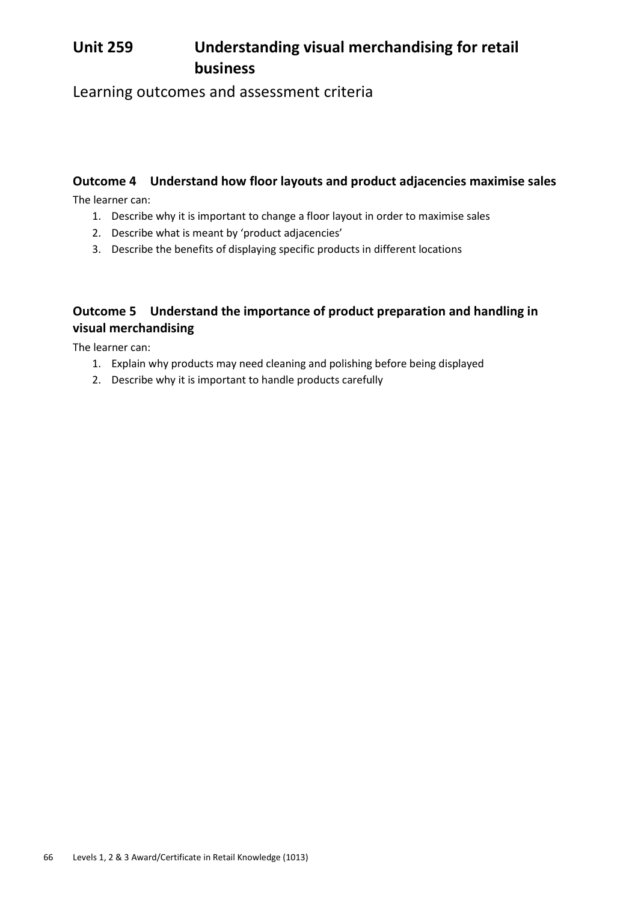# Unit 259 Understanding visual merchandising for retail business

## Learning outcomes and assessment criteria

### Outcome 4 Understand how floor layouts and product adjacencies maximise sales

The learner can:

1. Describe why it is important to change a floor layout in order to maximise sales
2. Describe what is meant by 'product adjacencies'
3. Describe the benefits of displaying specific products in different locations

### Outcome 5 Understand the importance of product preparation and handling in visual merchandising

The learner can:

1. Explain why products may need cleaning and polishing before being displayed
2. Describe why it is important to handle products carefully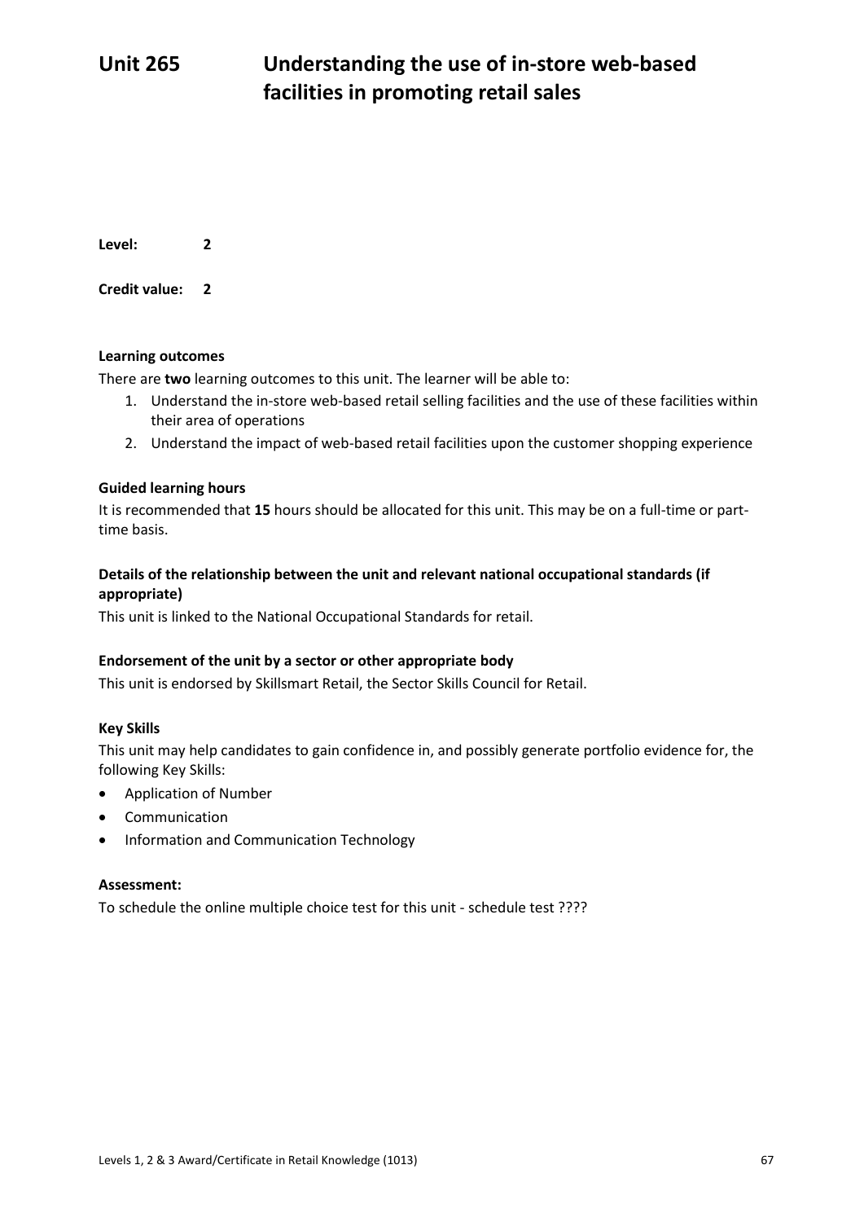# Unit 265 Understanding the use of in-store web-based facilities in promoting retail sales

**Level:** 2

**Credit value:** 2

**Learning outcomes**

There are **two** learning outcomes to this unit. The learner will be able to:

1. Understand the in-store web-based retail selling facilities and the use of these facilities within their area of operations
2. Understand the impact of web-based retail facilities upon the customer shopping experience

**Guided learning hours**

It is recommended that **15** hours should be allocated for this unit. This may be on a full-time or part-time basis.

**Details of the relationship between the unit and relevant national occupational standards (if appropriate)**

This unit is linked to the National Occupational Standards for retail.

**Endorsement of the unit by a sector or other appropriate body**

This unit is endorsed by Skillsmart Retail, the Sector Skills Council for Retail.

**Key Skills**

This unit may help candidates to gain confidence in, and possibly generate portfolio evidence for, the following Key Skills:

- Application of Number
- Communication
- Information and Communication Technology

**Assessment:**

To schedule the online multiple choice test for this unit - schedule test ????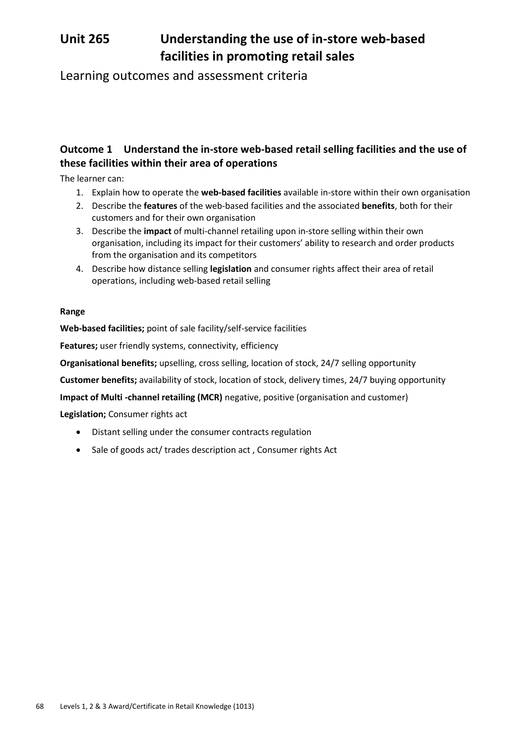# Unit 265 Understanding the use of in-store web-based facilities in promoting retail sales

## Learning outcomes and assessment criteria

### Outcome 1 Understand the in-store web-based retail selling facilities and the use of these facilities within their area of operations

The learner can:

1. Explain how to operate the **web-based facilities** available in-store within their own organisation
2. Describe the **features** of the web-based facilities and the associated **benefits**, both for their customers and for their own organisation
3. Describe the **impact** of multi-channel retailing upon in-store selling within their own organisation, including its impact for their customers' ability to research and order products from the organisation and its competitors
4. Describe how distance selling **legislation** and consumer rights affect their area of retail operations, including web-based retail selling

**Range**

**Web-based facilities;** point of sale facility/self-service facilities

**Features;** user friendly systems, connectivity, efficiency

**Organisational benefits;** upselling, cross selling, location of stock, 24/7 selling opportunity

**Customer benefits;** availability of stock, location of stock, delivery times, 24/7 buying opportunity

**Impact of Multi -channel retailing (MCR)** negative, positive (organisation and customer)

**Legislation;** Consumer rights act

- Distant selling under the consumer contracts regulation
- Sale of goods act/ trades description act , Consumer rights Act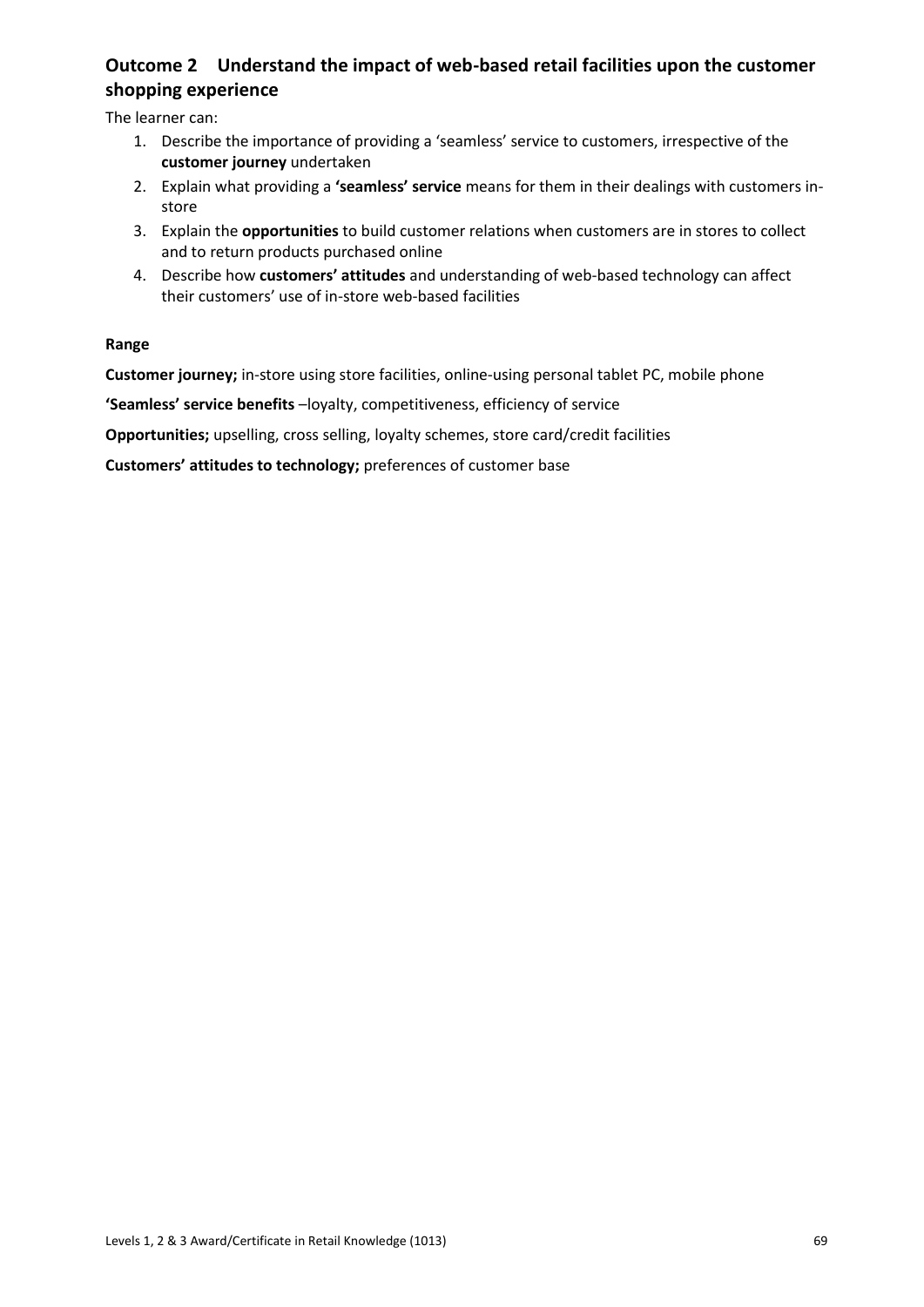## Outcome 2 Understand the impact of web-based retail facilities upon the customer shopping experience

The learner can:

1. Describe the importance of providing a 'seamless' service to customers, irrespective of the **customer journey** undertaken
2. Explain what providing a **'seamless' service** means for them in their dealings with customers in-store
3. Explain the **opportunities** to build customer relations when customers are in stores to collect and to return products purchased online
4. Describe how **customers' attitudes** and understanding of web-based technology can affect their customers' use of in-store web-based facilities

**Range**

**Customer journey;** in-store using store facilities, online-using personal tablet PC, mobile phone

**'Seamless' service benefits** –loyalty, competitiveness, efficiency of service

**Opportunities;** upselling, cross selling, loyalty schemes, store card/credit facilities

**Customers' attitudes to technology;** preferences of customer base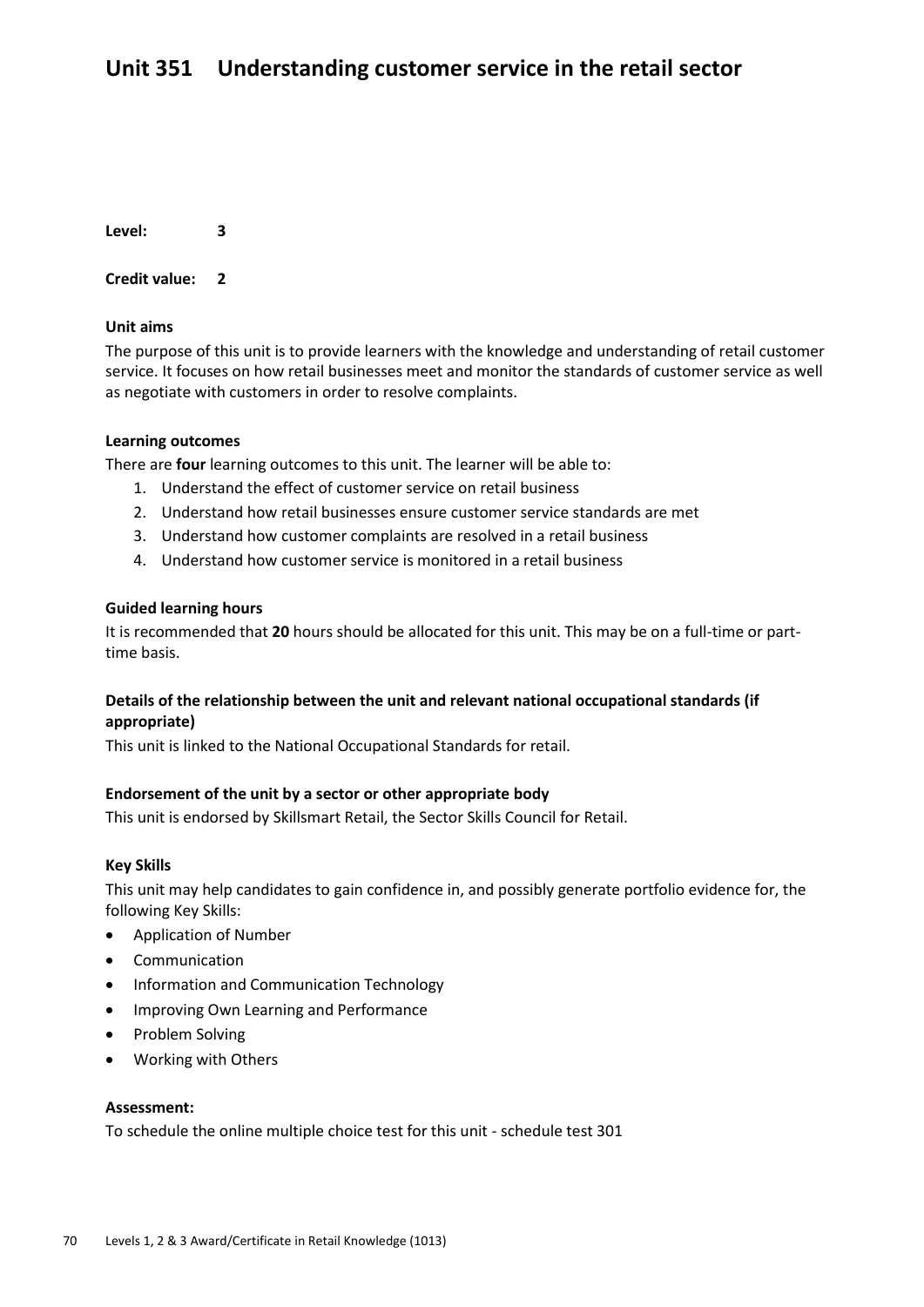# Unit 351 Understanding customer service in the retail sector

**Level:** **3**

**Credit value:** **2**

### Unit aims

The purpose of this unit is to provide learners with the knowledge and understanding of retail customer service. It focuses on how retail businesses meet and monitor the standards of customer service as well as negotiate with customers in order to resolve complaints.

### Learning outcomes

There are **four** learning outcomes to this unit. The learner will be able to:

1. Understand the effect of customer service on retail business
2. Understand how retail businesses ensure customer service standards are met
3. Understand how customer complaints are resolved in a retail business
4. Understand how customer service is monitored in a retail business

### Guided learning hours

It is recommended that **20** hours should be allocated for this unit. This may be on a full-time or part-time basis.

### Details of the relationship between the unit and relevant national occupational standards (if appropriate)

This unit is linked to the National Occupational Standards for retail.

### Endorsement of the unit by a sector or other appropriate body

This unit is endorsed by Skillsmart Retail, the Sector Skills Council for Retail.

### Key Skills

This unit may help candidates to gain confidence in, and possibly generate portfolio evidence for, the following Key Skills:

- Application of Number
- Communication
- Information and Communication Technology
- Improving Own Learning and Performance
- Problem Solving
- Working with Others

### Assessment:

To schedule the online multiple choice test for this unit - schedule test 301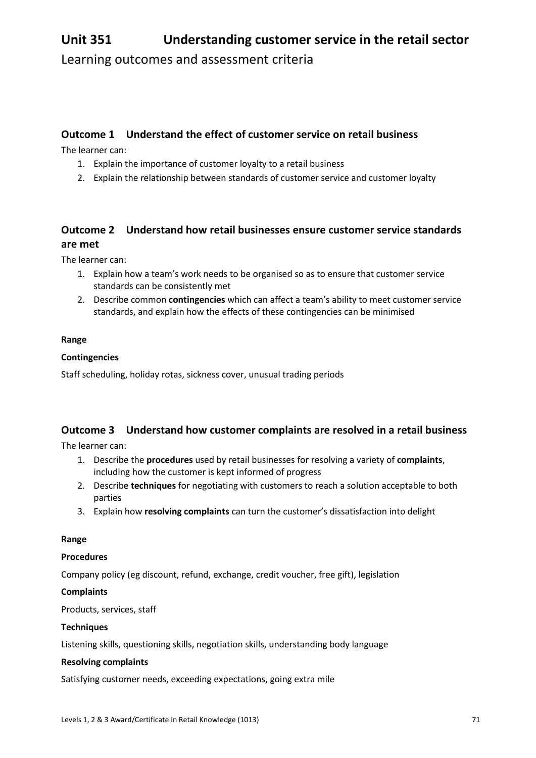# Unit 351 Understanding customer service in the retail sector

## Learning outcomes and assessment criteria

### Outcome 1 Understand the effect of customer service on retail business

The learner can:

1. Explain the importance of customer loyalty to a retail business
2. Explain the relationship between standards of customer service and customer loyalty

### Outcome 2 Understand how retail businesses ensure customer service standards are met

The learner can:

1. Explain how a team's work needs to be organised so as to ensure that customer service standards can be consistently met
2. Describe common **contingencies** which can affect a team's ability to meet customer service standards, and explain how the effects of these contingencies can be minimised

**Range**

**Contingencies**

Staff scheduling, holiday rotas, sickness cover, unusual trading periods

### Outcome 3 Understand how customer complaints are resolved in a retail business

The learner can:

1. Describe the **procedures** used by retail businesses for resolving a variety of **complaints**, including how the customer is kept informed of progress
2. Describe **techniques** for negotiating with customers to reach a solution acceptable to both parties
3. Explain how **resolving complaints** can turn the customer's dissatisfaction into delight

**Range**

**Procedures**

Company policy (eg discount, refund, exchange, credit voucher, free gift), legislation

**Complaints**

Products, services, staff

**Techniques**

Listening skills, questioning skills, negotiation skills, understanding body language

**Resolving complaints**

Satisfying customer needs, exceeding expectations, going extra mile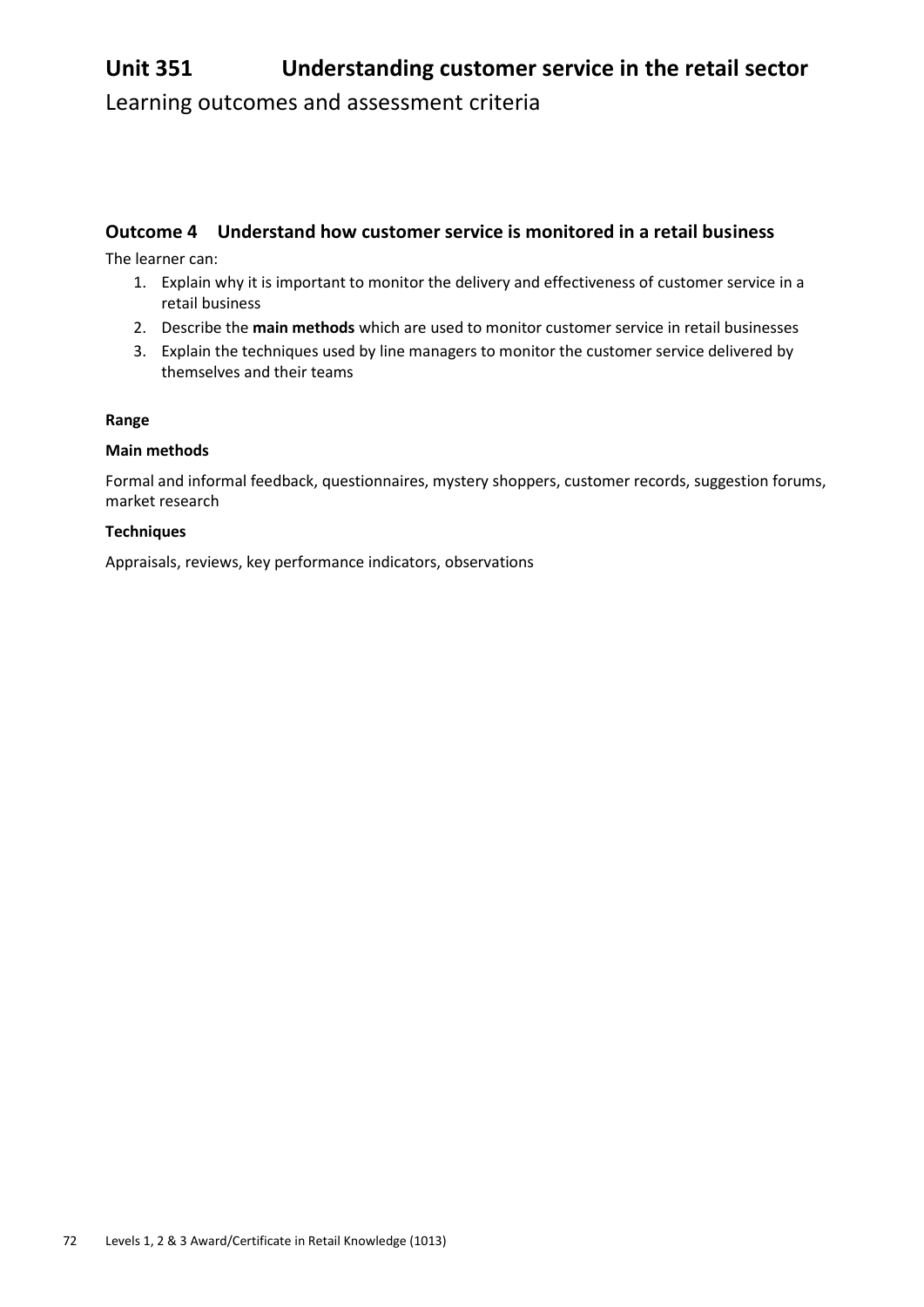# Unit 351 Understanding customer service in the retail sector

Learning outcomes and assessment criteria

## Outcome 4 Understand how customer service is monitored in a retail business

The learner can:

1. Explain why it is important to monitor the delivery and effectiveness of customer service in a retail business
2. Describe the **main methods** which are used to monitor customer service in retail businesses
3. Explain the techniques used by line managers to monitor the customer service delivered by themselves and their teams

**Range**

**Main methods**

Formal and informal feedback, questionnaires, mystery shoppers, customer records, suggestion forums, market research

**Techniques**

Appraisals, reviews, key performance indicators, observations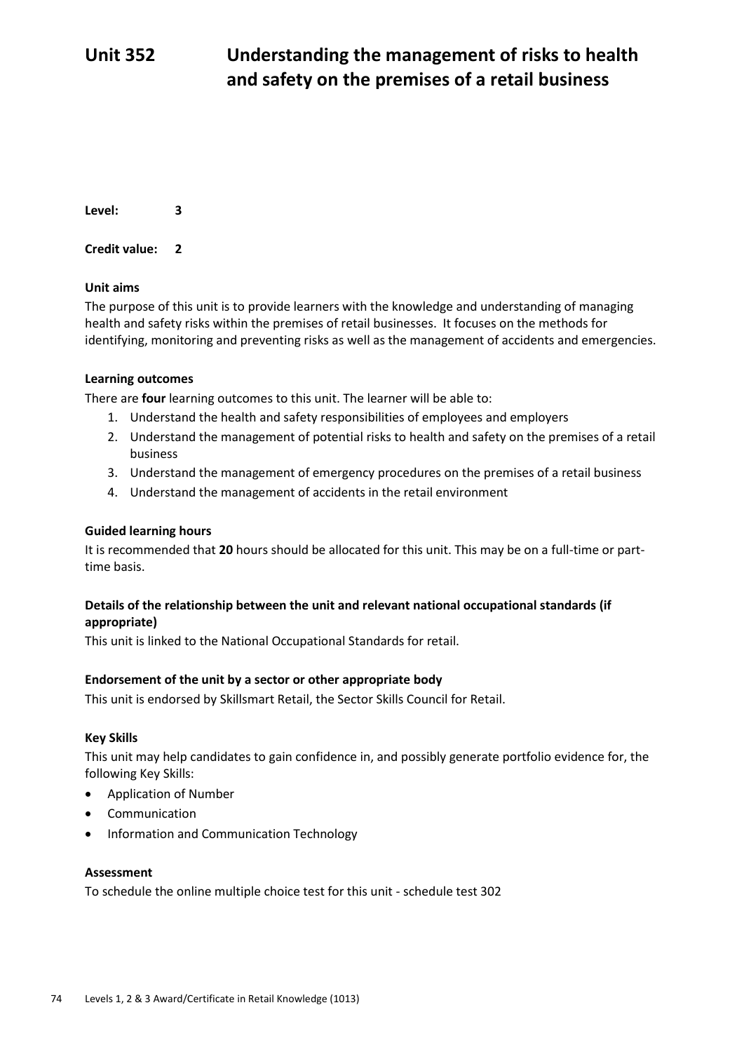# Unit 352 Understanding the management of risks to health and safety on the premises of a retail business

**Level:** 3

**Credit value:** 2

**Unit aims**

The purpose of this unit is to provide learners with the knowledge and understanding of managing health and safety risks within the premises of retail businesses. It focuses on the methods for identifying, monitoring and preventing risks as well as the management of accidents and emergencies.

**Learning outcomes**

There are **four** learning outcomes to this unit. The learner will be able to:

1. Understand the health and safety responsibilities of employees and employers
2. Understand the management of potential risks to health and safety on the premises of a retail business
3. Understand the management of emergency procedures on the premises of a retail business
4. Understand the management of accidents in the retail environment

**Guided learning hours**

It is recommended that **20** hours should be allocated for this unit. This may be on a full-time or part-time basis.

**Details of the relationship between the unit and relevant national occupational standards (if appropriate)**

This unit is linked to the National Occupational Standards for retail.

**Endorsement of the unit by a sector or other appropriate body**

This unit is endorsed by Skillsmart Retail, the Sector Skills Council for Retail.

**Key Skills**

This unit may help candidates to gain confidence in, and possibly generate portfolio evidence for, the following Key Skills:

- Application of Number
- Communication
- Information and Communication Technology

**Assessment**

To schedule the online multiple choice test for this unit - schedule test 302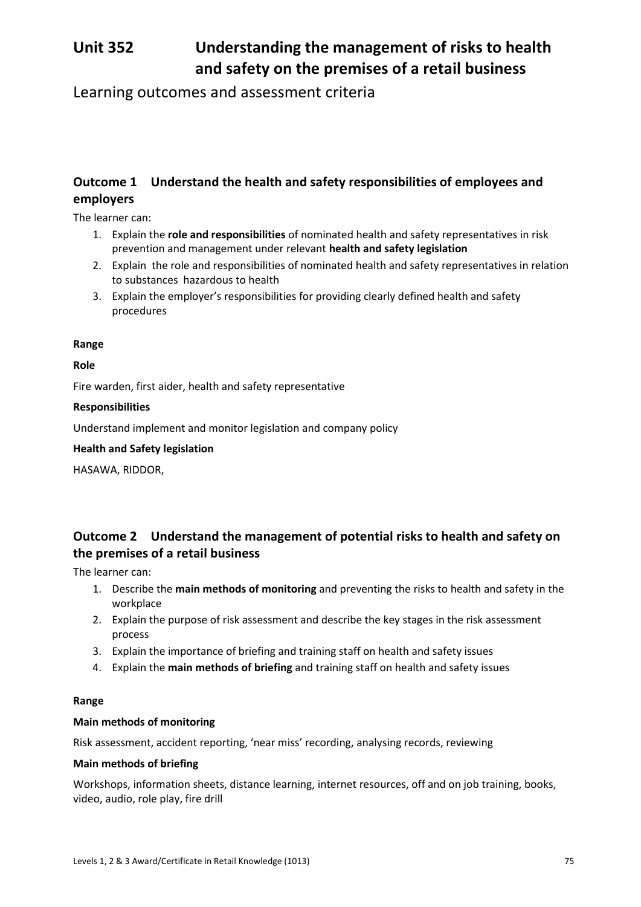# Unit 352 Understanding the management of risks to health and safety on the premises of a retail business

Learning outcomes and assessment criteria

## Outcome 1 Understand the health and safety responsibilities of employees and employers

The learner can:

1. Explain the **role and responsibilities** of nominated health and safety representatives in risk prevention and management under relevant **health and safety legislation**
2. Explain the role and responsibilities of nominated health and safety representatives in relation to substances hazardous to health
3. Explain the employer's responsibilities for providing clearly defined health and safety procedures

**Range**

**Role**

Fire warden, first aider, health and safety representative

**Responsibilities**

Understand implement and monitor legislation and company policy

**Health and Safety legislation**

HASAWA, RIDDOR,

## Outcome 2 Understand the management of potential risks to health and safety on the premises of a retail business

The learner can:

1. Describe the **main methods of monitoring** and preventing the risks to health and safety in the workplace
2. Explain the purpose of risk assessment and describe the key stages in the risk assessment process
3. Explain the importance of briefing and training staff on health and safety issues
4. Explain the **main methods of briefing** and training staff on health and safety issues

**Range**

**Main methods of monitoring**

Risk assessment, accident reporting, 'near miss' recording, analysing records, reviewing

**Main methods of briefing**

Workshops, information sheets, distance learning, internet resources, off and on job training, books, video, audio, role play, fire drill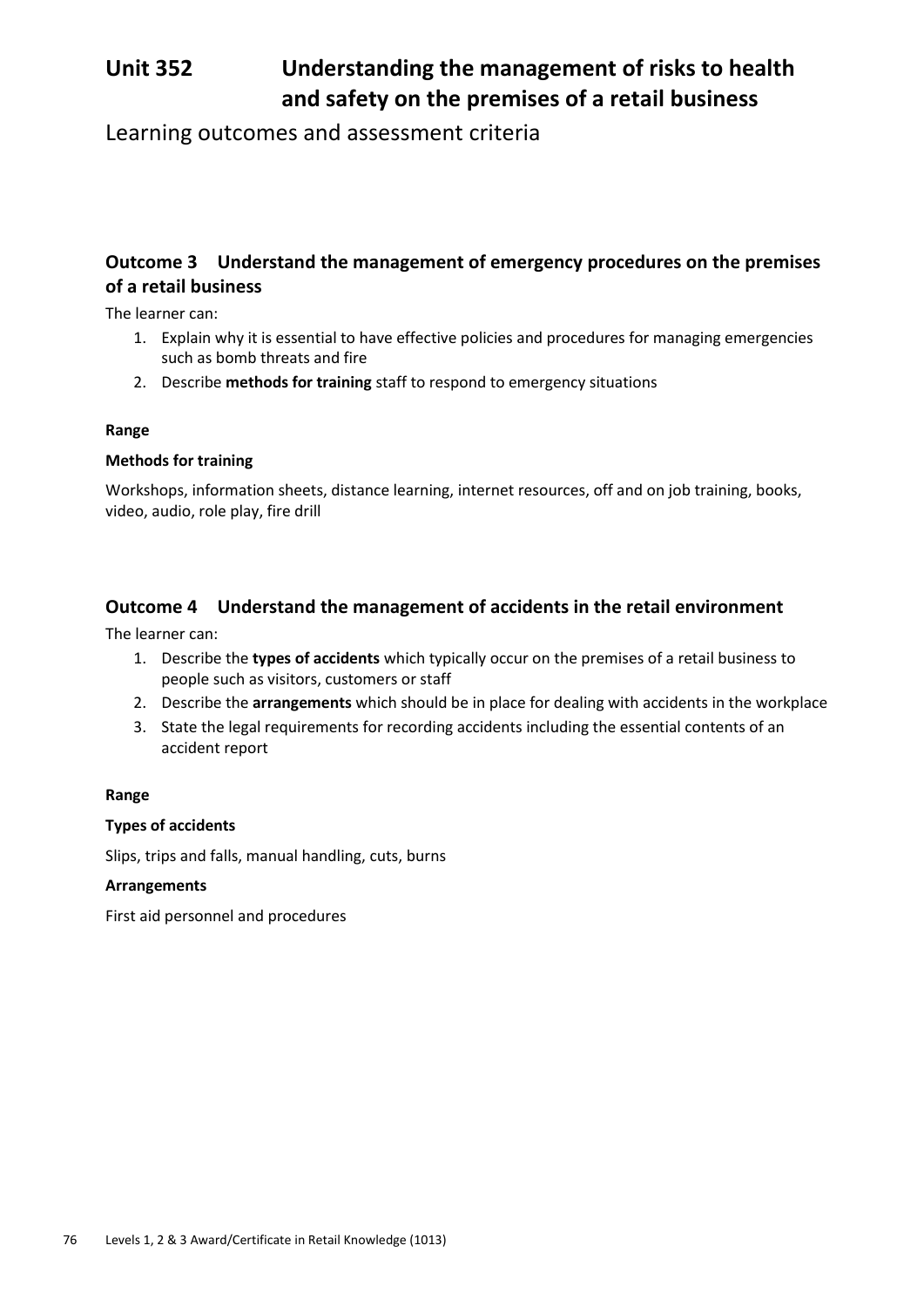# Unit 352 Understanding the management of risks to health and safety on the premises of a retail business

## Learning outcomes and assessment criteria

### Outcome 3 Understand the management of emergency procedures on the premises of a retail business

The learner can:

1. Explain why it is essential to have effective policies and procedures for managing emergencies such as bomb threats and fire
2. Describe **methods for training** staff to respond to emergency situations

**Range**

**Methods for training**

Workshops, information sheets, distance learning, internet resources, off and on job training, books, video, audio, role play, fire drill

### Outcome 4 Understand the management of accidents in the retail environment

The learner can:

1. Describe the **types of accidents** which typically occur on the premises of a retail business to people such as visitors, customers or staff
2. Describe the **arrangements** which should be in place for dealing with accidents in the workplace
3. State the legal requirements for recording accidents including the essential contents of an accident report

**Range**

**Types of accidents**

Slips, trips and falls, manual handling, cuts, burns

**Arrangements**

First aid personnel and procedures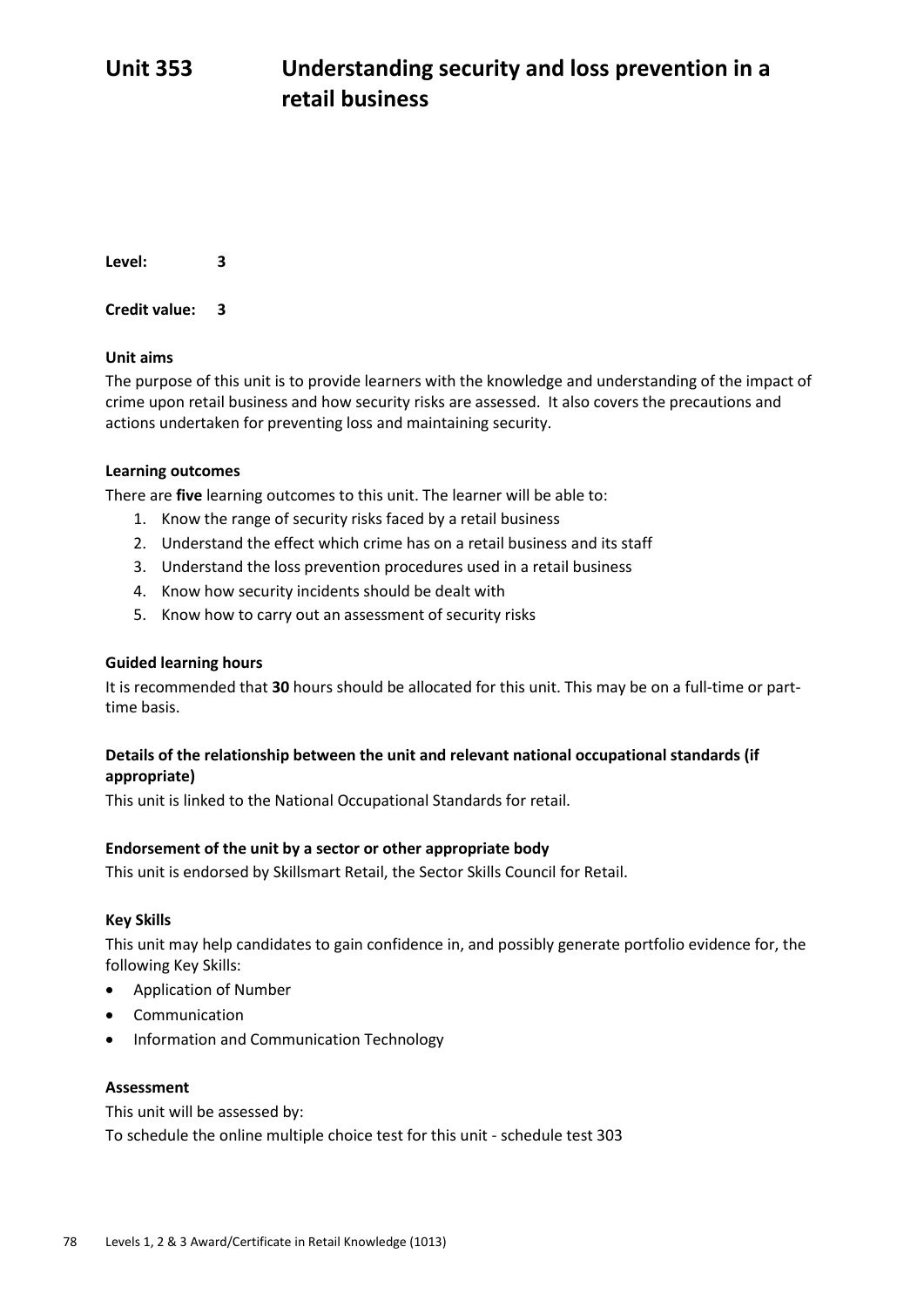# Unit 353 Understanding security and loss prevention in a retail business

**Level:** **3**

**Credit value:** **3**

**Unit aims**

The purpose of this unit is to provide learners with the knowledge and understanding of the impact of crime upon retail business and how security risks are assessed. It also covers the precautions and actions undertaken for preventing loss and maintaining security.

**Learning outcomes**

There are **five** learning outcomes to this unit. The learner will be able to:

1. Know the range of security risks faced by a retail business
2. Understand the effect which crime has on a retail business and its staff
3. Understand the loss prevention procedures used in a retail business
4. Know how security incidents should be dealt with
5. Know how to carry out an assessment of security risks

**Guided learning hours**

It is recommended that **30** hours should be allocated for this unit. This may be on a full-time or part-time basis.

**Details of the relationship between the unit and relevant national occupational standards (if appropriate)**

This unit is linked to the National Occupational Standards for retail.

**Endorsement of the unit by a sector or other appropriate body**

This unit is endorsed by Skillsmart Retail, the Sector Skills Council for Retail.

**Key Skills**

This unit may help candidates to gain confidence in, and possibly generate portfolio evidence for, the following Key Skills:

- Application of Number
- Communication
- Information and Communication Technology

**Assessment**

This unit will be assessed by:

To schedule the online multiple choice test for this unit - schedule test 303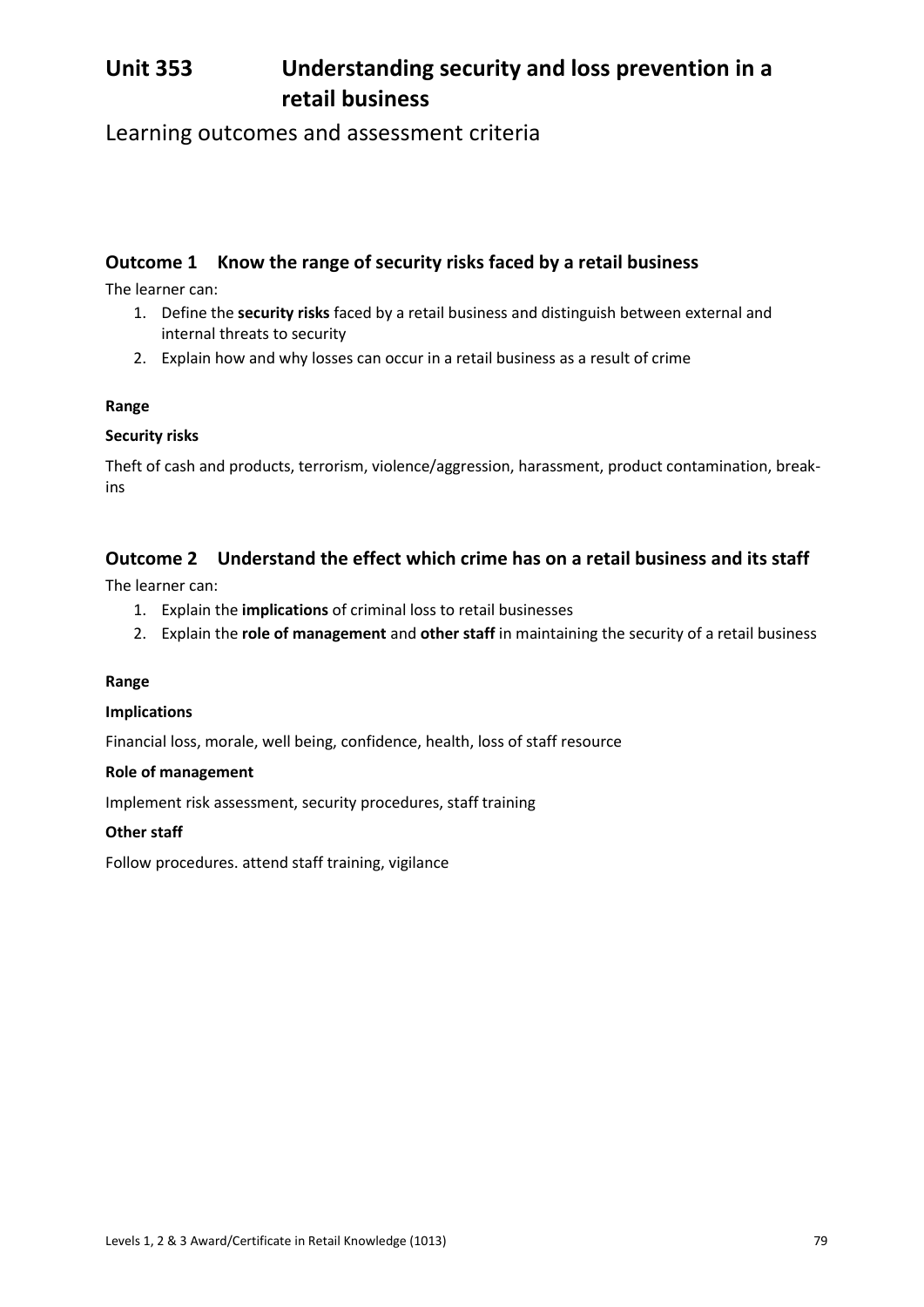# Unit 353 Understanding security and loss prevention in a retail business

## Learning outcomes and assessment criteria

### Outcome 1 Know the range of security risks faced by a retail business

The learner can:

1. Define the **security risks** faced by a retail business and distinguish between external and internal threats to security
2. Explain how and why losses can occur in a retail business as a result of crime

**Range**

**Security risks**

Theft of cash and products, terrorism, violence/aggression, harassment, product contamination, break-ins

### Outcome 2 Understand the effect which crime has on a retail business and its staff

The learner can:

1. Explain the **implications** of criminal loss to retail businesses
2. Explain the **role of management** and **other staff** in maintaining the security of a retail business

**Range**

**Implications**

Financial loss, morale, well being, confidence, health, loss of staff resource

**Role of management**

Implement risk assessment, security procedures, staff training

**Other staff**

Follow procedures. attend staff training, vigilance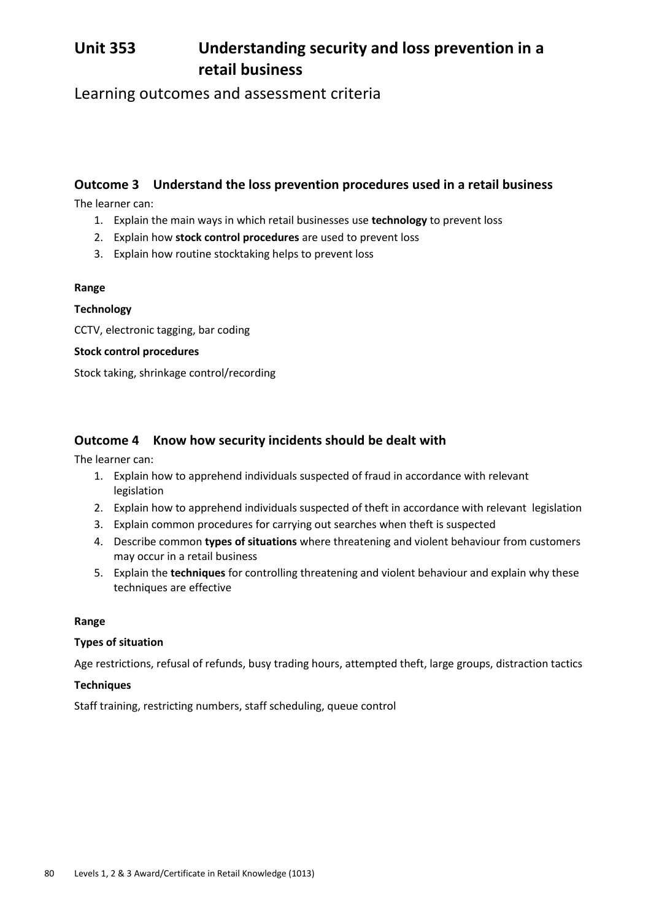# Unit 353 Understanding security and loss prevention in a retail business

## Learning outcomes and assessment criteria

### Outcome 3 Understand the loss prevention procedures used in a retail business

The learner can:

1. Explain the main ways in which retail businesses use **technology** to prevent loss
2. Explain how **stock control procedures** are used to prevent loss
3. Explain how routine stocktaking helps to prevent loss

**Range**

**Technology**

CCTV, electronic tagging, bar coding

**Stock control procedures**

Stock taking, shrinkage control/recording

### Outcome 4 Know how security incidents should be dealt with

The learner can:

1. Explain how to apprehend individuals suspected of fraud in accordance with relevant legislation
2. Explain how to apprehend individuals suspected of theft in accordance with relevant legislation
3. Explain common procedures for carrying out searches when theft is suspected
4. Describe common **types of situations** where threatening and violent behaviour from customers may occur in a retail business
5. Explain the **techniques** for controlling threatening and violent behaviour and explain why these techniques are effective

**Range**

**Types of situation**

Age restrictions, refusal of refunds, busy trading hours, attempted theft, large groups, distraction tactics

**Techniques**

Staff training, restricting numbers, staff scheduling, queue control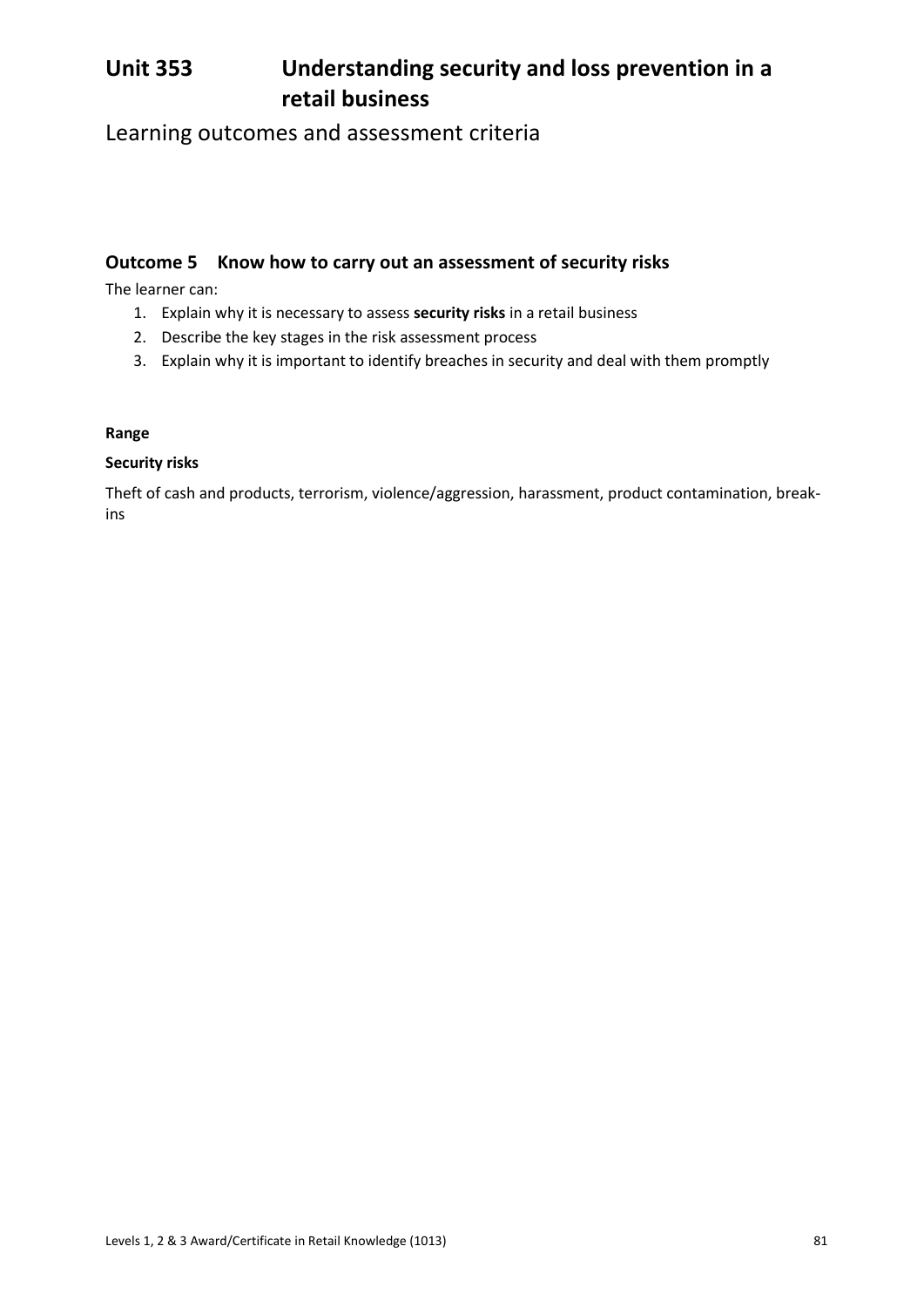# Unit 353 Understanding security and loss prevention in a retail business

## Learning outcomes and assessment criteria

### Outcome 5 Know how to carry out an assessment of security risks

The learner can:

1. Explain why it is necessary to assess **security risks** in a retail business
2. Describe the key stages in the risk assessment process
3. Explain why it is important to identify breaches in security and deal with them promptly

**Range**

**Security risks**

Theft of cash and products, terrorism, violence/aggression, harassment, product contamination, break-ins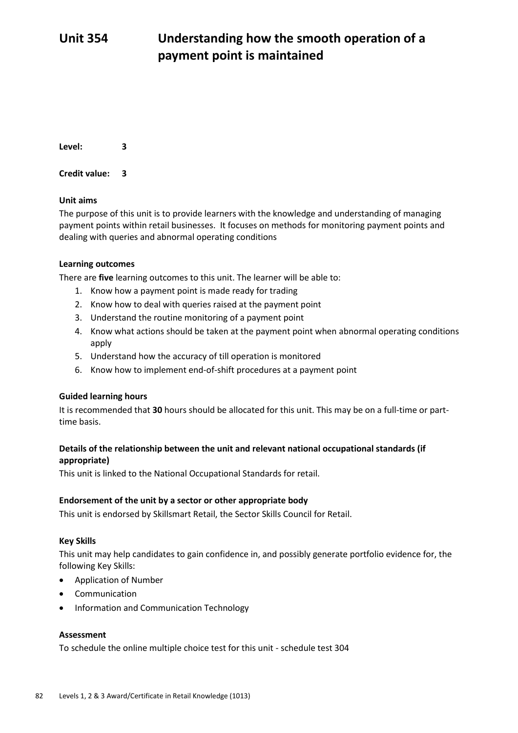# Unit 354 Understanding how the smooth operation of a payment point is maintained

**Level:** 3

**Credit value:** 3

**Unit aims**

The purpose of this unit is to provide learners with the knowledge and understanding of managing payment points within retail businesses. It focuses on methods for monitoring payment points and dealing with queries and abnormal operating conditions

**Learning outcomes**

There are **five** learning outcomes to this unit. The learner will be able to:

1. Know how a payment point is made ready for trading
2. Know how to deal with queries raised at the payment point
3. Understand the routine monitoring of a payment point
4. Know what actions should be taken at the payment point when abnormal operating conditions apply
5. Understand how the accuracy of till operation is monitored
6. Know how to implement end-of-shift procedures at a payment point

**Guided learning hours**

It is recommended that **30** hours should be allocated for this unit. This may be on a full-time or part-time basis.

**Details of the relationship between the unit and relevant national occupational standards (if appropriate)**

This unit is linked to the National Occupational Standards for retail.

**Endorsement of the unit by a sector or other appropriate body**

This unit is endorsed by Skillsmart Retail, the Sector Skills Council for Retail.

**Key Skills**

This unit may help candidates to gain confidence in, and possibly generate portfolio evidence for, the following Key Skills:

- Application of Number
- Communication
- Information and Communication Technology

**Assessment**

To schedule the online multiple choice test for this unit - schedule test 304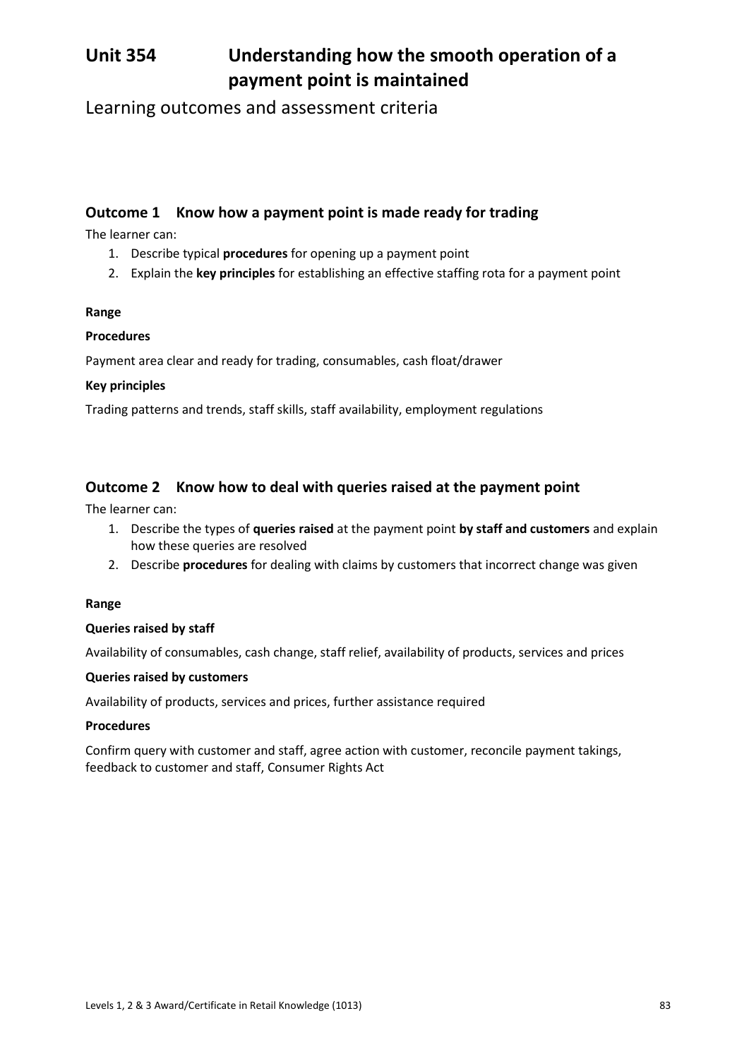# Unit 354 Understanding how the smooth operation of a payment point is maintained

Learning outcomes and assessment criteria

## Outcome 1 Know how a payment point is made ready for trading

The learner can:

1. Describe typical **procedures** for opening up a payment point
2. Explain the **key principles** for establishing an effective staffing rota for a payment point

**Range**

**Procedures**

Payment area clear and ready for trading, consumables, cash float/drawer

**Key principles**

Trading patterns and trends, staff skills, staff availability, employment regulations

## Outcome 2 Know how to deal with queries raised at the payment point

The learner can:

1. Describe the types of **queries raised** at the payment point **by staff and customers** and explain how these queries are resolved
2. Describe **procedures** for dealing with claims by customers that incorrect change was given

**Range**

**Queries raised by staff**

Availability of consumables, cash change, staff relief, availability of products, services and prices

**Queries raised by customers**

Availability of products, services and prices, further assistance required

**Procedures**

Confirm query with customer and staff, agree action with customer, reconcile payment takings, feedback to customer and staff, Consumer Rights Act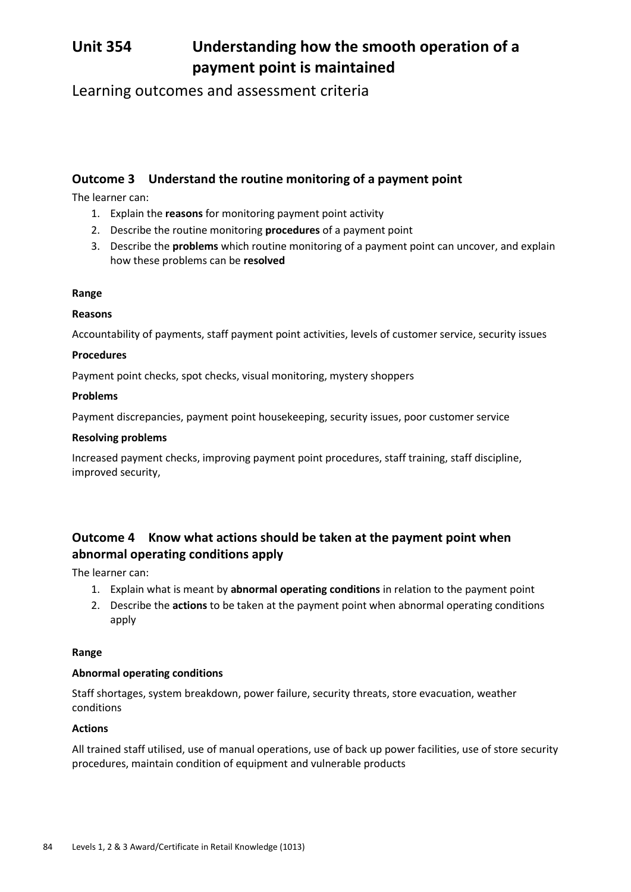# Unit 354 Understanding how the smooth operation of a payment point is maintained

Learning outcomes and assessment criteria

## Outcome 3 Understand the routine monitoring of a payment point

The learner can:

1. Explain the **reasons** for monitoring payment point activity
2. Describe the routine monitoring **procedures** of a payment point
3. Describe the **problems** which routine monitoring of a payment point can uncover, and explain how these problems can be **resolved**

**Range**

**Reasons**

Accountability of payments, staff payment point activities, levels of customer service, security issues

**Procedures**

Payment point checks, spot checks, visual monitoring, mystery shoppers

**Problems**

Payment discrepancies, payment point housekeeping, security issues, poor customer service

**Resolving problems**

Increased payment checks, improving payment point procedures, staff training, staff discipline, improved security,

## Outcome 4 Know what actions should be taken at the payment point when abnormal operating conditions apply

The learner can:

1. Explain what is meant by **abnormal operating conditions** in relation to the payment point
2. Describe the **actions** to be taken at the payment point when abnormal operating conditions apply

**Range**

**Abnormal operating conditions**

Staff shortages, system breakdown, power failure, security threats, store evacuation, weather conditions

**Actions**

All trained staff utilised, use of manual operations, use of back up power facilities, use of store security procedures, maintain condition of equipment and vulnerable products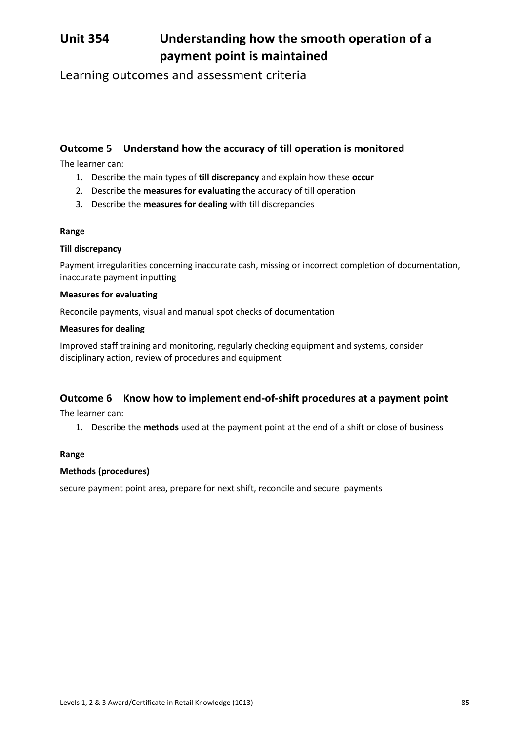# Unit 354 Understanding how the smooth operation of a payment point is maintained

## Learning outcomes and assessment criteria

### Outcome 5 Understand how the accuracy of till operation is monitored

The learner can:

1. Describe the main types of **till discrepancy** and explain how these **occur**
2. Describe the **measures for evaluating** the accuracy of till operation
3. Describe the **measures for dealing** with till discrepancies

**Range**

**Till discrepancy**

Payment irregularities concerning inaccurate cash, missing or incorrect completion of documentation, inaccurate payment inputting

**Measures for evaluating**

Reconcile payments, visual and manual spot checks of documentation

**Measures for dealing**

Improved staff training and monitoring, regularly checking equipment and systems, consider disciplinary action, review of procedures and equipment

### Outcome 6 Know how to implement end-of-shift procedures at a payment point

The learner can:

1. Describe the **methods** used at the payment point at the end of a shift or close of business

**Range**

**Methods (procedures)**

secure payment point area, prepare for next shift, reconcile and secure payments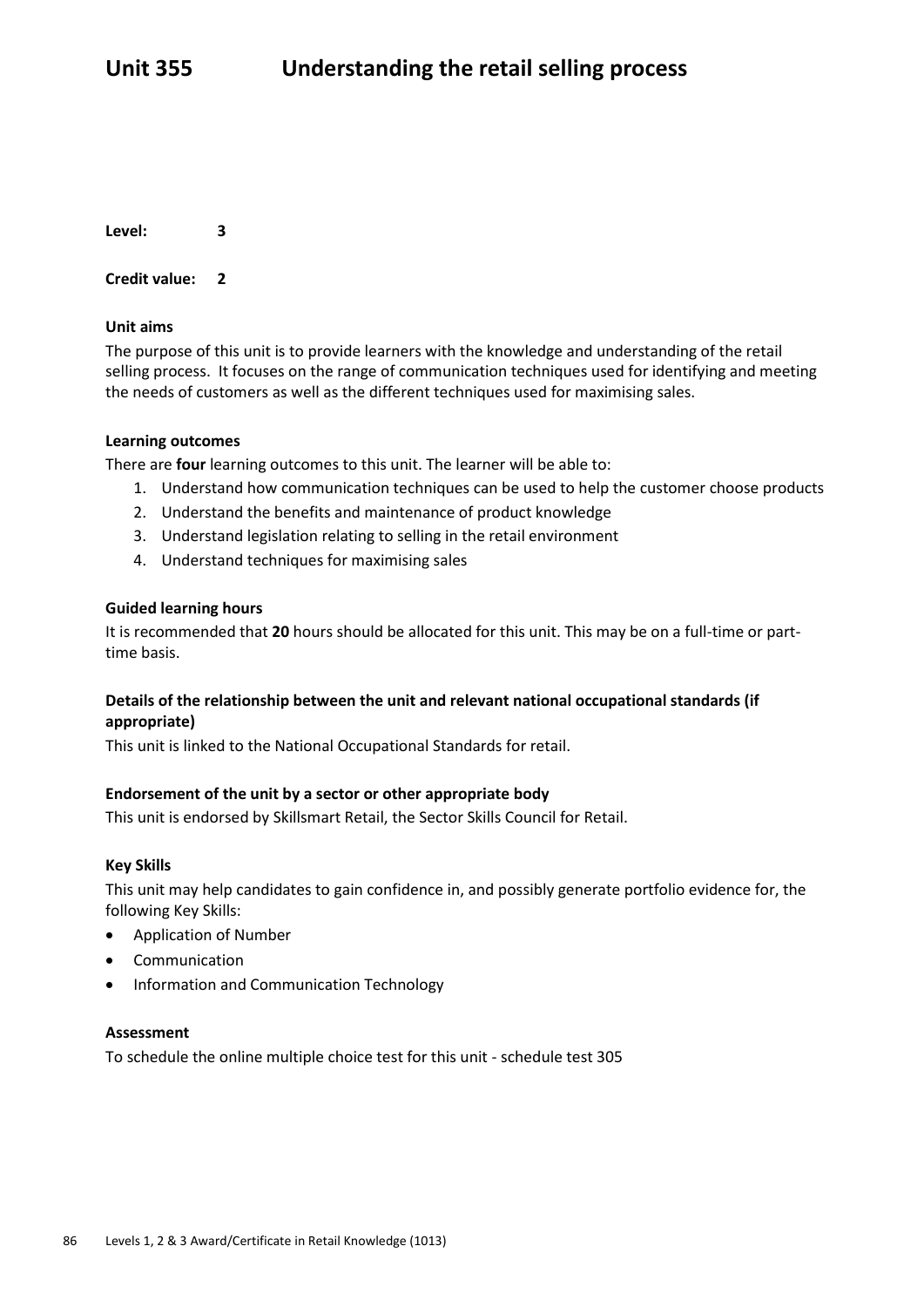# Unit 355 Understanding the retail selling process

**Level:** 3

**Credit value:** 2

**Unit aims**

The purpose of this unit is to provide learners with the knowledge and understanding of the retail selling process. It focuses on the range of communication techniques used for identifying and meeting the needs of customers as well as the different techniques used for maximising sales.

**Learning outcomes**

There are **four** learning outcomes to this unit. The learner will be able to:

1. Understand how communication techniques can be used to help the customer choose products
2. Understand the benefits and maintenance of product knowledge
3. Understand legislation relating to selling in the retail environment
4. Understand techniques for maximising sales

**Guided learning hours**

It is recommended that **20** hours should be allocated for this unit. This may be on a full-time or part-time basis.

**Details of the relationship between the unit and relevant national occupational standards (if appropriate)**

This unit is linked to the National Occupational Standards for retail.

**Endorsement of the unit by a sector or other appropriate body**

This unit is endorsed by Skillsmart Retail, the Sector Skills Council for Retail.

**Key Skills**

This unit may help candidates to gain confidence in, and possibly generate portfolio evidence for, the following Key Skills:

- Application of Number
- Communication
- Information and Communication Technology

**Assessment**

To schedule the online multiple choice test for this unit - schedule test 305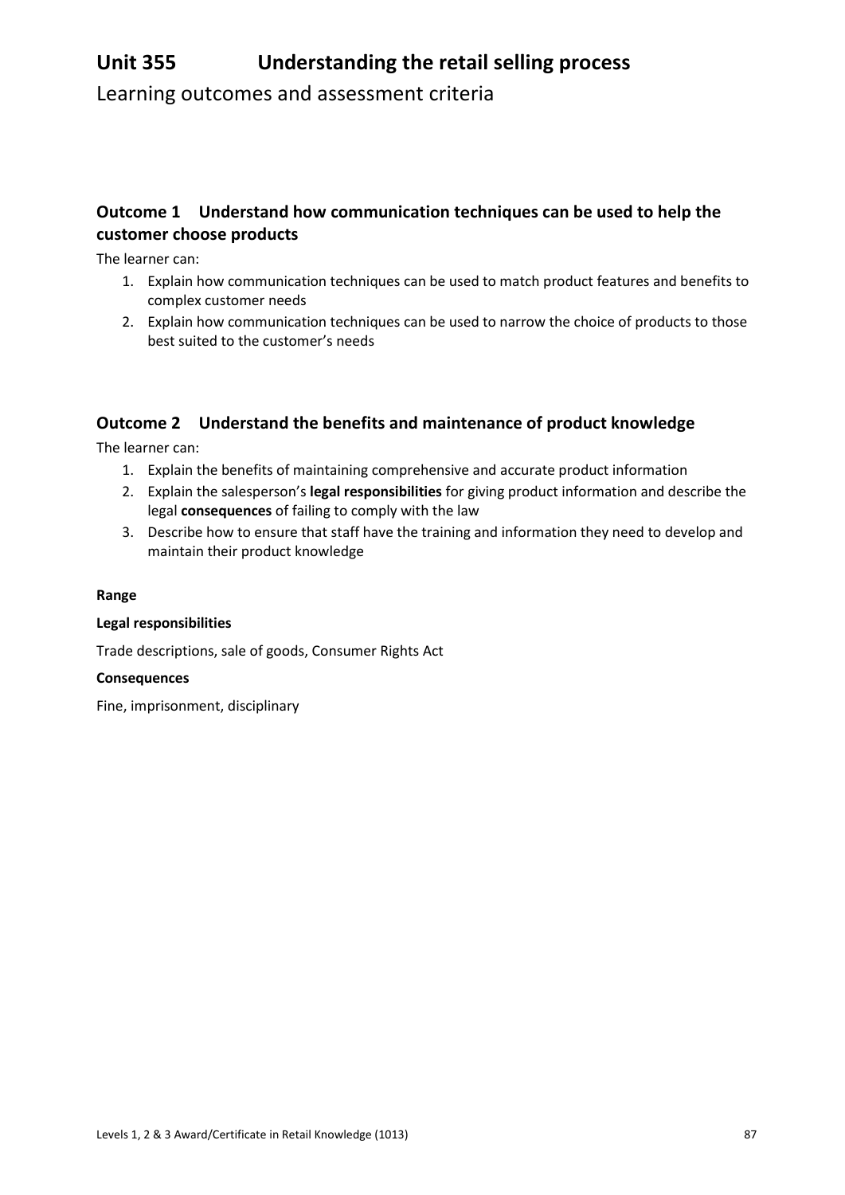# Unit 355 Understanding the retail selling process

Learning outcomes and assessment criteria

## Outcome 1 Understand how communication techniques can be used to help the customer choose products

The learner can:

1. Explain how communication techniques can be used to match product features and benefits to complex customer needs
2. Explain how communication techniques can be used to narrow the choice of products to those best suited to the customer's needs

## Outcome 2 Understand the benefits and maintenance of product knowledge

The learner can:

1. Explain the benefits of maintaining comprehensive and accurate product information
2. Explain the salesperson's **legal responsibilities** for giving product information and describe the legal **consequences** of failing to comply with the law
3. Describe how to ensure that staff have the training and information they need to develop and maintain their product knowledge

**Range**

**Legal responsibilities**

Trade descriptions, sale of goods, Consumer Rights Act

**Consequences**

Fine, imprisonment, disciplinary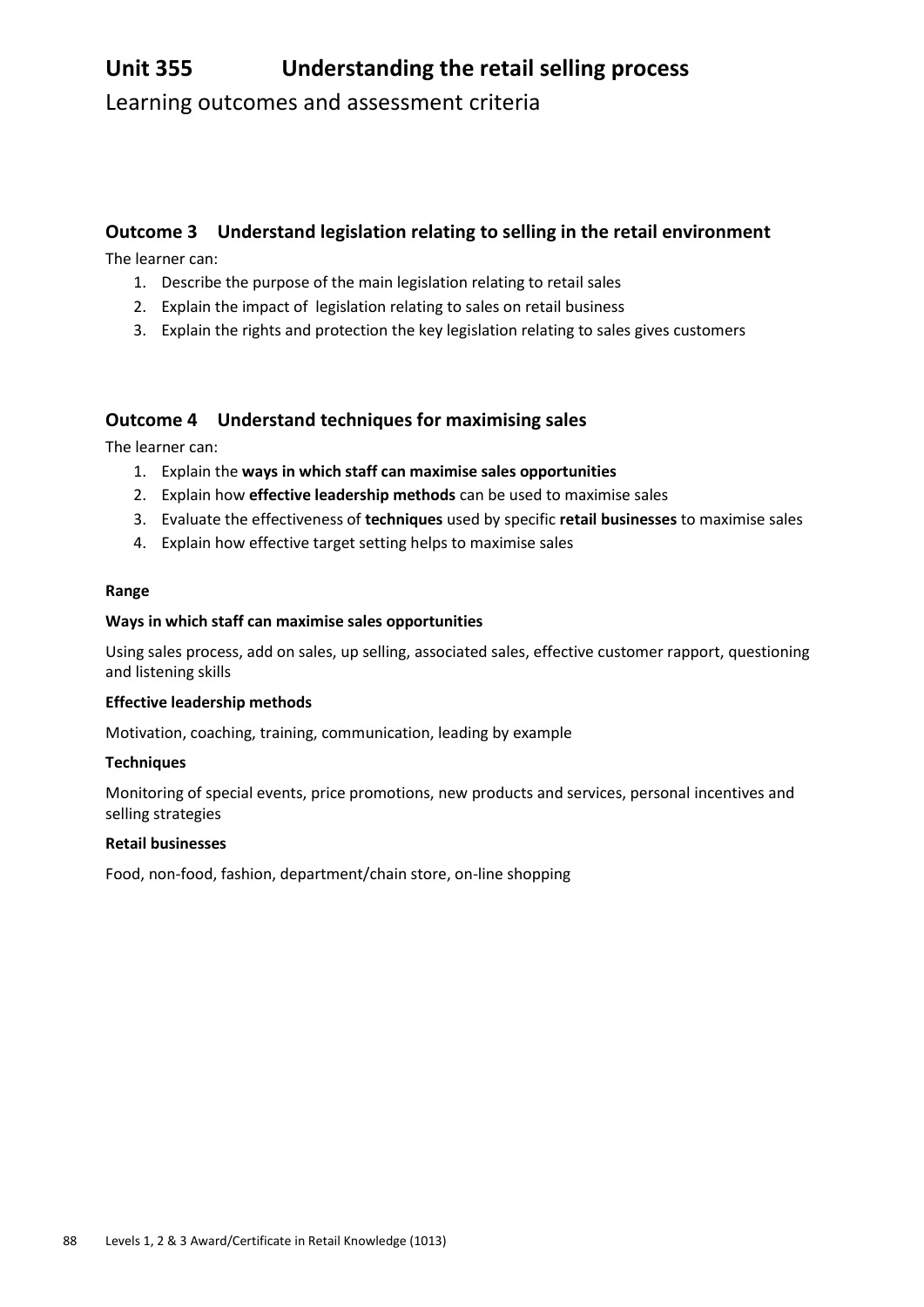# Unit 355 Understanding the retail selling process

Learning outcomes and assessment criteria

## Outcome 3 Understand legislation relating to selling in the retail environment

The learner can:

1. Describe the purpose of the main legislation relating to retail sales
2. Explain the impact of legislation relating to sales on retail business
3. Explain the rights and protection the key legislation relating to sales gives customers

## Outcome 4 Understand techniques for maximising sales

The learner can:

1. Explain the **ways in which staff can maximise sales opportunities**
2. Explain how **effective leadership methods** can be used to maximise sales
3. Evaluate the effectiveness of **techniques** used by specific **retail businesses** to maximise sales
4. Explain how effective target setting helps to maximise sales

**Range**

**Ways in which staff can maximise sales opportunities**

Using sales process, add on sales, up selling, associated sales, effective customer rapport, questioning and listening skills

**Effective leadership methods**

Motivation, coaching, training, communication, leading by example

**Techniques**

Monitoring of special events, price promotions, new products and services, personal incentives and selling strategies

**Retail businesses**

Food, non-food, fashion, department/chain store, on-line shopping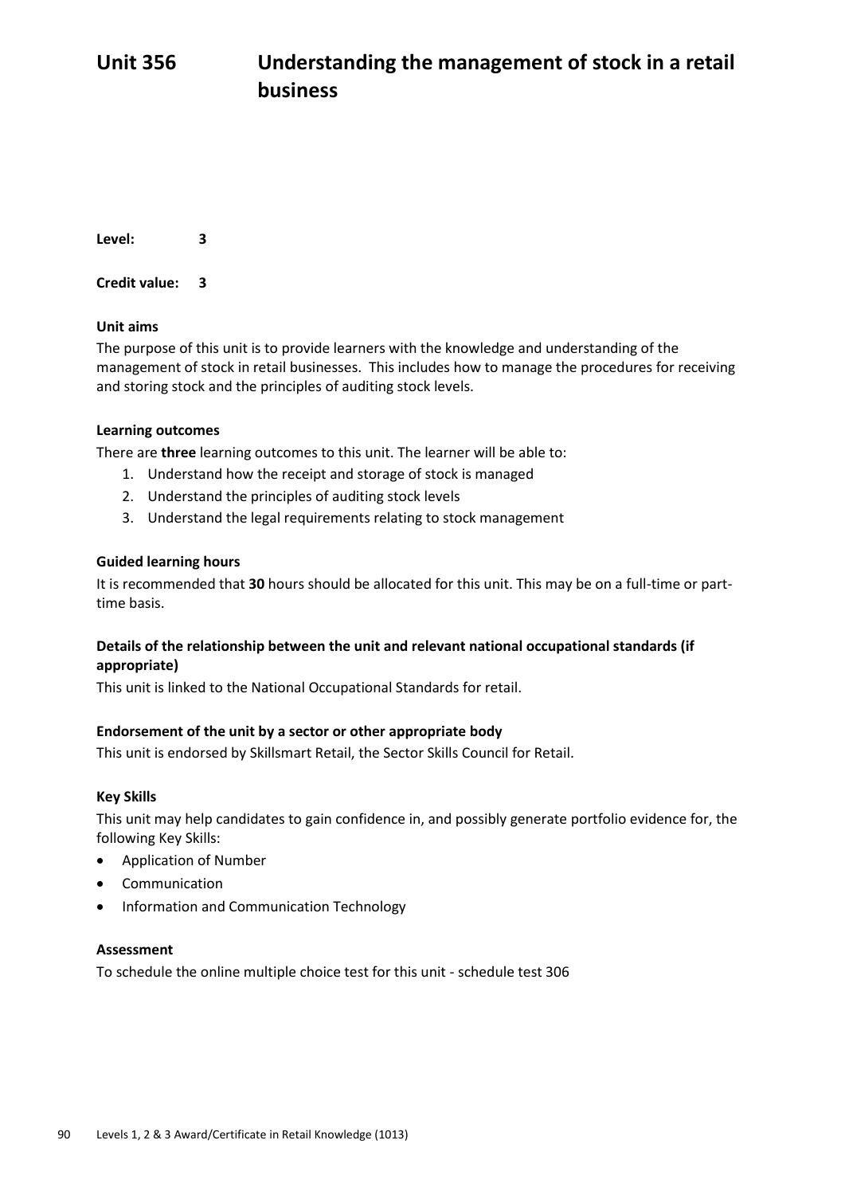# Unit 356 Understanding the management of stock in a retail business

**Level:** 3

**Credit value:** 3

### Unit aims

The purpose of this unit is to provide learners with the knowledge and understanding of the management of stock in retail businesses. This includes how to manage the procedures for receiving and storing stock and the principles of auditing stock levels.

### Learning outcomes

There are **three** learning outcomes to this unit. The learner will be able to:

1. Understand how the receipt and storage of stock is managed
2. Understand the principles of auditing stock levels
3. Understand the legal requirements relating to stock management

### Guided learning hours

It is recommended that **30** hours should be allocated for this unit. This may be on a full-time or part-time basis.

### Details of the relationship between the unit and relevant national occupational standards (if appropriate)

This unit is linked to the National Occupational Standards for retail.

### Endorsement of the unit by a sector or other appropriate body

This unit is endorsed by Skillsmart Retail, the Sector Skills Council for Retail.

### Key Skills

This unit may help candidates to gain confidence in, and possibly generate portfolio evidence for, the following Key Skills:

- Application of Number
- Communication
- Information and Communication Technology

### Assessment

To schedule the online multiple choice test for this unit - schedule test 306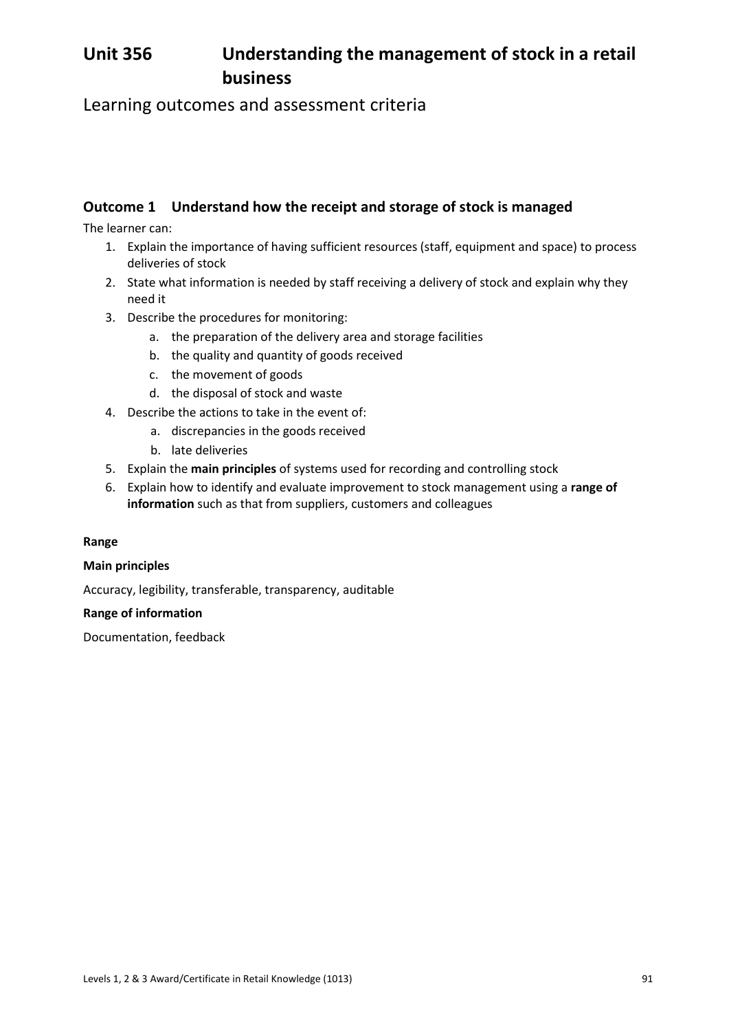# Unit 356 Understanding the management of stock in a retail business

## Learning outcomes and assessment criteria

### Outcome 1 Understand how the receipt and storage of stock is managed

The learner can:

1. Explain the importance of having sufficient resources (staff, equipment and space) to process deliveries of stock
2. State what information is needed by staff receiving a delivery of stock and explain why they need it
3. Describe the procedures for monitoring:
    a. the preparation of the delivery area and storage facilities
    b. the quality and quantity of goods received
    c. the movement of goods
    d. the disposal of stock and waste
4. Describe the actions to take in the event of:
    a. discrepancies in the goods received
    b. late deliveries
5. Explain the **main principles** of systems used for recording and controlling stock
6. Explain how to identify and evaluate improvement to stock management using a **range of information** such as that from suppliers, customers and colleagues

**Range**

**Main principles**

Accuracy, legibility, transferable, transparency, auditable

**Range of information**

Documentation, feedback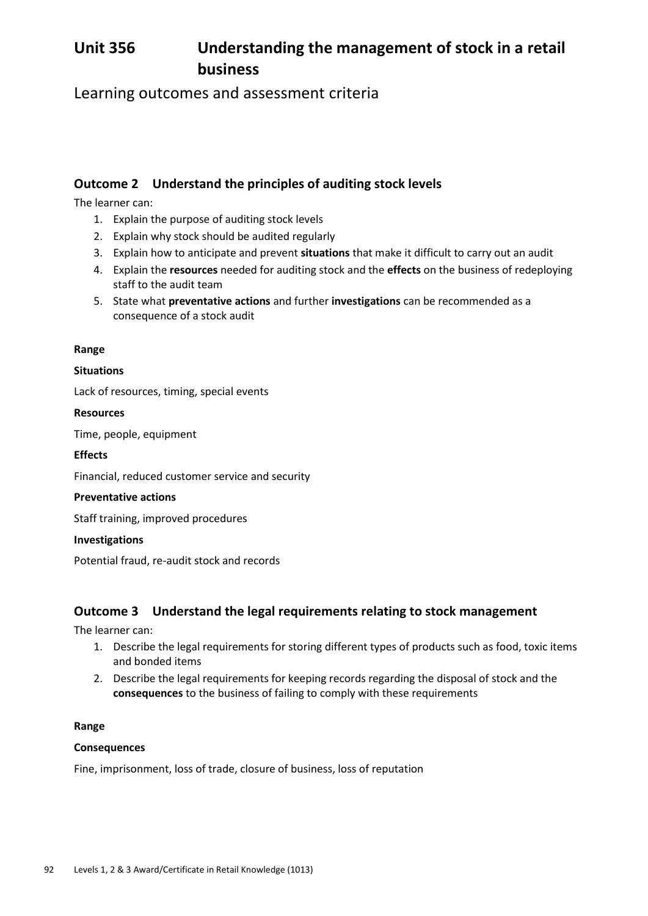# Unit 356 Understanding the management of stock in a retail business

## Learning outcomes and assessment criteria

### Outcome 2 Understand the principles of auditing stock levels

The learner can:

1. Explain the purpose of auditing stock levels
2. Explain why stock should be audited regularly
3. Explain how to anticipate and prevent **situations** that make it difficult to carry out an audit
4. Explain the **resources** needed for auditing stock and the **effects** on the business of redeploying staff to the audit team
5. State what **preventative actions** and further **investigations** can be recommended as a consequence of a stock audit

**Range**

**Situations**

Lack of resources, timing, special events

**Resources**

Time, people, equipment

**Effects**

Financial, reduced customer service and security

**Preventative actions**

Staff training, improved procedures

**Investigations**

Potential fraud, re-audit stock and records

### Outcome 3 Understand the legal requirements relating to stock management

The learner can:

1. Describe the legal requirements for storing different types of products such as food, toxic items and bonded items
2. Describe the legal requirements for keeping records regarding the disposal of stock and the **consequences** to the business of failing to comply with these requirements

**Range**

**Consequences**

Fine, imprisonment, loss of trade, closure of business, loss of reputation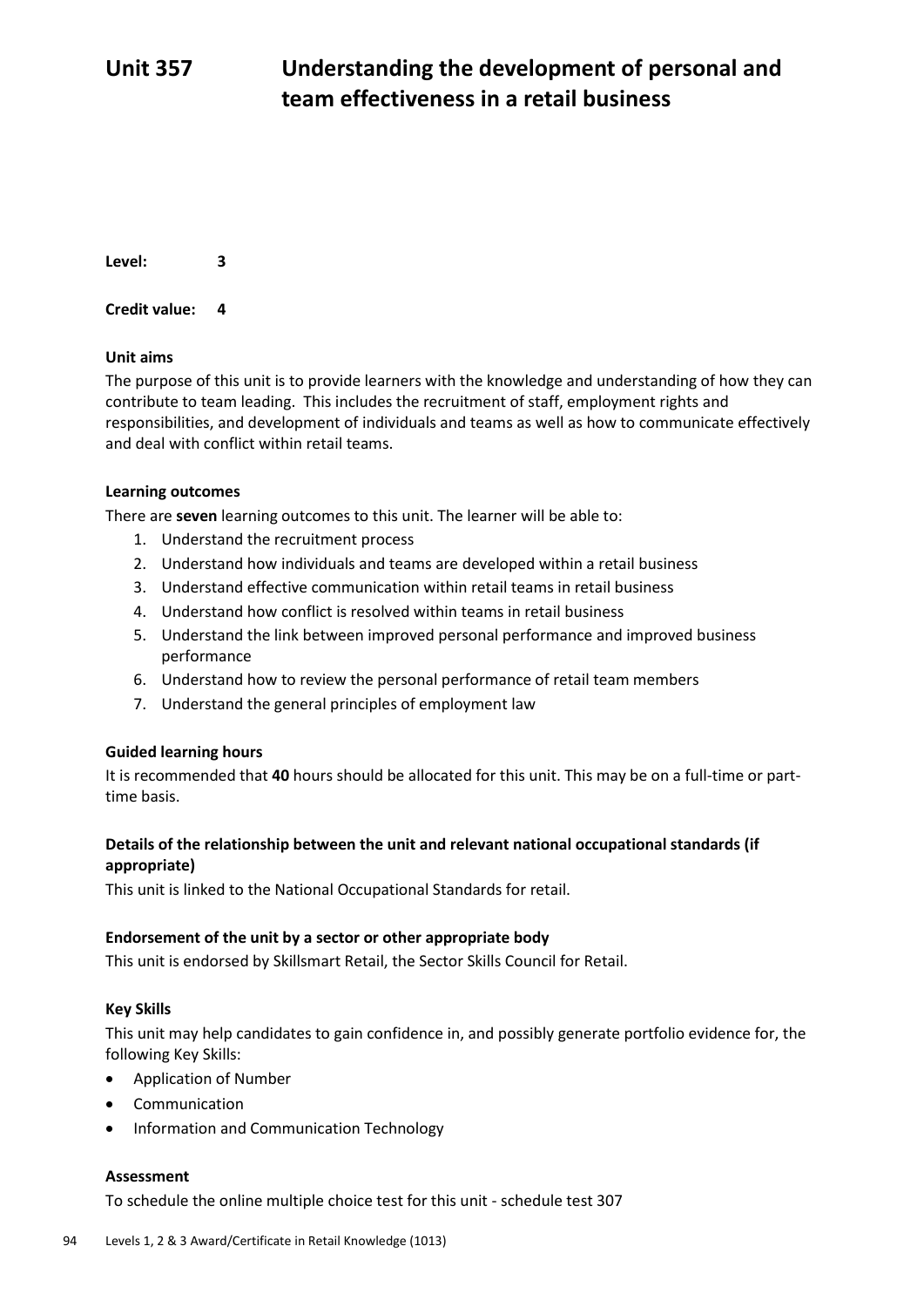# Unit 357 Understanding the development of personal and team effectiveness in a retail business

**Level:** 3

**Credit value:** 4

### Unit aims

The purpose of this unit is to provide learners with the knowledge and understanding of how they can contribute to team leading. This includes the recruitment of staff, employment rights and responsibilities, and development of individuals and teams as well as how to communicate effectively and deal with conflict within retail teams.

### Learning outcomes

There are **seven** learning outcomes to this unit. The learner will be able to:

1. Understand the recruitment process
2. Understand how individuals and teams are developed within a retail business
3. Understand effective communication within retail teams in retail business
4. Understand how conflict is resolved within teams in retail business
5. Understand the link between improved personal performance and improved business performance
6. Understand how to review the personal performance of retail team members
7. Understand the general principles of employment law

### Guided learning hours

It is recommended that **40** hours should be allocated for this unit. This may be on a full-time or part-time basis.

### Details of the relationship between the unit and relevant national occupational standards (if appropriate)

This unit is linked to the National Occupational Standards for retail.

### Endorsement of the unit by a sector or other appropriate body

This unit is endorsed by Skillsmart Retail, the Sector Skills Council for Retail.

### Key Skills

This unit may help candidates to gain confidence in, and possibly generate portfolio evidence for, the following Key Skills:

- Application of Number
- Communication
- Information and Communication Technology

### Assessment

To schedule the online multiple choice test for this unit - schedule test 307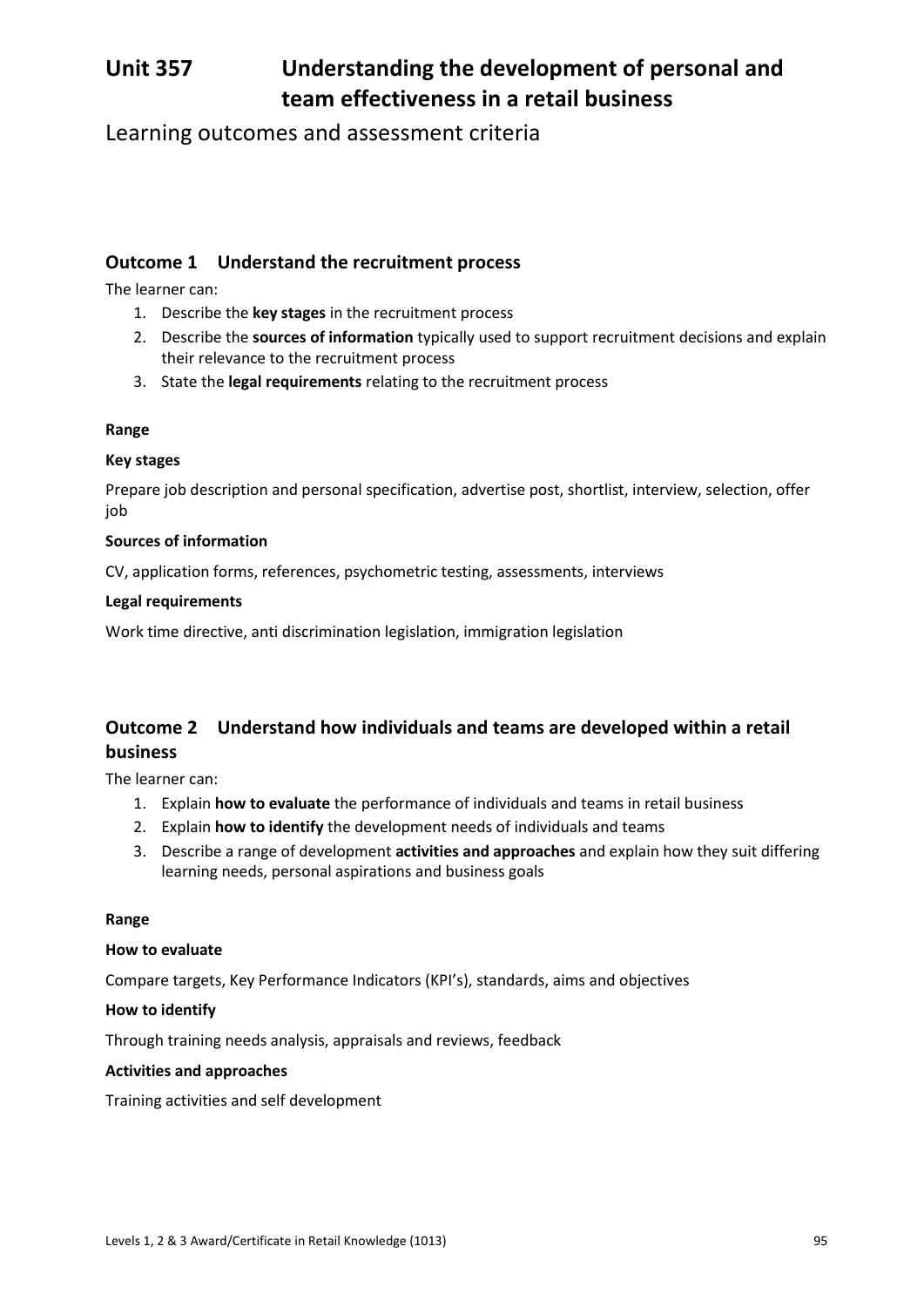# Unit 357 Understanding the development of personal and team effectiveness in a retail business

## Learning outcomes and assessment criteria

### Outcome 1 Understand the recruitment process

The learner can:

1. Describe the **key stages** in the recruitment process
2. Describe the **sources of information** typically used to support recruitment decisions and explain their relevance to the recruitment process
3. State the **legal requirements** relating to the recruitment process

**Range**

**Key stages**

Prepare job description and personal specification, advertise post, shortlist, interview, selection, offer job

**Sources of information**

CV, application forms, references, psychometric testing, assessments, interviews

**Legal requirements**

Work time directive, anti discrimination legislation, immigration legislation

### Outcome 2 Understand how individuals and teams are developed within a retail business

The learner can:

1. Explain **how to evaluate** the performance of individuals and teams in retail business
2. Explain **how to identify** the development needs of individuals and teams
3. Describe a range of development **activities and approaches** and explain how they suit differing learning needs, personal aspirations and business goals

**Range**

**How to evaluate**

Compare targets, Key Performance Indicators (KPI's), standards, aims and objectives

**How to identify**

Through training needs analysis, appraisals and reviews, feedback

**Activities and approaches**

Training activities and self development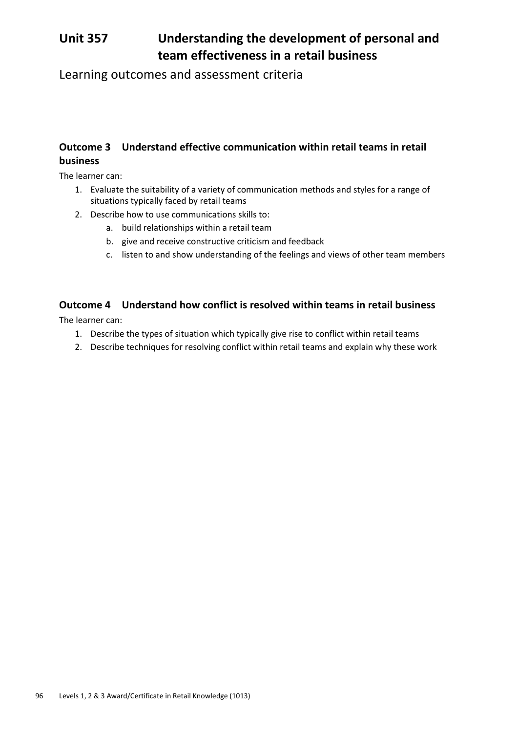# Unit 357 Understanding the development of personal and team effectiveness in a retail business

## Learning outcomes and assessment criteria

### Outcome 3 Understand effective communication within retail teams in retail business

The learner can:

1. Evaluate the suitability of a variety of communication methods and styles for a range of situations typically faced by retail teams
2. Describe how to use communications skills to:
    a. build relationships within a retail team
    b. give and receive constructive criticism and feedback
    c. listen to and show understanding of the feelings and views of other team members

### Outcome 4 Understand how conflict is resolved within teams in retail business

The learner can:

1. Describe the types of situation which typically give rise to conflict within retail teams
2. Describe techniques for resolving conflict within retail teams and explain why these work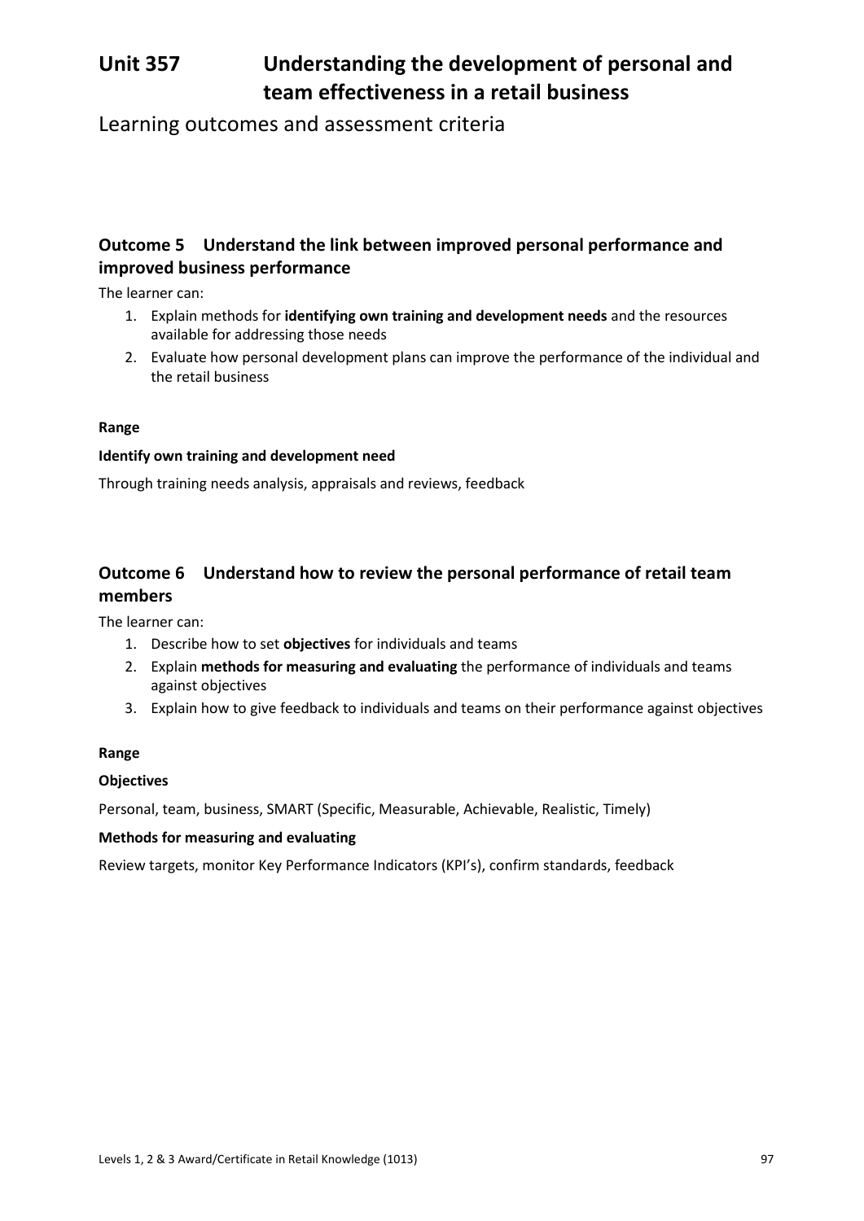# Unit 357 Understanding the development of personal and team effectiveness in a retail business

Learning outcomes and assessment criteria

## Outcome 5 Understand the link between improved personal performance and improved business performance

The learner can:

1. Explain methods for **identifying own training and development needs** and the resources available for addressing those needs
2. Evaluate how personal development plans can improve the performance of the individual and the retail business

**Range**

**Identify own training and development need**

Through training needs analysis, appraisals and reviews, feedback

## Outcome 6 Understand how to review the personal performance of retail team members

The learner can:

1. Describe how to set **objectives** for individuals and teams
2. Explain **methods for measuring and evaluating** the performance of individuals and teams against objectives
3. Explain how to give feedback to individuals and teams on their performance against objectives

**Range**

**Objectives**

Personal, team, business, SMART (Specific, Measurable, Achievable, Realistic, Timely)

**Methods for measuring and evaluating**

Review targets, monitor Key Performance Indicators (KPI's), confirm standards, feedback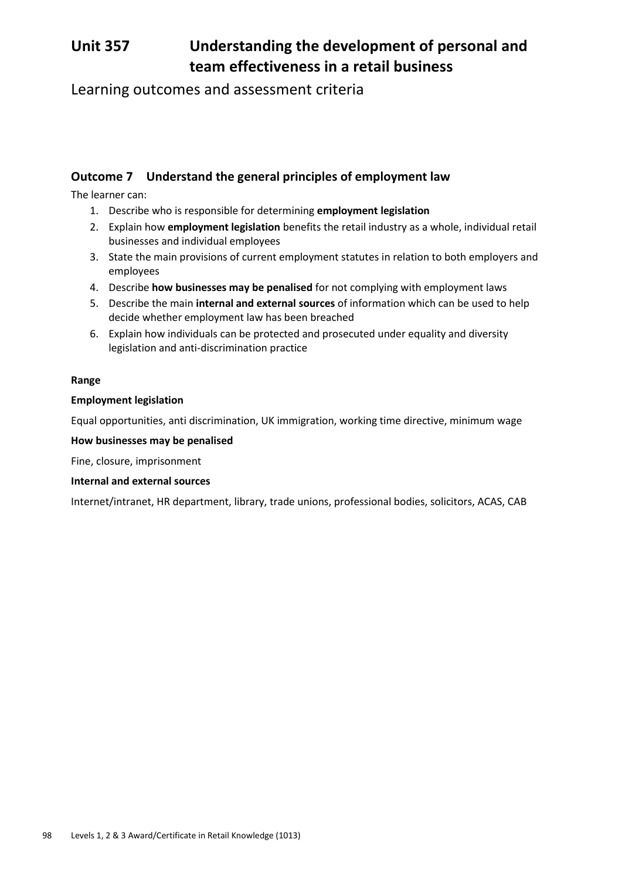# Unit 357 Understanding the development of personal and team effectiveness in a retail business

Learning outcomes and assessment criteria

## Outcome 7 Understand the general principles of employment law

The learner can:

1. Describe who is responsible for determining **employment legislation**
2. Explain how **employment legislation** benefits the retail industry as a whole, individual retail businesses and individual employees
3. State the main provisions of current employment statutes in relation to both employers and employees
4. Describe **how businesses may be penalised** for not complying with employment laws
5. Describe the main **internal and external sources** of information which can be used to help decide whether employment law has been breached
6. Explain how individuals can be protected and prosecuted under equality and diversity legislation and anti-discrimination practice

**Range**

**Employment legislation**

Equal opportunities, anti discrimination, UK immigration, working time directive, minimum wage

**How businesses may be penalised**

Fine, closure, imprisonment

**Internal and external sources**

Internet/intranet, HR department, library, trade unions, professional bodies, solicitors, ACAS, CAB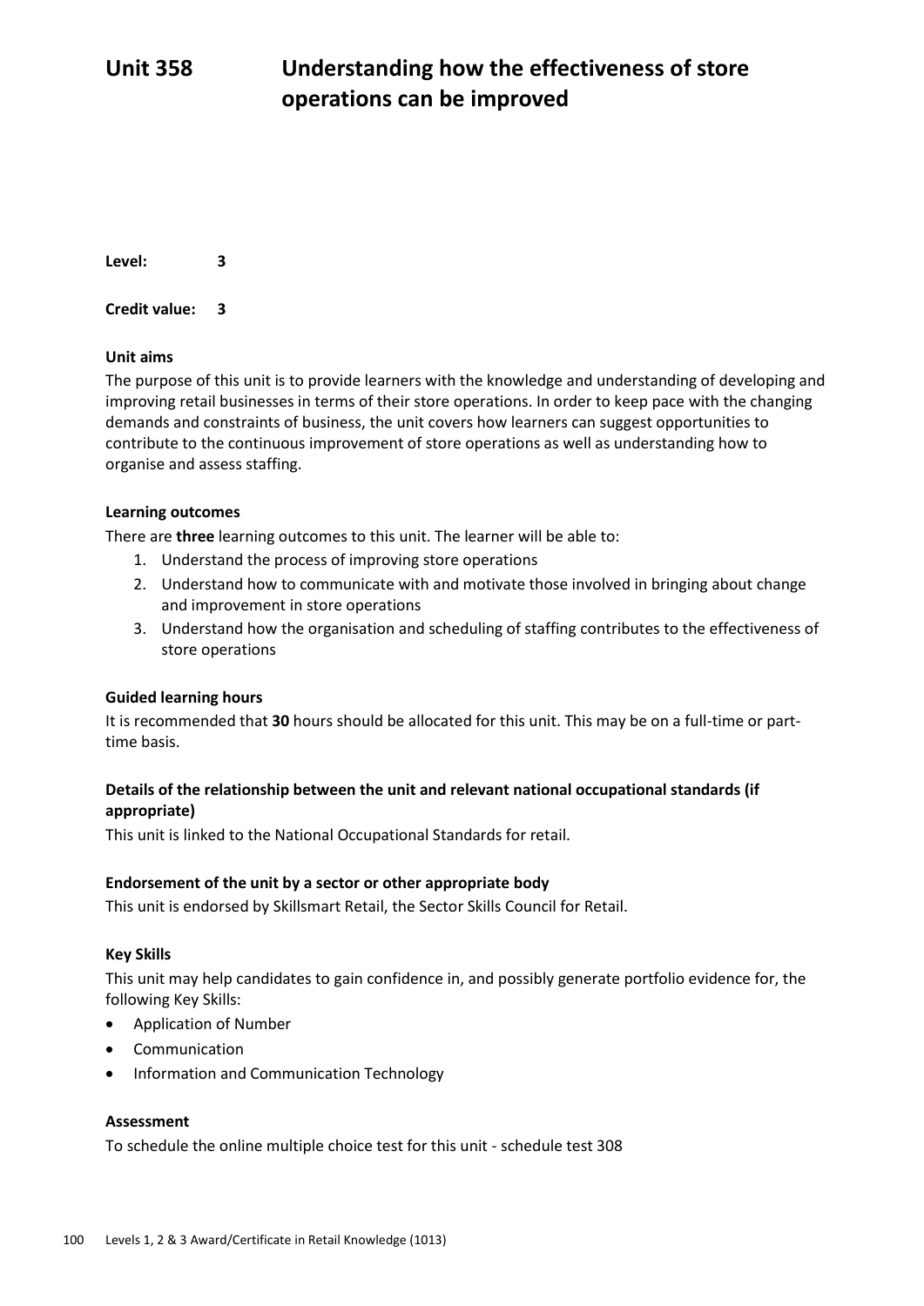# Unit 358 Understanding how the effectiveness of store operations can be improved

**Level:** 3

**Credit value:** 3

**Unit aims**

The purpose of this unit is to provide learners with the knowledge and understanding of developing and improving retail businesses in terms of their store operations. In order to keep pace with the changing demands and constraints of business, the unit covers how learners can suggest opportunities to contribute to the continuous improvement of store operations as well as understanding how to organise and assess staffing.

**Learning outcomes**

There are **three** learning outcomes to this unit. The learner will be able to:

1. Understand the process of improving store operations
2. Understand how to communicate with and motivate those involved in bringing about change and improvement in store operations
3. Understand how the organisation and scheduling of staffing contributes to the effectiveness of store operations

**Guided learning hours**

It is recommended that **30** hours should be allocated for this unit. This may be on a full-time or part-time basis.

**Details of the relationship between the unit and relevant national occupational standards (if appropriate)**

This unit is linked to the National Occupational Standards for retail.

**Endorsement of the unit by a sector or other appropriate body**

This unit is endorsed by Skillsmart Retail, the Sector Skills Council for Retail.

**Key Skills**

This unit may help candidates to gain confidence in, and possibly generate portfolio evidence for, the following Key Skills:

- Application of Number
- Communication
- Information and Communication Technology

**Assessment**

To schedule the online multiple choice test for this unit - schedule test 308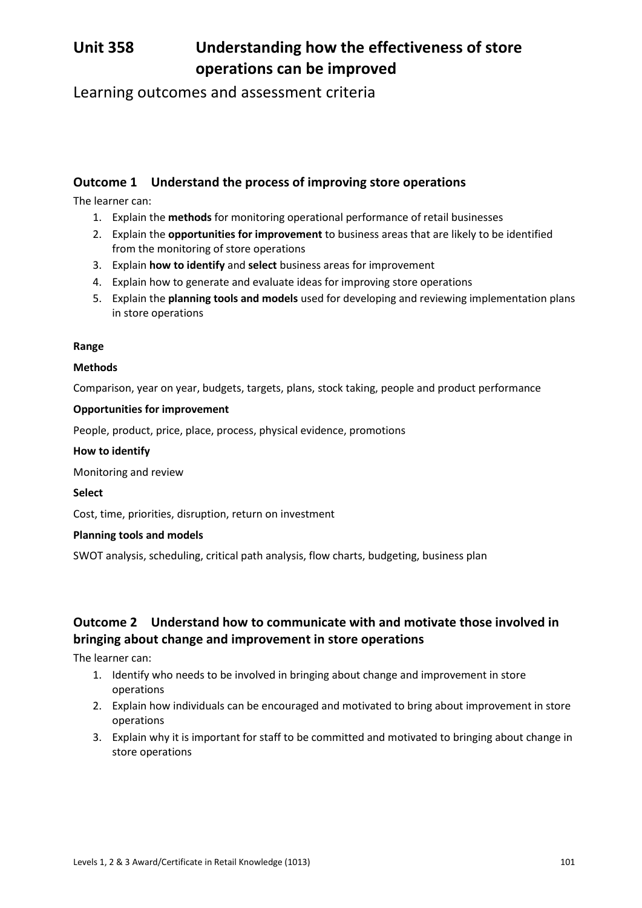# Unit 358 Understanding how the effectiveness of store operations can be improved

Learning outcomes and assessment criteria

## Outcome 1 Understand the process of improving store operations

The learner can:

1. Explain the **methods** for monitoring operational performance of retail businesses
2. Explain the **opportunities for improvement** to business areas that are likely to be identified from the monitoring of store operations
3. Explain **how to identify** and **select** business areas for improvement
4. Explain how to generate and evaluate ideas for improving store operations
5. Explain the **planning tools and models** used for developing and reviewing implementation plans in store operations

**Range**

**Methods**

Comparison, year on year, budgets, targets, plans, stock taking, people and product performance

**Opportunities for improvement**

People, product, price, place, process, physical evidence, promotions

**How to identify**

Monitoring and review

**Select**

Cost, time, priorities, disruption, return on investment

**Planning tools and models**

SWOT analysis, scheduling, critical path analysis, flow charts, budgeting, business plan

## Outcome 2 Understand how to communicate with and motivate those involved in bringing about change and improvement in store operations

The learner can:

1. Identify who needs to be involved in bringing about change and improvement in store operations
2. Explain how individuals can be encouraged and motivated to bring about improvement in store operations
3. Explain why it is important for staff to be committed and motivated to bringing about change in store operations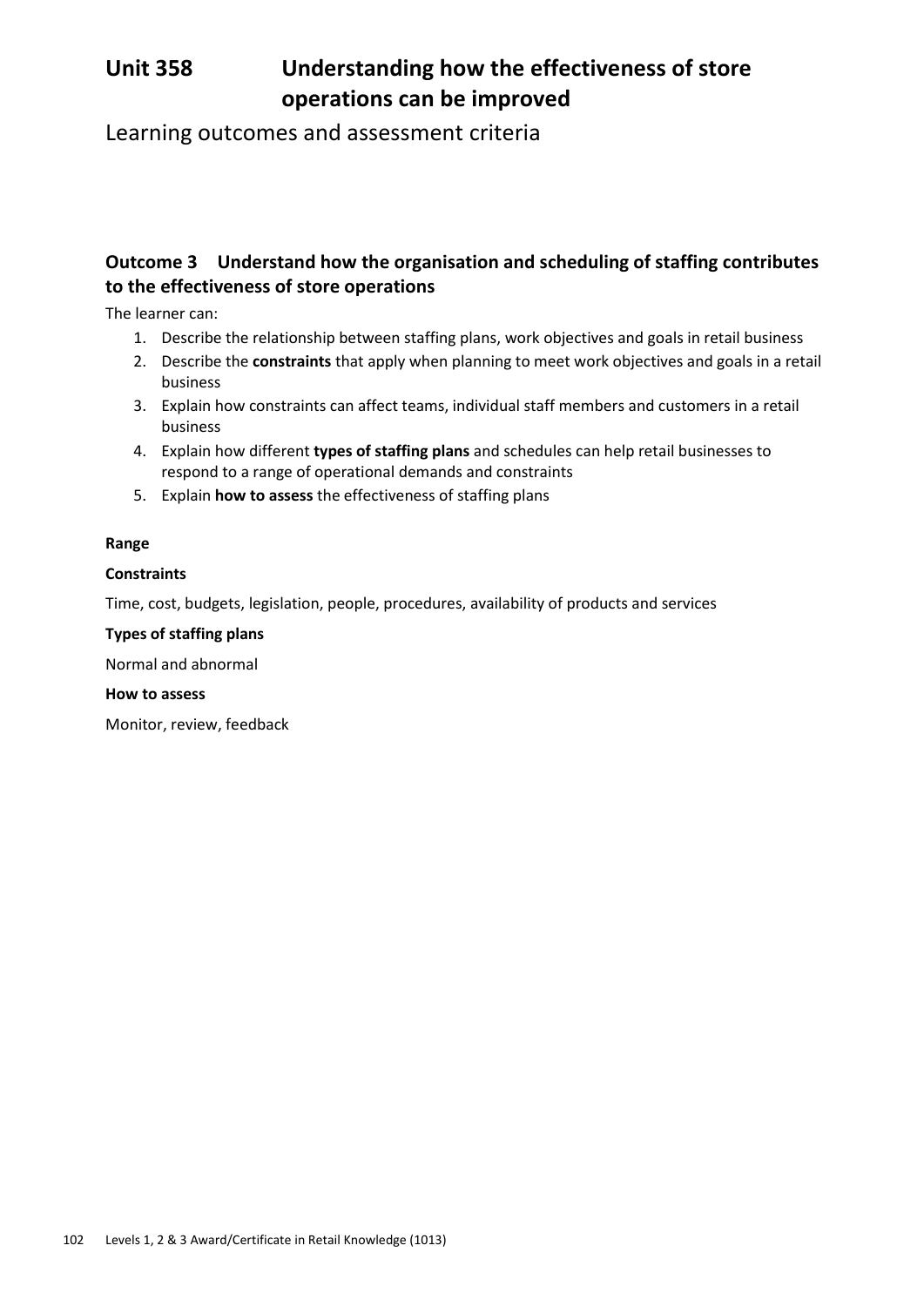# Unit 358 Understanding how the effectiveness of store operations can be improved

Learning outcomes and assessment criteria

## Outcome 3 Understand how the organisation and scheduling of staffing contributes to the effectiveness of store operations

The learner can:

1. Describe the relationship between staffing plans, work objectives and goals in retail business
2. Describe the **constraints** that apply when planning to meet work objectives and goals in a retail business
3. Explain how constraints can affect teams, individual staff members and customers in a retail business
4. Explain how different **types of staffing plans** and schedules can help retail businesses to respond to a range of operational demands and constraints
5. Explain **how to assess** the effectiveness of staffing plans

**Range**

**Constraints**

Time, cost, budgets, legislation, people, procedures, availability of products and services

**Types of staffing plans**

Normal and abnormal

**How to assess**

Monitor, review, feedback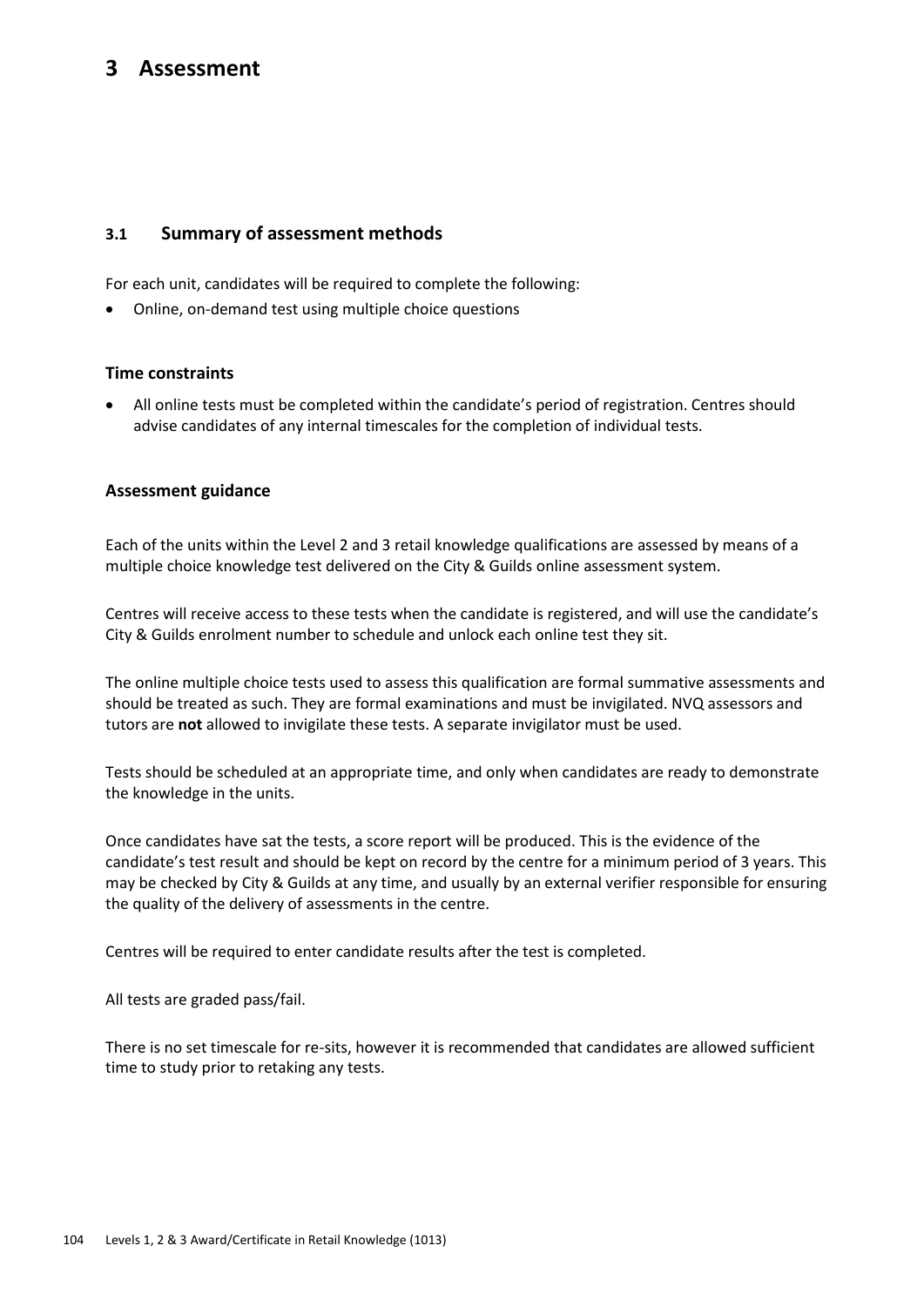# 3 Assessment

## 3.1 Summary of assessment methods

For each unit, candidates will be required to complete the following:

- Online, on-demand test using multiple choice questions

### Time constraints

- All online tests must be completed within the candidate's period of registration. Centres should advise candidates of any internal timescales for the completion of individual tests.

### Assessment guidance

Each of the units within the Level 2 and 3 retail knowledge qualifications are assessed by means of a multiple choice knowledge test delivered on the City & Guilds online assessment system.

Centres will receive access to these tests when the candidate is registered, and will use the candidate's City & Guilds enrolment number to schedule and unlock each online test they sit.

The online multiple choice tests used to assess this qualification are formal summative assessments and should be treated as such. They are formal examinations and must be invigilated. NVQ assessors and tutors are **not** allowed to invigilate these tests. A separate invigilator must be used.

Tests should be scheduled at an appropriate time, and only when candidates are ready to demonstrate the knowledge in the units.

Once candidates have sat the tests, a score report will be produced. This is the evidence of the candidate's test result and should be kept on record by the centre for a minimum period of 3 years. This may be checked by City & Guilds at any time, and usually by an external verifier responsible for ensuring the quality of the delivery of assessments in the centre.

Centres will be required to enter candidate results after the test is completed.

All tests are graded pass/fail.

There is no set timescale for re-sits, however it is recommended that candidates are allowed sufficient time to study prior to retaking any tests.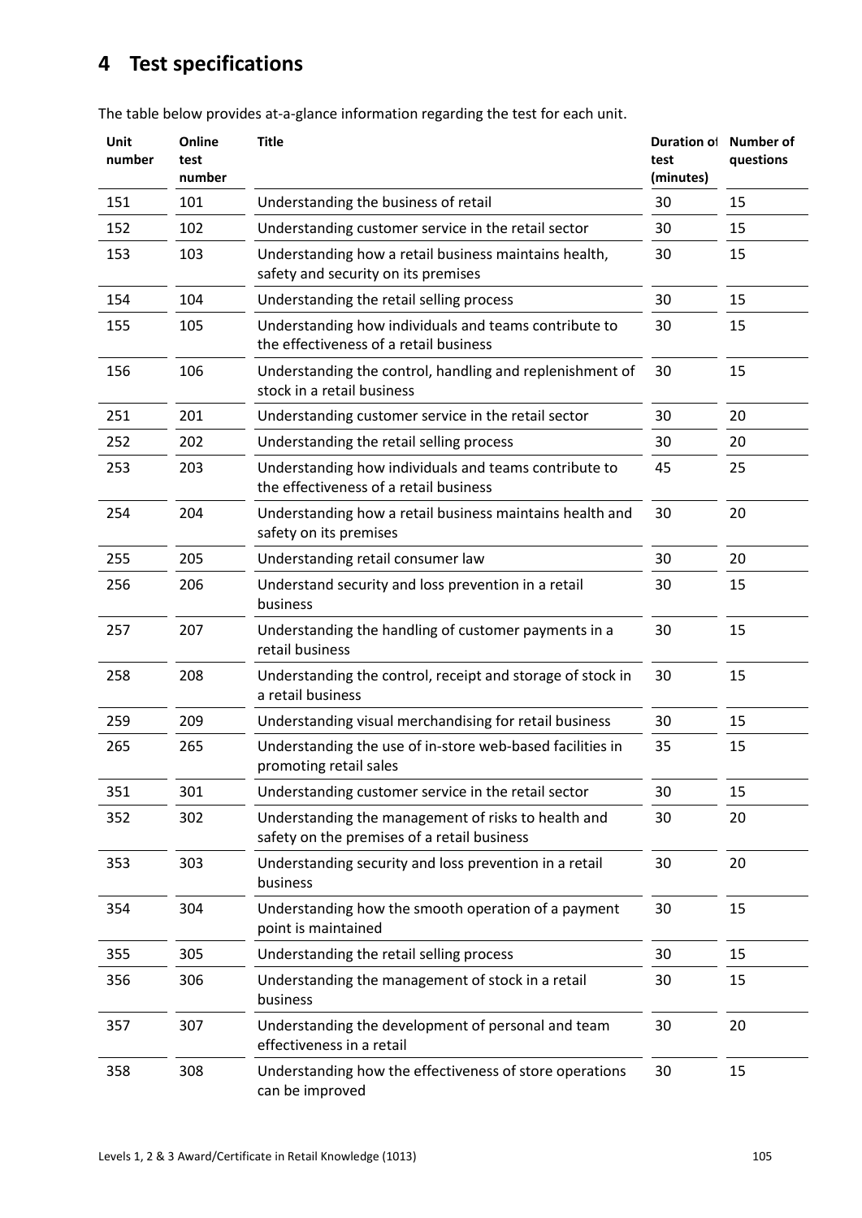# 4 Test specifications

The table below provides at-a-glance information regarding the test for each unit.

| Unit number | Online test number | Title | Duration of test (minutes) | Number of questions |
|---|---|---|---|---|
| 151 | 101 | Understanding the business of retail | 30 | 15 |
| 152 | 102 | Understanding customer service in the retail sector | 30 | 15 |
| 153 | 103 | Understanding how a retail business maintains health, safety and security on its premises | 30 | 15 |
| 154 | 104 | Understanding the retail selling process | 30 | 15 |
| 155 | 105 | Understanding how individuals and teams contribute to the effectiveness of a retail business | 30 | 15 |
| 156 | 106 | Understanding the control, handling and replenishment of stock in a retail business | 30 | 15 |
| 251 | 201 | Understanding customer service in the retail sector | 30 | 20 |
| 252 | 202 | Understanding the retail selling process | 30 | 20 |
| 253 | 203 | Understanding how individuals and teams contribute to the effectiveness of a retail business | 45 | 25 |
| 254 | 204 | Understanding how a retail business maintains health and safety on its premises | 30 | 20 |
| 255 | 205 | Understanding retail consumer law | 30 | 20 |
| 256 | 206 | Understand security and loss prevention in a retail business | 30 | 15 |
| 257 | 207 | Understanding the handling of customer payments in a retail business | 30 | 15 |
| 258 | 208 | Understanding the control, receipt and storage of stock in a retail business | 30 | 15 |
| 259 | 209 | Understanding visual merchandising for retail business | 30 | 15 |
| 265 | 265 | Understanding the use of in-store web-based facilities in promoting retail sales | 35 | 15 |
| 351 | 301 | Understanding customer service in the retail sector | 30 | 15 |
| 352 | 302 | Understanding the management of risks to health and safety on the premises of a retail business | 30 | 20 |
| 353 | 303 | Understanding security and loss prevention in a retail business | 30 | 20 |
| 354 | 304 | Understanding how the smooth operation of a payment point is maintained | 30 | 15 |
| 355 | 305 | Understanding the retail selling process | 30 | 15 |
| 356 | 306 | Understanding the management of stock in a retail business | 30 | 15 |
| 357 | 307 | Understanding the development of personal and team effectiveness in a retail | 30 | 20 |
| 358 | 308 | Understanding how the effectiveness of store operations can be improved | 30 | 15 |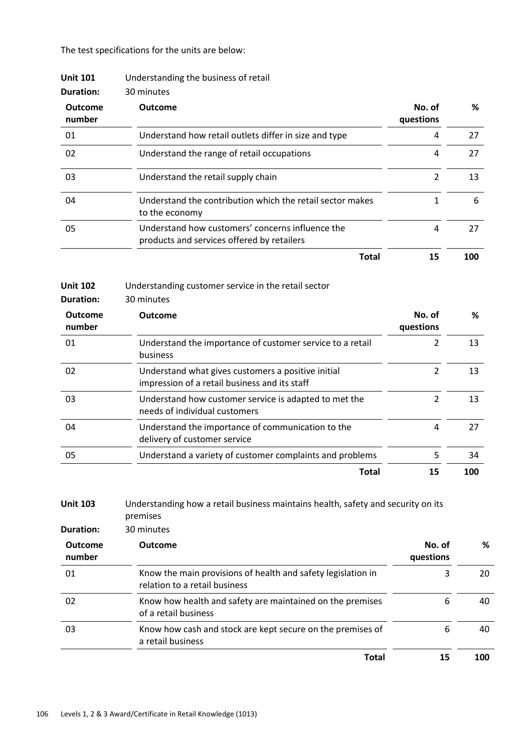The test specifications for the units are below:

**Unit 101** Understanding the business of retail

**Duration:** 30 minutes

| Outcome number | Outcome | No. of questions | % |
|---|---|---|---|
| 01 | Understand how retail outlets differ in size and type | 4 | 27 |
| 02 | Understand the range of retail occupations | 4 | 27 |
| 03 | Understand the retail supply chain | 2 | 13 |
| 04 | Understand the contribution which the retail sector makes to the economy | 1 | 6 |
| 05 | Understand how customers' concerns influence the products and services offered by retailers | 4 | 27 |
| | **Total** | **15** | **100** |

**Unit 102** Understanding customer service in the retail sector

**Duration:** 30 minutes

| Outcome number | Outcome | No. of questions | % |
|---|---|---|---|
| 01 | Understand the importance of customer service to a retail business | 2 | 13 |
| 02 | Understand what gives customers a positive initial impression of a retail business and its staff | 2 | 13 |
| 03 | Understand how customer service is adapted to met the needs of individual customers | 2 | 13 |
| 04 | Understand the importance of communication to the delivery of customer service | 4 | 27 |
| 05 | Understand a variety of customer complaints and problems | 5 | 34 |
| | **Total** | **15** | **100** |

**Unit 103** Understanding how a retail business maintains health, safety and security on its premises

**Duration:** 30 minutes

| Outcome number | Outcome | No. of questions | % |
|---|---|---|---|
| 01 | Know the main provisions of health and safety legislation in relation to a retail business | 3 | 20 |
| 02 | Know how health and safety are maintained on the premises of a retail business | 6 | 40 |
| 03 | Know how cash and stock are kept secure on the premises of a retail business | 6 | 40 |
| | **Total** | **15** | **100** |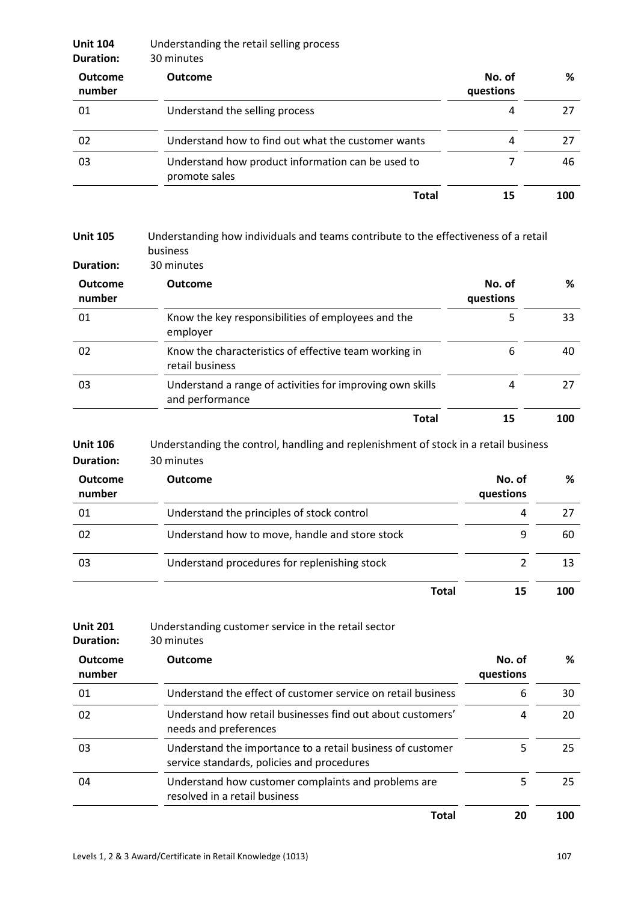**Unit 104** Understanding the retail selling process
**Duration:** 30 minutes

| Outcome number | Outcome | No. of questions | % |
|---|---|---|---|
| 01 | Understand the selling process | 4 | 27 |
| 02 | Understand how to find out what the customer wants | 4 | 27 |
| 03 | Understand how product information can be used to promote sales | 7 | 46 |
| | **Total** | **15** | **100** |

**Unit 105** Understanding how individuals and teams contribute to the effectiveness of a retail business
**Duration:** 30 minutes

| Outcome number | Outcome | No. of questions | % |
|---|---|---|---|
| 01 | Know the key responsibilities of employees and the employer | 5 | 33 |
| 02 | Know the characteristics of effective team working in retail business | 6 | 40 |
| 03 | Understand a range of activities for improving own skills and performance | 4 | 27 |
| | **Total** | **15** | **100** |

**Unit 106** Understanding the control, handling and replenishment of stock in a retail business
**Duration:** 30 minutes

| Outcome number | Outcome | No. of questions | % |
|---|---|---|---|
| 01 | Understand the principles of stock control | 4 | 27 |
| 02 | Understand how to move, handle and store stock | 9 | 60 |
| 03 | Understand procedures for replenishing stock | 2 | 13 |
| | **Total** | **15** | **100** |

**Unit 201** Understanding customer service in the retail sector
**Duration:** 30 minutes

| Outcome number | Outcome | No. of questions | % |
|---|---|---|---|
| 01 | Understand the effect of customer service on retail business | 6 | 30 |
| 02 | Understand how retail businesses find out about customers' needs and preferences | 4 | 20 |
| 03 | Understand the importance to a retail business of customer service standards, policies and procedures | 5 | 25 |
| 04 | Understand how customer complaints and problems are resolved in a retail business | 5 | 25 |
| | **Total** | **20** | **100** |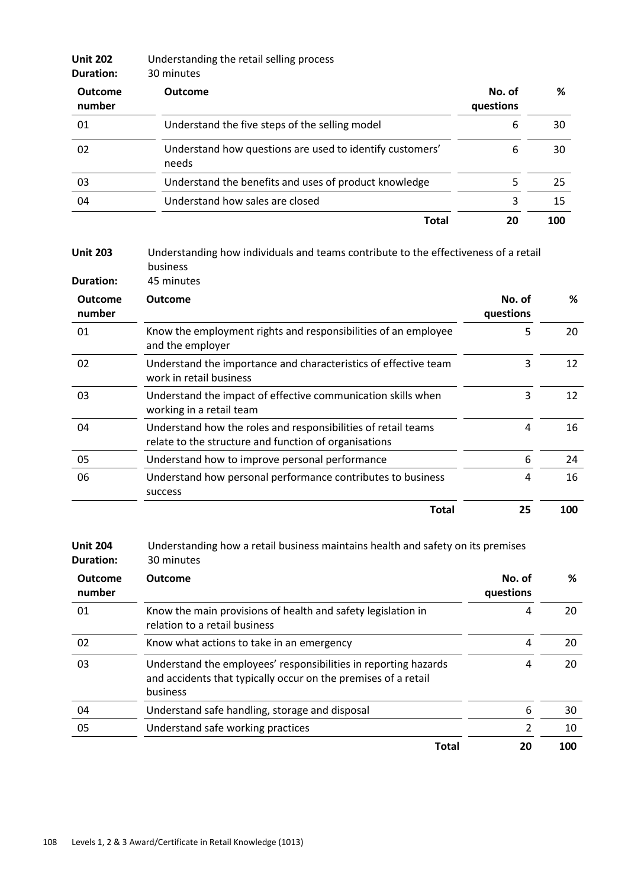**Unit 202** Understanding the retail selling process
**Duration:** 30 minutes

| Outcome number | Outcome | No. of questions | % |
|---|---|---|---|
| 01 | Understand the five steps of the selling model | 6 | 30 |
| 02 | Understand how questions are used to identify customers' needs | 6 | 30 |
| 03 | Understand the benefits and uses of product knowledge | 5 | 25 |
| 04 | Understand how sales are closed | 3 | 15 |
| | **Total** | **20** | **100** |

**Unit 203** Understanding how individuals and teams contribute to the effectiveness of a retail business
**Duration:** 45 minutes

| Outcome number | Outcome | No. of questions | % |
|---|---|---|---|
| 01 | Know the employment rights and responsibilities of an employee and the employer | 5 | 20 |
| 02 | Understand the importance and characteristics of effective team work in retail business | 3 | 12 |
| 03 | Understand the impact of effective communication skills when working in a retail team | 3 | 12 |
| 04 | Understand how the roles and responsibilities of retail teams relate to the structure and function of organisations | 4 | 16 |
| 05 | Understand how to improve personal performance | 6 | 24 |
| 06 | Understand how personal performance contributes to business success | 4 | 16 |
| | **Total** | **25** | **100** |

**Unit 204** Understanding how a retail business maintains health and safety on its premises
**Duration:** 30 minutes

| Outcome number | Outcome | No. of questions | % |
|---|---|---|---|
| 01 | Know the main provisions of health and safety legislation in relation to a retail business | 4 | 20 |
| 02 | Know what actions to take in an emergency | 4 | 20 |
| 03 | Understand the employees' responsibilities in reporting hazards and accidents that typically occur on the premises of a retail business | 4 | 20 |
| 04 | Understand safe handling, storage and disposal | 6 | 30 |
| 05 | Understand safe working practices | 2 | 10 |
| | **Total** | **20** | **100** |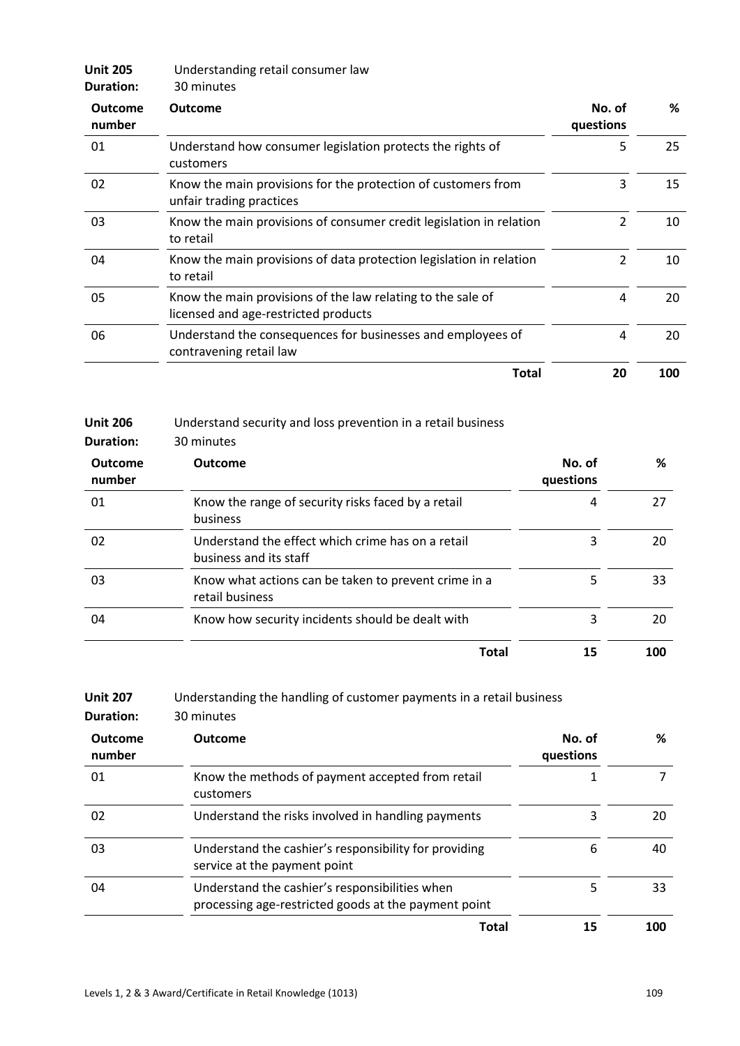**Unit 205** Understanding retail consumer law
**Duration:** 30 minutes

| Outcome number | Outcome | No. of questions | % |
|---|---|---|---|
| 01 | Understand how consumer legislation protects the rights of customers | 5 | 25 |
| 02 | Know the main provisions for the protection of customers from unfair trading practices | 3 | 15 |
| 03 | Know the main provisions of consumer credit legislation in relation to retail | 2 | 10 |
| 04 | Know the main provisions of data protection legislation in relation to retail | 2 | 10 |
| 05 | Know the main provisions of the law relating to the sale of licensed and age-restricted products | 4 | 20 |
| 06 | Understand the consequences for businesses and employees of contravening retail law | 4 | 20 |
| | **Total** | **20** | **100** |

**Unit 206** Understand security and loss prevention in a retail business
**Duration:** 30 minutes

| Outcome number | Outcome | No. of questions | % |
|---|---|---|---|
| 01 | Know the range of security risks faced by a retail business | 4 | 27 |
| 02 | Understand the effect which crime has on a retail business and its staff | 3 | 20 |
| 03 | Know what actions can be taken to prevent crime in a retail business | 5 | 33 |
| 04 | Know how security incidents should be dealt with | 3 | 20 |
| | **Total** | **15** | **100** |

**Unit 207** Understanding the handling of customer payments in a retail business
**Duration:** 30 minutes

| Outcome number | Outcome | No. of questions | % |
|---|---|---|---|
| 01 | Know the methods of payment accepted from retail customers | 1 | 7 |
| 02 | Understand the risks involved in handling payments | 3 | 20 |
| 03 | Understand the cashier's responsibility for providing service at the payment point | 6 | 40 |
| 04 | Understand the cashier's responsibilities when processing age-restricted goods at the payment point | 5 | 33 |
| | **Total** | **15** | **100** |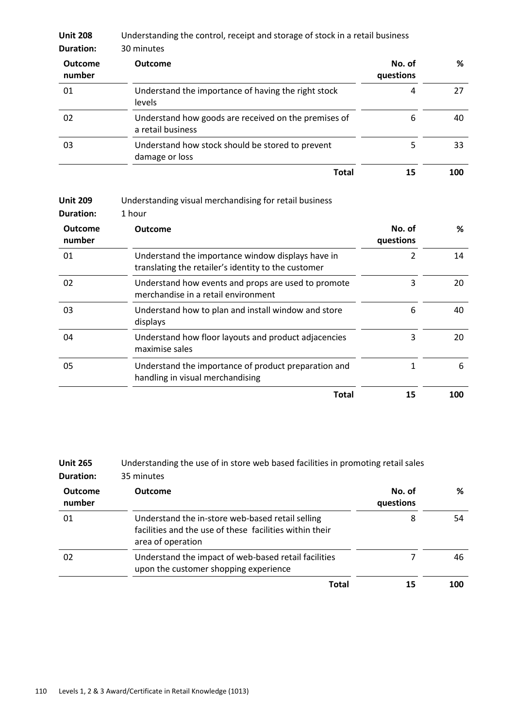**Unit 208** Understanding the control, receipt and storage of stock in a retail business

**Duration:** 30 minutes

| Outcome number | Outcome | No. of questions | % |
|---|---|---|---|
| 01 | Understand the importance of having the right stock levels | 4 | 27 |
| 02 | Understand how goods are received on the premises of a retail business | 6 | 40 |
| 03 | Understand how stock should be stored to prevent damage or loss | 5 | 33 |
| | **Total** | **15** | **100** |

**Unit 209** Understanding visual merchandising for retail business

**Duration:** 1 hour

| Outcome number | Outcome | No. of questions | % |
|---|---|---|---|
| 01 | Understand the importance window displays have in translating the retailer's identity to the customer | 2 | 14 |
| 02 | Understand how events and props are used to promote merchandise in a retail environment | 3 | 20 |
| 03 | Understand how to plan and install window and store displays | 6 | 40 |
| 04 | Understand how floor layouts and product adjacencies maximise sales | 3 | 20 |
| 05 | Understand the importance of product preparation and handling in visual merchandising | 1 | 6 |
| | **Total** | **15** | **100** |

**Unit 265** Understanding the use of in store web based facilities in promoting retail sales

**Duration:** 35 minutes

| Outcome number | Outcome | No. of questions | % |
|---|---|---|---|
| 01 | Understand the in-store web-based retail selling facilities and the use of these facilities within their area of operation | 8 | 54 |
| 02 | Understand the impact of web-based retail facilities upon the customer shopping experience | 7 | 46 |
| | **Total** | **15** | **100** |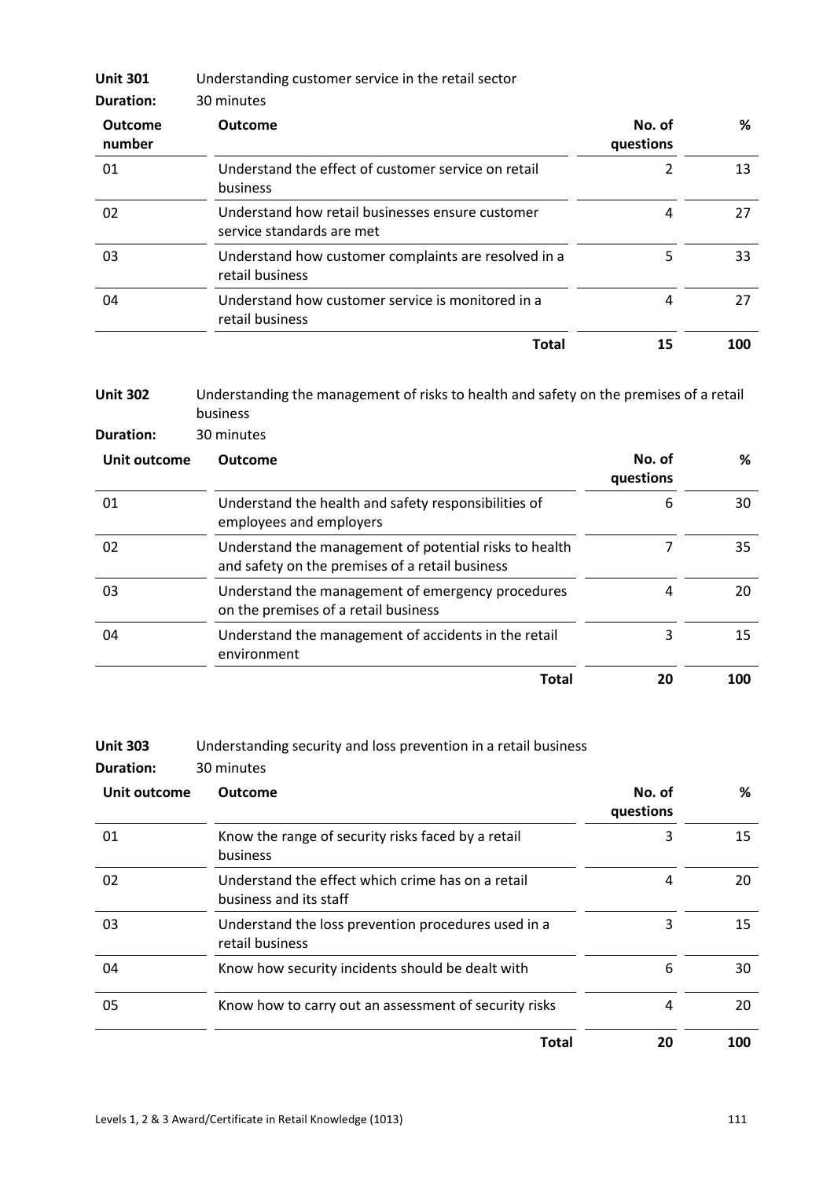**Unit 301** Understanding customer service in the retail sector

**Duration:** 30 minutes

| Outcome number | Outcome | No. of questions | % |
|---|---|---|---|
| 01 | Understand the effect of customer service on retail business | 2 | 13 |
| 02 | Understand how retail businesses ensure customer service standards are met | 4 | 27 |
| 03 | Understand how customer complaints are resolved in a retail business | 5 | 33 |
| 04 | Understand how customer service is monitored in a retail business | 4 | 27 |
| | **Total** | **15** | **100** |

**Unit 302** Understanding the management of risks to health and safety on the premises of a retail business

**Duration:** 30 minutes

| Unit outcome | Outcome | No. of questions | % |
|---|---|---|---|
| 01 | Understand the health and safety responsibilities of employees and employers | 6 | 30 |
| 02 | Understand the management of potential risks to health and safety on the premises of a retail business | 7 | 35 |
| 03 | Understand the management of emergency procedures on the premises of a retail business | 4 | 20 |
| 04 | Understand the management of accidents in the retail environment | 3 | 15 |
| | **Total** | **20** | **100** |

**Unit 303** Understanding security and loss prevention in a retail business

**Duration:** 30 minutes

| Unit outcome | Outcome | No. of questions | % |
|---|---|---|---|
| 01 | Know the range of security risks faced by a retail business | 3 | 15 |
| 02 | Understand the effect which crime has on a retail business and its staff | 4 | 20 |
| 03 | Understand the loss prevention procedures used in a retail business | 3 | 15 |
| 04 | Know how security incidents should be dealt with | 6 | 30 |
| 05 | Know how to carry out an assessment of security risks | 4 | 20 |
| | **Total** | **20** | **100** |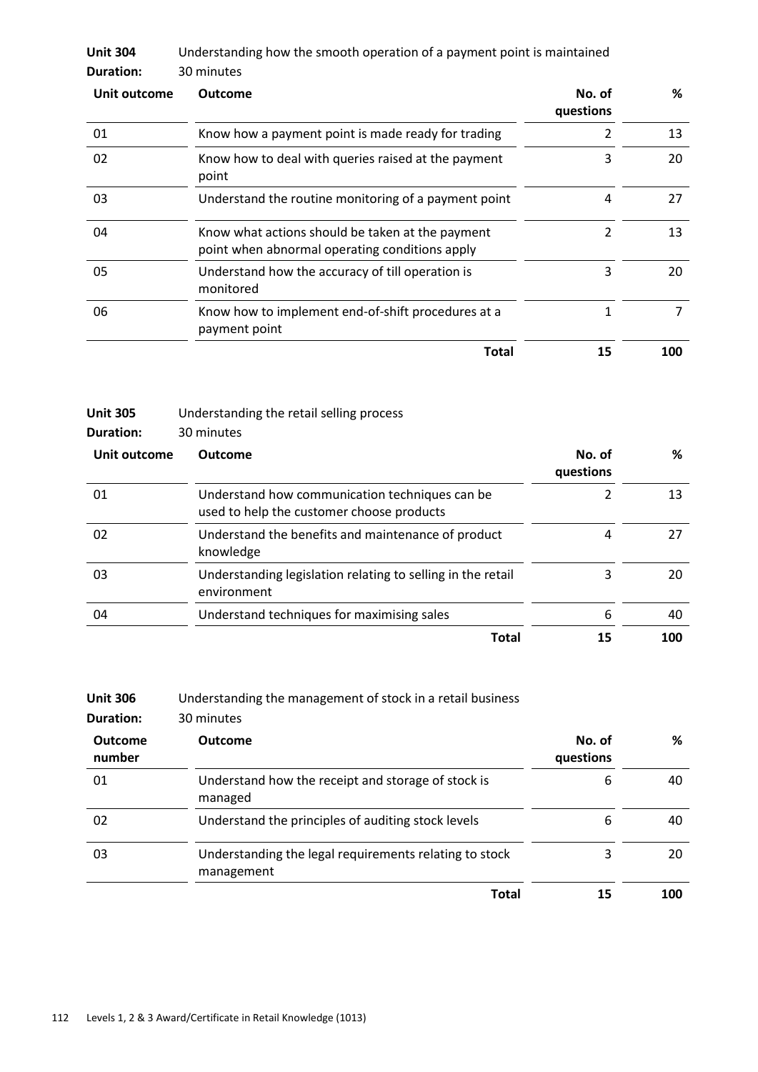**Unit 304** Understanding how the smooth operation of a payment point is maintained
**Duration:** 30 minutes

| Unit outcome | Outcome | No. of questions | % |
|---|---|---|---|
| 01 | Know how a payment point is made ready for trading | 2 | 13 |
| 02 | Know how to deal with queries raised at the payment point | 3 | 20 |
| 03 | Understand the routine monitoring of a payment point | 4 | 27 |
| 04 | Know what actions should be taken at the payment point when abnormal operating conditions apply | 2 | 13 |
| 05 | Understand how the accuracy of till operation is monitored | 3 | 20 |
| 06 | Know how to implement end-of-shift procedures at a payment point | 1 | 7 |
| | **Total** | **15** | **100** |

**Unit 305** Understanding the retail selling process
**Duration:** 30 minutes

| Unit outcome | Outcome | No. of questions | % |
|---|---|---|---|
| 01 | Understand how communication techniques can be used to help the customer choose products | 2 | 13 |
| 02 | Understand the benefits and maintenance of product knowledge | 4 | 27 |
| 03 | Understanding legislation relating to selling in the retail environment | 3 | 20 |
| 04 | Understand techniques for maximising sales | 6 | 40 |
| | **Total** | **15** | **100** |

**Unit 306** Understanding the management of stock in a retail business
**Duration:** 30 minutes

| Outcome number | Outcome | No. of questions | % |
|---|---|---|---|
| 01 | Understand how the receipt and storage of stock is managed | 6 | 40 |
| 02 | Understand the principles of auditing stock levels | 6 | 40 |
| 03 | Understanding the legal requirements relating to stock management | 3 | 20 |
| | **Total** | **15** | **100** |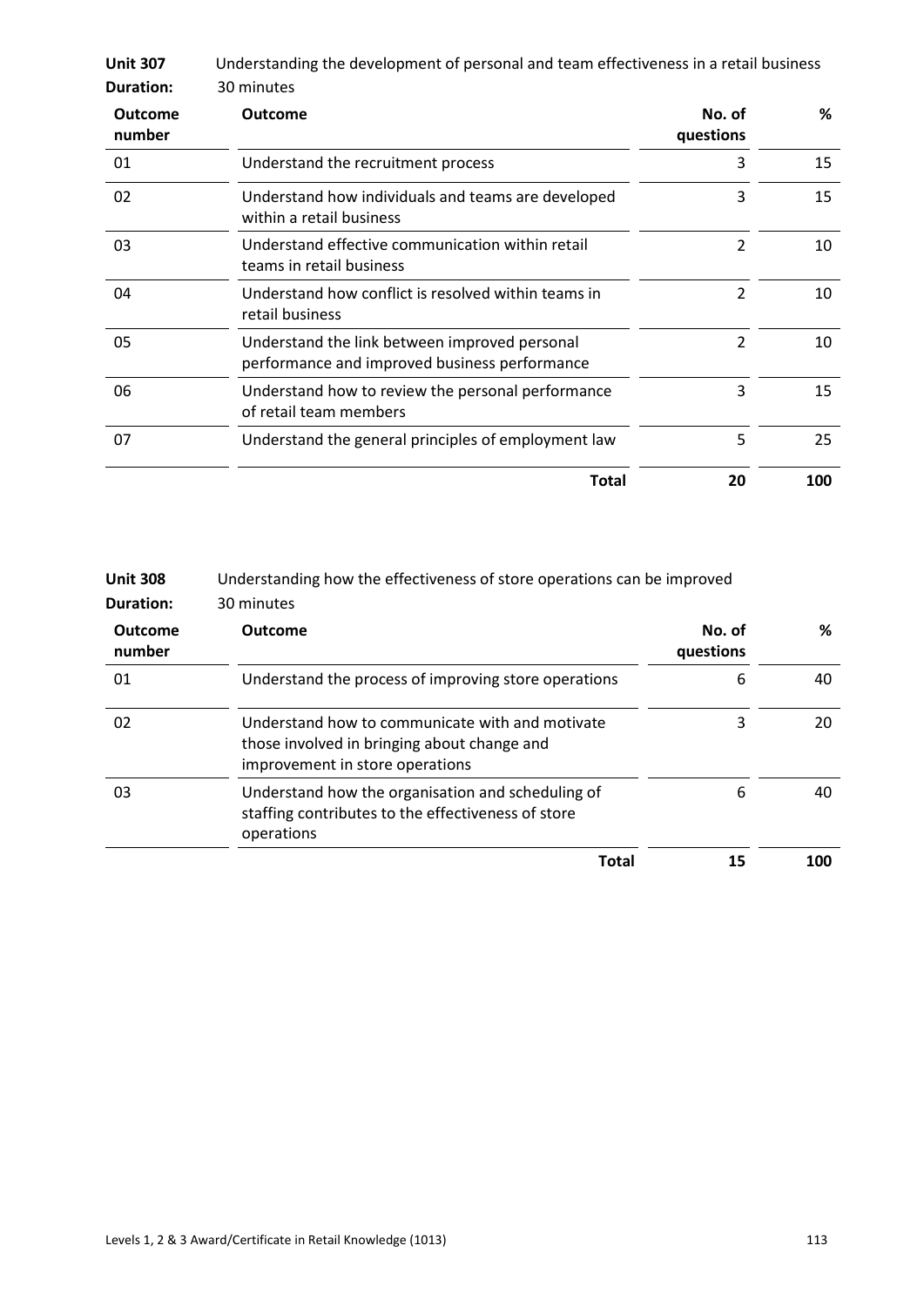**Unit 307** Understanding the development of personal and team effectiveness in a retail business

**Duration:** 30 minutes

| Outcome number | Outcome | No. of questions | % |
|---|---|---|---|
| 01 | Understand the recruitment process | 3 | 15 |
| 02 | Understand how individuals and teams are developed within a retail business | 3 | 15 |
| 03 | Understand effective communication within retail teams in retail business | 2 | 10 |
| 04 | Understand how conflict is resolved within teams in retail business | 2 | 10 |
| 05 | Understand the link between improved personal performance and improved business performance | 2 | 10 |
| 06 | Understand how to review the personal performance of retail team members | 3 | 15 |
| 07 | Understand the general principles of employment law | 5 | 25 |
| | **Total** | **20** | **100** |

**Unit 308** Understanding how the effectiveness of store operations can be improved

**Duration:** 30 minutes

| Outcome number | Outcome | No. of questions | % |
|---|---|---|---|
| 01 | Understand the process of improving store operations | 6 | 40 |
| 02 | Understand how to communicate with and motivate those involved in bringing about change and improvement in store operations | 3 | 20 |
| 03 | Understand how the organisation and scheduling of staffing contributes to the effectiveness of store operations | 6 | 40 |
| | **Total** | **15** | **100** |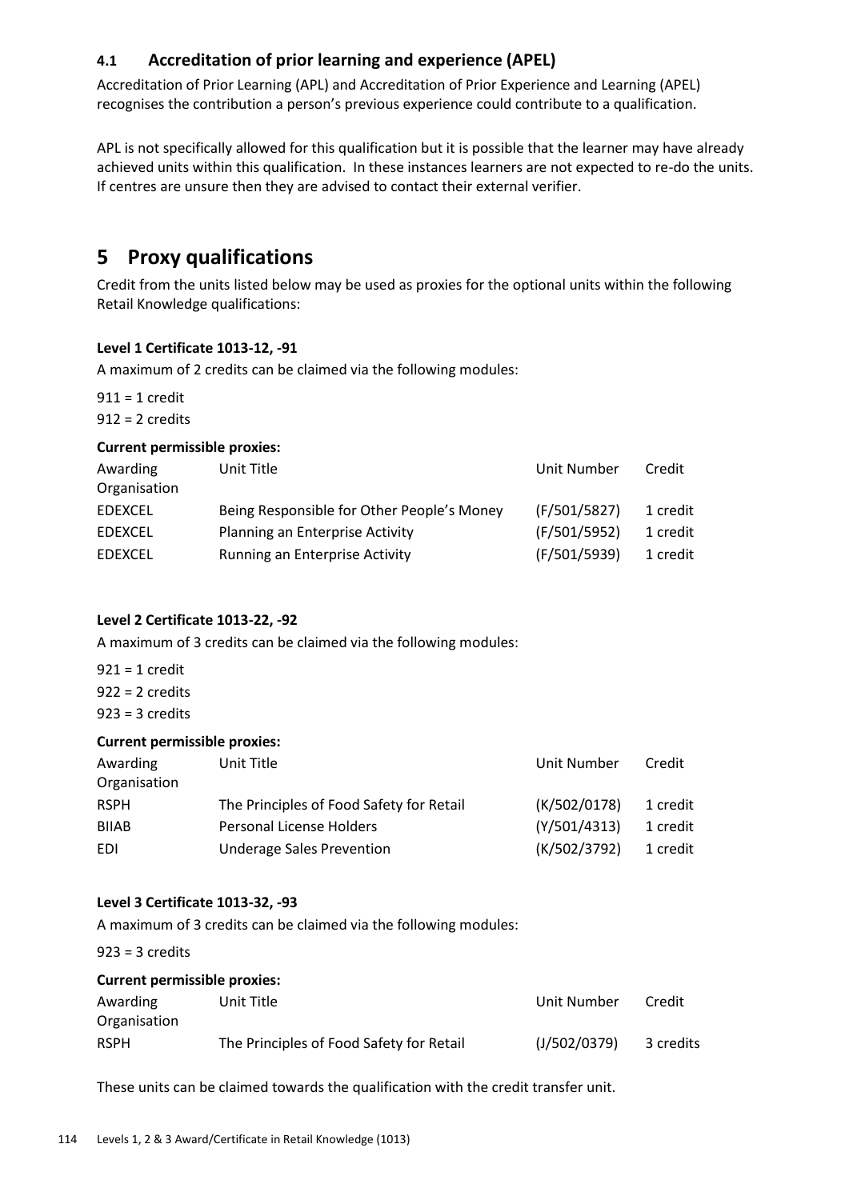### 4.1 Accreditation of prior learning and experience (APEL)

Accreditation of Prior Learning (APL) and Accreditation of Prior Experience and Learning (APEL) recognises the contribution a person's previous experience could contribute to a qualification.

APL is not specifically allowed for this qualification but it is possible that the learner may have already achieved units within this qualification. In these instances learners are not expected to re-do the units. If centres are unsure then they are advised to contact their external verifier.

## 5 Proxy qualifications

Credit from the units listed below may be used as proxies for the optional units within the following Retail Knowledge qualifications:

**Level 1 Certificate 1013-12, -91**

A maximum of 2 credits can be claimed via the following modules:

911 = 1 credit
912 = 2 credits

**Current permissible proxies:**

| Awarding Organisation | Unit Title | Unit Number | Credit |
|---|---|---|---|
| EDEXCEL | Being Responsible for Other People's Money | (F/501/5827) | 1 credit |
| EDEXCEL | Planning an Enterprise Activity | (F/501/5952) | 1 credit |
| EDEXCEL | Running an Enterprise Activity | (F/501/5939) | 1 credit |

**Level 2 Certificate 1013-22, -92**

A maximum of 3 credits can be claimed via the following modules:

921 = 1 credit
922 = 2 credits
923 = 3 credits

**Current permissible proxies:**

| Awarding Organisation | Unit Title | Unit Number | Credit |
|---|---|---|---|
| RSPH | The Principles of Food Safety for Retail | (K/502/0178) | 1 credit |
| BIIAB | Personal License Holders | (Y/501/4313) | 1 credit |
| EDI | Underage Sales Prevention | (K/502/3792) | 1 credit |

**Level 3 Certificate 1013-32, -93**

A maximum of 3 credits can be claimed via the following modules:

923 = 3 credits

**Current permissible proxies:**

| Awarding Organisation | Unit Title | Unit Number | Credit |
|---|---|---|---|
| RSPH | The Principles of Food Safety for Retail | (J/502/0379) | 3 credits |

These units can be claimed towards the qualification with the credit transfer unit.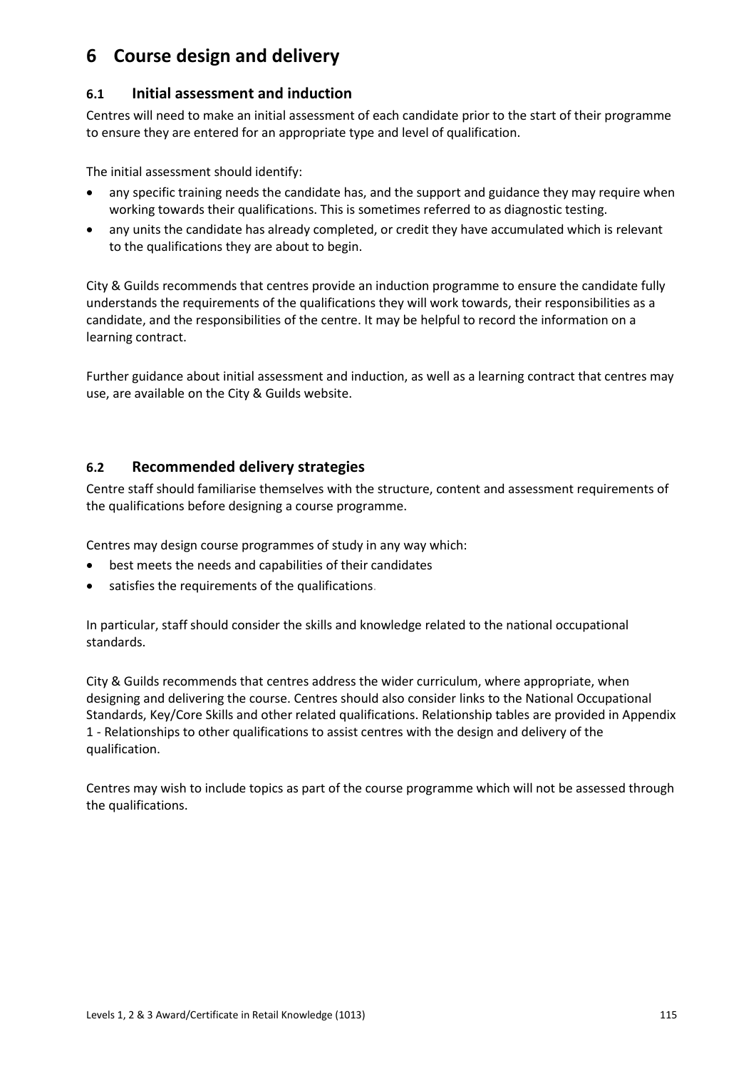# 6 Course design and delivery

## 6.1 Initial assessment and induction

Centres will need to make an initial assessment of each candidate prior to the start of their programme to ensure they are entered for an appropriate type and level of qualification.

The initial assessment should identify:

- any specific training needs the candidate has, and the support and guidance they may require when working towards their qualifications. This is sometimes referred to as diagnostic testing.
- any units the candidate has already completed, or credit they have accumulated which is relevant to the qualifications they are about to begin.

City & Guilds recommends that centres provide an induction programme to ensure the candidate fully understands the requirements of the qualifications they will work towards, their responsibilities as a candidate, and the responsibilities of the centre. It may be helpful to record the information on a learning contract.

Further guidance about initial assessment and induction, as well as a learning contract that centres may use, are available on the City & Guilds website.

## 6.2 Recommended delivery strategies

Centre staff should familiarise themselves with the structure, content and assessment requirements of the qualifications before designing a course programme.

Centres may design course programmes of study in any way which:

- best meets the needs and capabilities of their candidates
- satisfies the requirements of the qualifications.

In particular, staff should consider the skills and knowledge related to the national occupational standards.

City & Guilds recommends that centres address the wider curriculum, where appropriate, when designing and delivering the course. Centres should also consider links to the National Occupational Standards, Key/Core Skills and other related qualifications. Relationship tables are provided in Appendix 1 - Relationships to other qualifications to assist centres with the design and delivery of the qualification.

Centres may wish to include topics as part of the course programme which will not be assessed through the qualifications.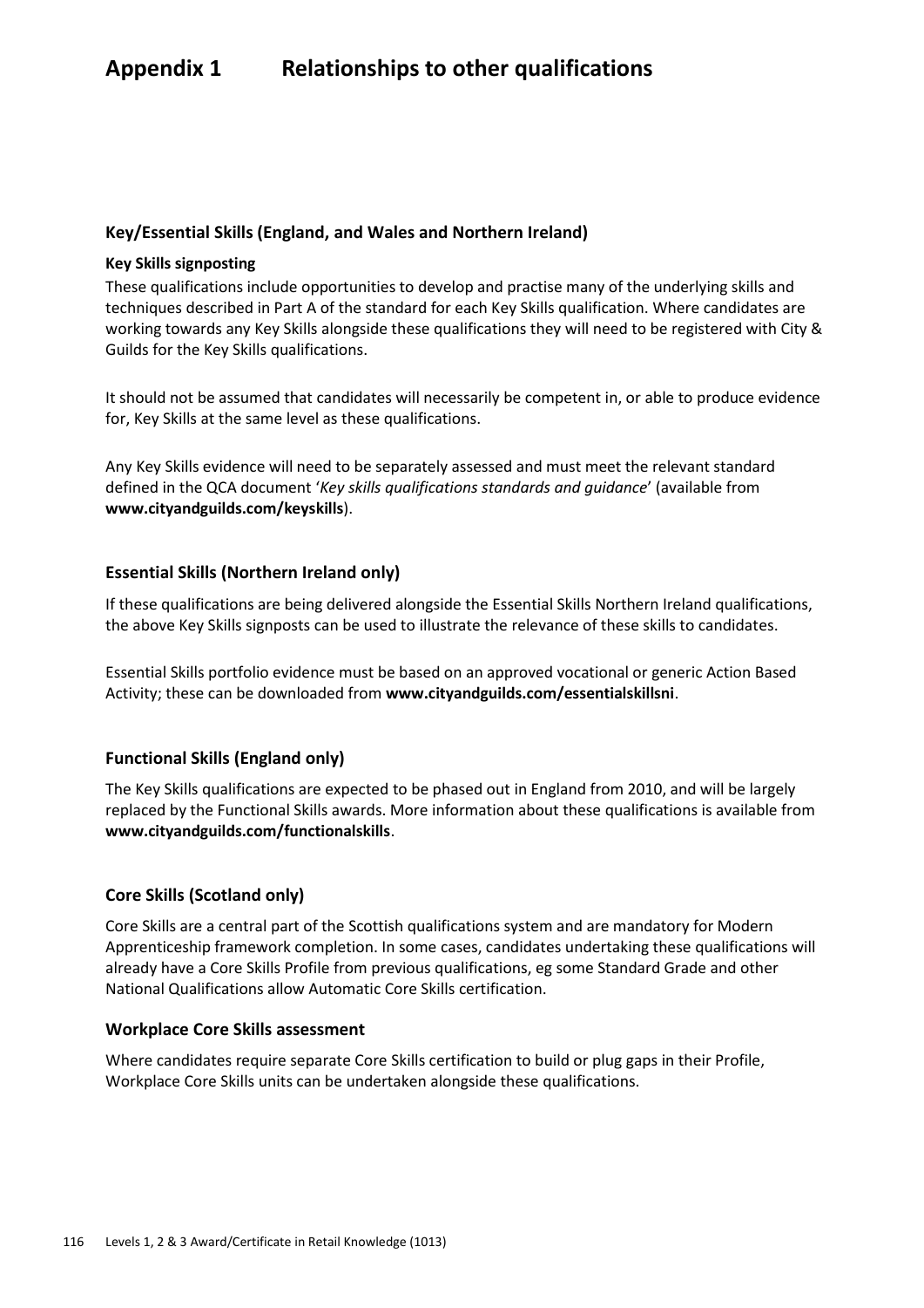# Appendix 1 Relationships to other qualifications

### Key/Essential Skills (England, and Wales and Northern Ireland)

**Key Skills signposting**

These qualifications include opportunities to develop and practise many of the underlying skills and techniques described in Part A of the standard for each Key Skills qualification. Where candidates are working towards any Key Skills alongside these qualifications they will need to be registered with City & Guilds for the Key Skills qualifications.

It should not be assumed that candidates will necessarily be competent in, or able to produce evidence for, Key Skills at the same level as these qualifications.

Any Key Skills evidence will need to be separately assessed and must meet the relevant standard defined in the QCA document '*Key skills qualifications standards and guidance*' (available from **www.cityandguilds.com/keyskills**).

### Essential Skills (Northern Ireland only)

If these qualifications are being delivered alongside the Essential Skills Northern Ireland qualifications, the above Key Skills signposts can be used to illustrate the relevance of these skills to candidates.

Essential Skills portfolio evidence must be based on an approved vocational or generic Action Based Activity; these can be downloaded from **www.cityandguilds.com/essentialskillsni**.

### Functional Skills (England only)

The Key Skills qualifications are expected to be phased out in England from 2010, and will be largely replaced by the Functional Skills awards. More information about these qualifications is available from **www.cityandguilds.com/functionalskills**.

### Core Skills (Scotland only)

Core Skills are a central part of the Scottish qualifications system and are mandatory for Modern Apprenticeship framework completion. In some cases, candidates undertaking these qualifications will already have a Core Skills Profile from previous qualifications, eg some Standard Grade and other National Qualifications allow Automatic Core Skills certification.

### Workplace Core Skills assessment

Where candidates require separate Core Skills certification to build or plug gaps in their Profile, Workplace Core Skills units can be undertaken alongside these qualifications.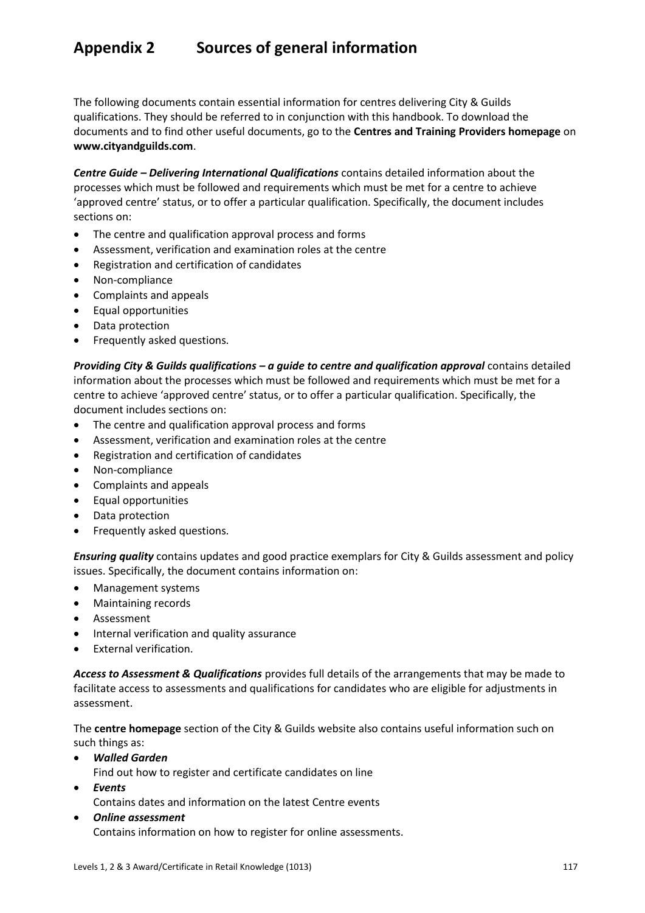# Appendix 2 Sources of general information

The following documents contain essential information for centres delivering City & Guilds qualifications. They should be referred to in conjunction with this handbook. To download the documents and to find other useful documents, go to the **Centres and Training Providers homepage** on **www.cityandguilds.com**.

***Centre Guide – Delivering International Qualifications*** contains detailed information about the processes which must be followed and requirements which must be met for a centre to achieve 'approved centre' status, or to offer a particular qualification. Specifically, the document includes sections on:

- The centre and qualification approval process and forms
- Assessment, verification and examination roles at the centre
- Registration and certification of candidates
- Non-compliance
- Complaints and appeals
- Equal opportunities
- Data protection
- Frequently asked questions.

***Providing City & Guilds qualifications – a guide to centre and qualification approval*** contains detailed information about the processes which must be followed and requirements which must be met for a centre to achieve 'approved centre' status, or to offer a particular qualification. Specifically, the document includes sections on:

- The centre and qualification approval process and forms
- Assessment, verification and examination roles at the centre
- Registration and certification of candidates
- Non-compliance
- Complaints and appeals
- Equal opportunities
- Data protection
- Frequently asked questions.

***Ensuring quality*** contains updates and good practice exemplars for City & Guilds assessment and policy issues. Specifically, the document contains information on:

- Management systems
- Maintaining records
- Assessment
- Internal verification and quality assurance
- External verification.

***Access to Assessment & Qualifications*** provides full details of the arrangements that may be made to facilitate access to assessments and qualifications for candidates who are eligible for adjustments in assessment.

The **centre homepage** section of the City & Guilds website also contains useful information such on such things as:

- ***Walled Garden***
  Find out how to register and certificate candidates on line
- ***Events***
  Contains dates and information on the latest Centre events
- ***Online assessment***
  Contains information on how to register for online assessments.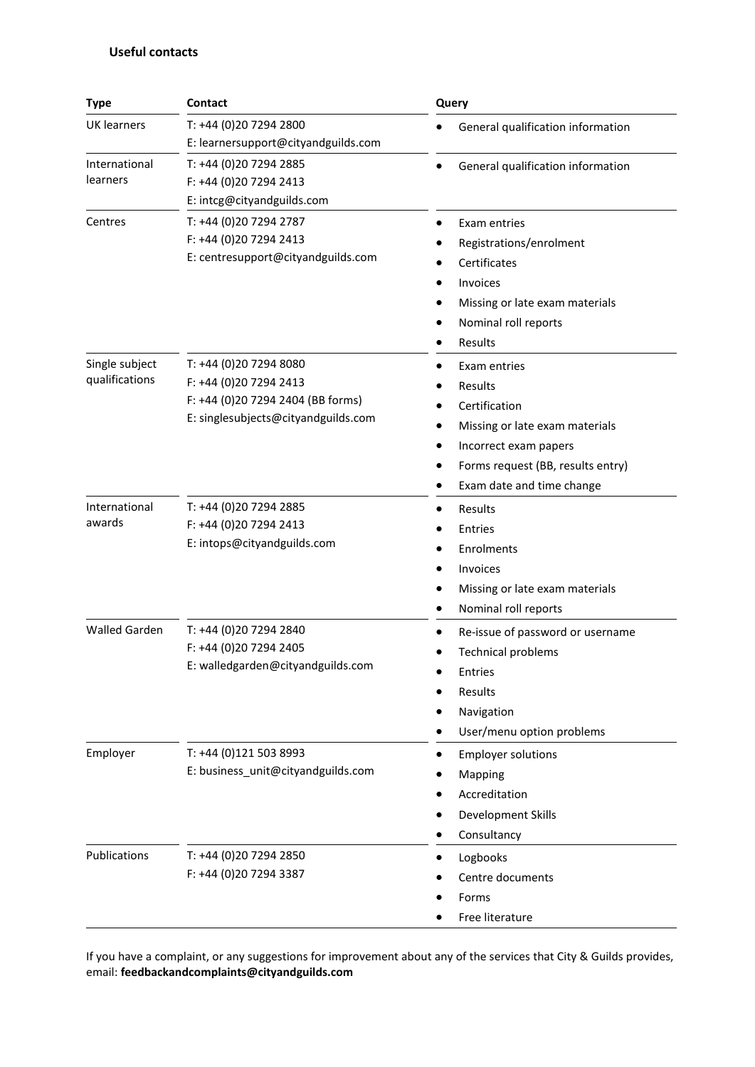**Useful contacts**

| Type | Contact | Query |
|---|---|---|
| UK learners | T: +44 (0)20 7294 2800<br>E: learnersupport@cityandguilds.com | • General qualification information |
| International learners | T: +44 (0)20 7294 2885<br>F: +44 (0)20 7294 2413<br>E: intcg@cityandguilds.com | • General qualification information |
| Centres | T: +44 (0)20 7294 2787<br>F: +44 (0)20 7294 2413<br>E: centresupport@cityandguilds.com | • Exam entries<br>• Registrations/enrolment<br>• Certificates<br>• Invoices<br>• Missing or late exam materials<br>• Nominal roll reports<br>• Results |
| Single subject qualifications | T: +44 (0)20 7294 8080<br>F: +44 (0)20 7294 2413<br>F: +44 (0)20 7294 2404 (BB forms)<br>E: singlesubjects@cityandguilds.com | • Exam entries<br>• Results<br>• Certification<br>• Missing or late exam materials<br>• Incorrect exam papers<br>• Forms request (BB, results entry)<br>• Exam date and time change |
| International awards | T: +44 (0)20 7294 2885<br>F: +44 (0)20 7294 2413<br>E: intops@cityandguilds.com | • Results<br>• Entries<br>• Enrolments<br>• Invoices<br>• Missing or late exam materials<br>• Nominal roll reports |
| Walled Garden | T: +44 (0)20 7294 2840<br>F: +44 (0)20 7294 2405<br>E: walledgarden@cityandguilds.com | • Re-issue of password or username<br>• Technical problems<br>• Entries<br>• Results<br>• Navigation<br>• User/menu option problems |
| Employer | T: +44 (0)121 503 8993<br>E: business_unit@cityandguilds.com | • Employer solutions<br>• Mapping<br>• Accreditation<br>• Development Skills<br>• Consultancy |
| Publications | T: +44 (0)20 7294 2850<br>F: +44 (0)20 7294 3387 | • Logbooks<br>• Centre documents<br>• Forms<br>• Free literature |

If you have a complaint, or any suggestions for improvement about any of the services that City & Guilds provides, email: **feedbackandcomplaints@cityandguilds.com**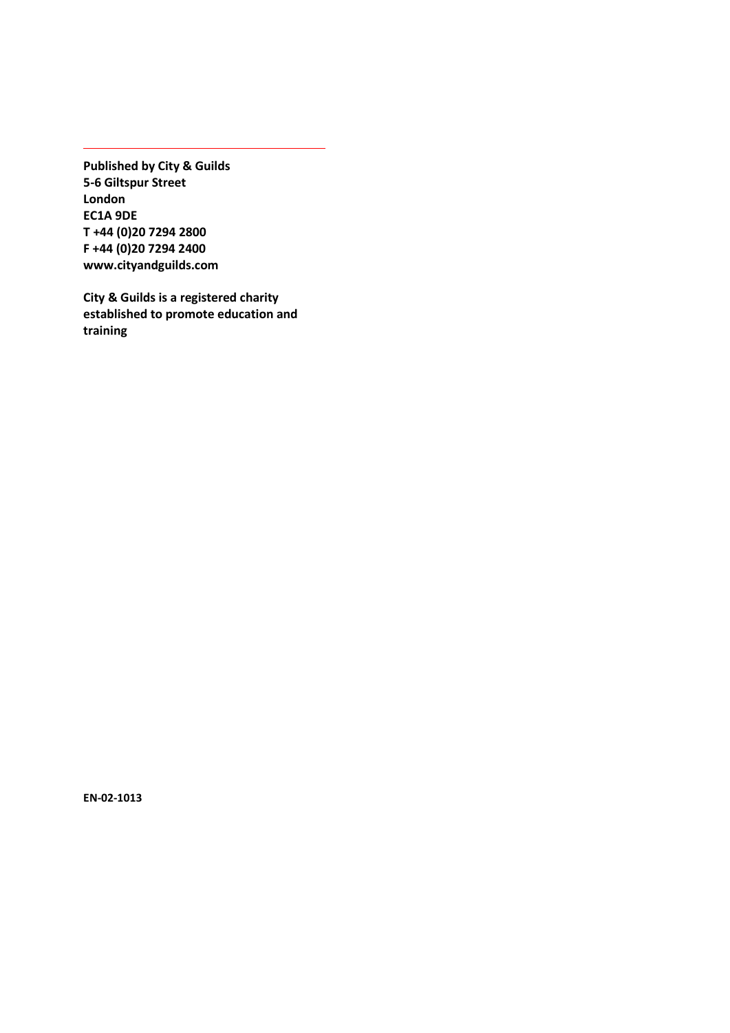---

**Published by City & Guilds**
**5-6 Giltspur Street**
**London**
**EC1A 9DE**
**T +44 (0)20 7294 2800**
**F +44 (0)20 7294 2400**
**www.cityandguilds.com**

**City & Guilds is a registered charity established to promote education and training**

**EN-02-1013**